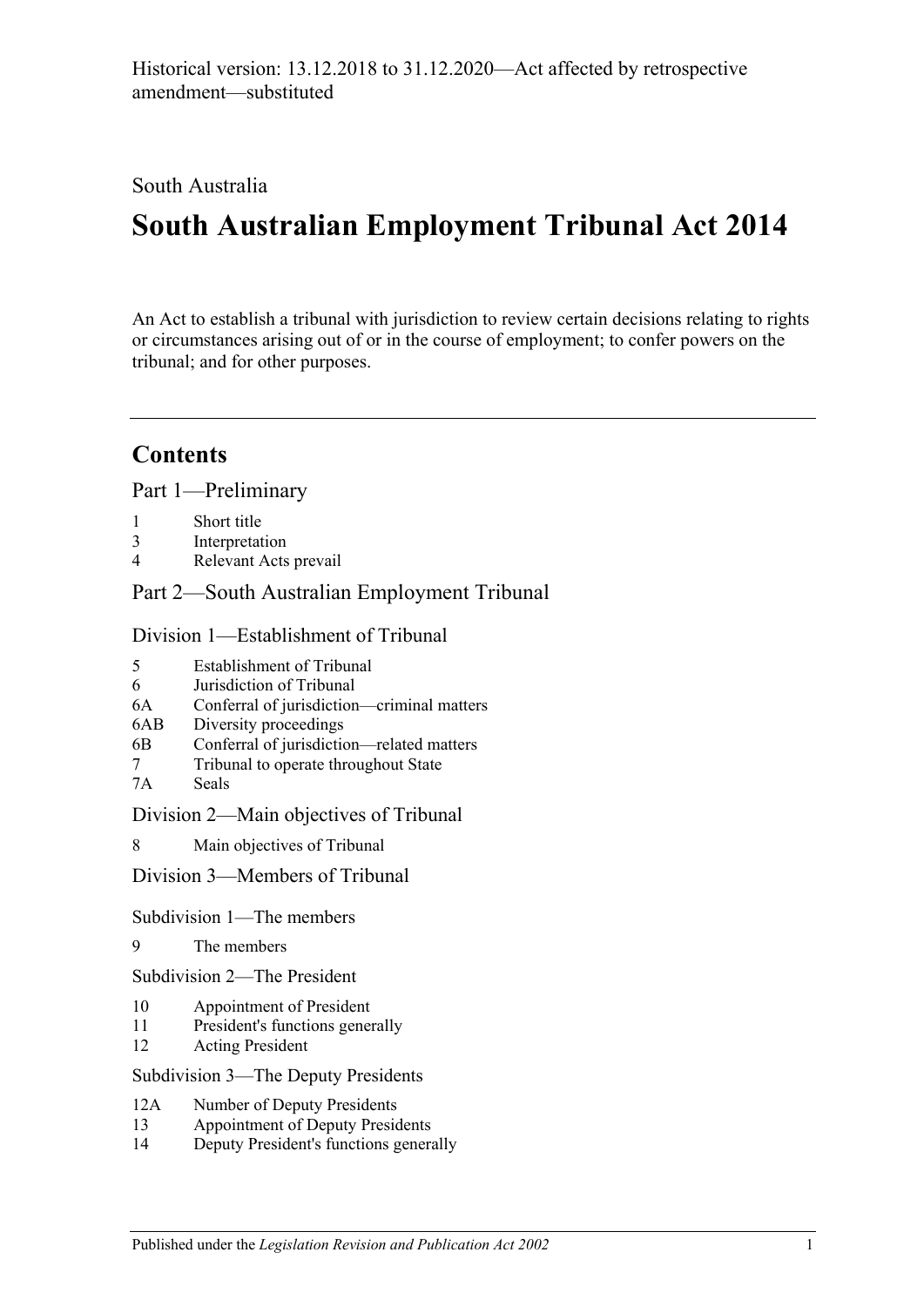Historical version: 13.12.2018 to 31.12.2020—Act affected by retrospective amendment—substituted

South Australia

# South Australian Employment Tribunal Act 2014

An Act to establish a tribunal with jurisdiction to review certain decisions relating to rights or circumstances arising out of or in the course of employment; to confer powers on the tribunal; and for other purposes.

## Contents

### Part 1—Preliminary

1 Short title
3 Interpretation
4 Relevant Acts prevail

### Part 2—South Australian Employment Tribunal

#### Division 1—Establishment of Tribunal

5 Establishment of Tribunal
6 Jurisdiction of Tribunal
6A Conferral of jurisdiction—criminal matters
6AB Diversity proceedings
6B Conferral of jurisdiction—related matters
7 Tribunal to operate throughout State
7A Seals

#### Division 2—Main objectives of Tribunal

8 Main objectives of Tribunal

#### Division 3—Members of Tribunal

Subdivision 1—The members

9 The members

Subdivision 2—The President

10 Appointment of President
11 President's functions generally
12 Acting President

Subdivision 3—The Deputy Presidents

12A Number of Deputy Presidents
13 Appointment of Deputy Presidents
14 Deputy President's functions generally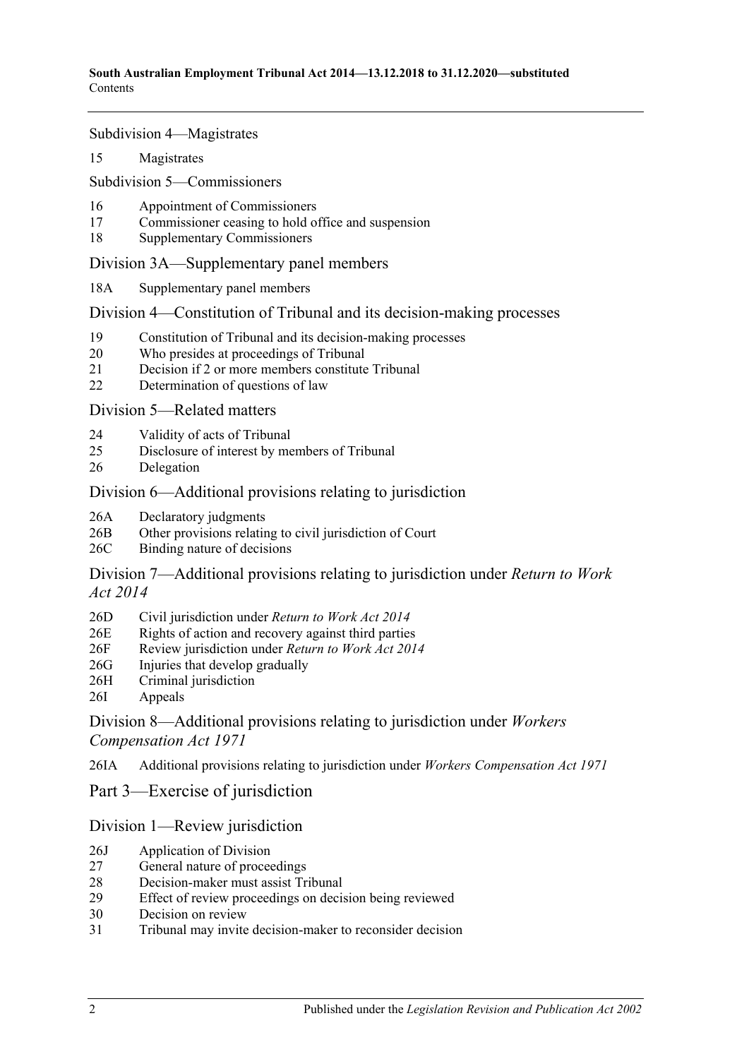Subdivision 4—Magistrates

15 Magistrates

Subdivision 5—Commissioners

16 Appointment of Commissioners
17 Commissioner ceasing to hold office and suspension
18 Supplementary Commissioners

Division 3A—Supplementary panel members

18A Supplementary panel members

Division 4—Constitution of Tribunal and its decision-making processes

19 Constitution of Tribunal and its decision-making processes
20 Who presides at proceedings of Tribunal
21 Decision if 2 or more members constitute Tribunal
22 Determination of questions of law

Division 5—Related matters

24 Validity of acts of Tribunal
25 Disclosure of interest by members of Tribunal
26 Delegation

Division 6—Additional provisions relating to jurisdiction

26A Declaratory judgments
26B Other provisions relating to civil jurisdiction of Court
26C Binding nature of decisions

Division 7—Additional provisions relating to jurisdiction under *Return to Work Act 2014*

26D Civil jurisdiction under *Return to Work Act 2014*
26E Rights of action and recovery against third parties
26F Review jurisdiction under *Return to Work Act 2014*
26G Injuries that develop gradually
26H Criminal jurisdiction
26I Appeals

Division 8—Additional provisions relating to jurisdiction under *Workers Compensation Act 1971*

26IA Additional provisions relating to jurisdiction under *Workers Compensation Act 1971*

Part 3—Exercise of jurisdiction

Division 1—Review jurisdiction

26J Application of Division
27 General nature of proceedings
28 Decision-maker must assist Tribunal
29 Effect of review proceedings on decision being reviewed
30 Decision on review
31 Tribunal may invite decision-maker to reconsider decision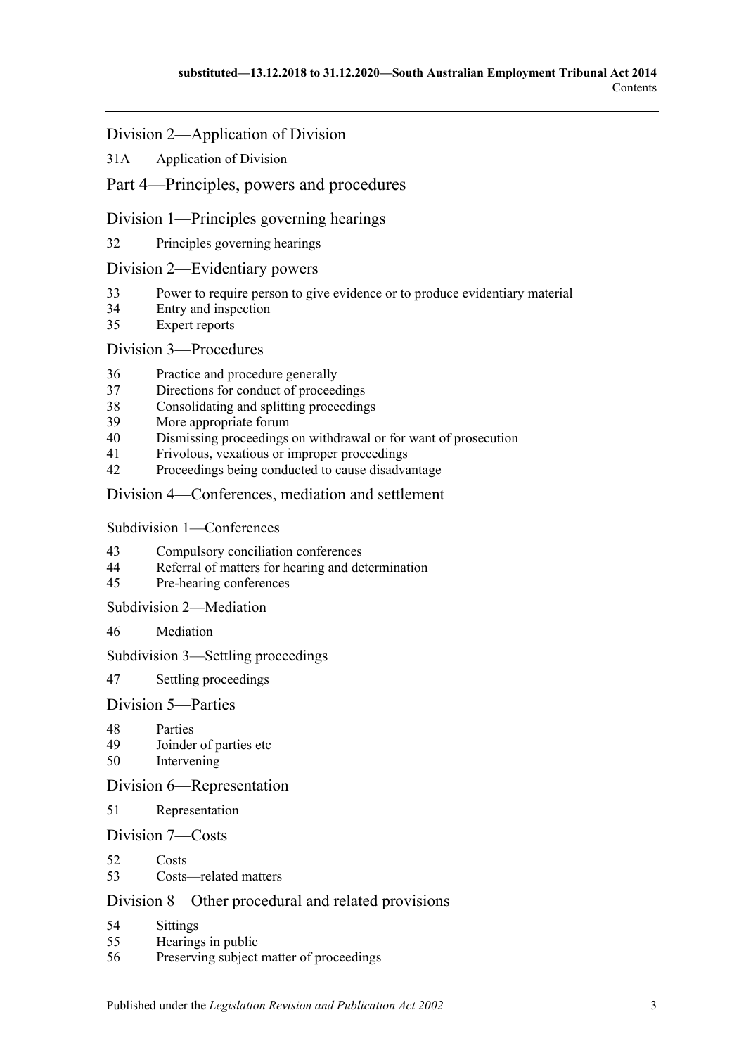Division 2—Application of Division

31A Application of Division

Part 4—Principles, powers and procedures

Division 1—Principles governing hearings

32 Principles governing hearings

Division 2—Evidentiary powers

33 Power to require person to give evidence or to produce evidentiary material
34 Entry and inspection
35 Expert reports

Division 3—Procedures

36 Practice and procedure generally
37 Directions for conduct of proceedings
38 Consolidating and splitting proceedings
39 More appropriate forum
40 Dismissing proceedings on withdrawal or for want of prosecution
41 Frivolous, vexatious or improper proceedings
42 Proceedings being conducted to cause disadvantage

Division 4—Conferences, mediation and settlement

Subdivision 1—Conferences

43 Compulsory conciliation conferences
44 Referral of matters for hearing and determination
45 Pre-hearing conferences

Subdivision 2—Mediation

46 Mediation

Subdivision 3—Settling proceedings

47 Settling proceedings

Division 5—Parties

48 Parties
49 Joinder of parties etc
50 Intervening

Division 6—Representation

51 Representation

Division 7—Costs

52 Costs
53 Costs—related matters

Division 8—Other procedural and related provisions

54 Sittings
55 Hearings in public
56 Preserving subject matter of proceedings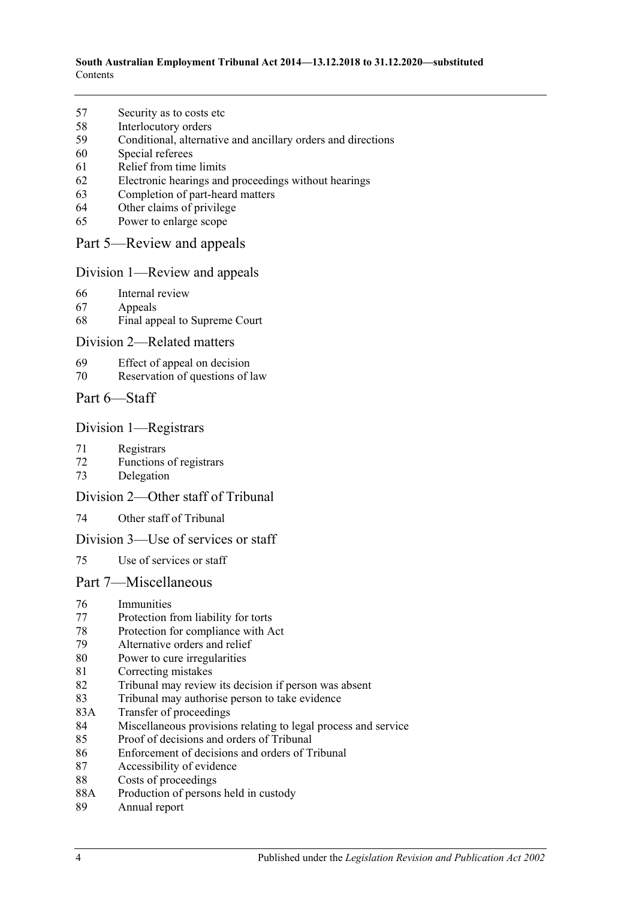57 Security as to costs etc
58 Interlocutory orders
59 Conditional, alternative and ancillary orders and directions
60 Special referees
61 Relief from time limits
62 Electronic hearings and proceedings without hearings
63 Completion of part-heard matters
64 Other claims of privilege
65 Power to enlarge scope

## Part 5—Review and appeals

### Division 1—Review and appeals

66 Internal review
67 Appeals
68 Final appeal to Supreme Court

### Division 2—Related matters

69 Effect of appeal on decision
70 Reservation of questions of law

## Part 6—Staff

### Division 1—Registrars

71 Registrars
72 Functions of registrars
73 Delegation

### Division 2—Other staff of Tribunal

74 Other staff of Tribunal

### Division 3—Use of services or staff

75 Use of services or staff

## Part 7—Miscellaneous

76 Immunities
77 Protection from liability for torts
78 Protection for compliance with Act
79 Alternative orders and relief
80 Power to cure irregularities
81 Correcting mistakes
82 Tribunal may review its decision if person was absent
83 Tribunal may authorise person to take evidence
83A Transfer of proceedings
84 Miscellaneous provisions relating to legal process and service
85 Proof of decisions and orders of Tribunal
86 Enforcement of decisions and orders of Tribunal
87 Accessibility of evidence
88 Costs of proceedings
88A Production of persons held in custody
89 Annual report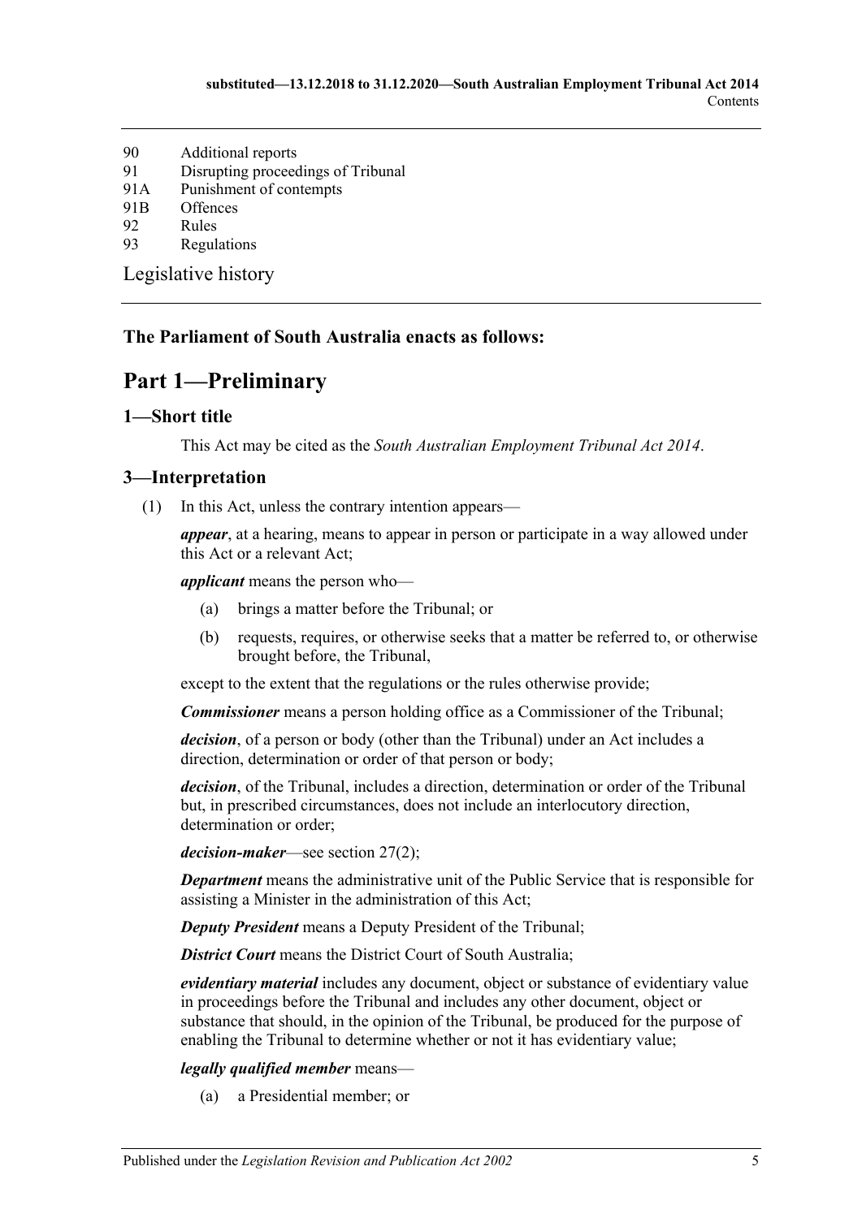90 Additional reports
91 Disrupting proceedings of Tribunal
91A Punishment of contempts
91B Offences
92 Rules
93 Regulations

Legislative history

**The Parliament of South Australia enacts as follows:**

# Part 1—Preliminary

## 1—Short title

This Act may be cited as the *South Australian Employment Tribunal Act 2014*.

## 3—Interpretation

(1) In this Act, unless the contrary intention appears—

***appear***, at a hearing, means to appear in person or participate in a way allowed under this Act or a relevant Act;

***applicant*** means the person who—

(a) brings a matter before the Tribunal; or

(b) requests, requires, or otherwise seeks that a matter be referred to, or otherwise brought before, the Tribunal,

except to the extent that the regulations or the rules otherwise provide;

***Commissioner*** means a person holding office as a Commissioner of the Tribunal;

***decision***, of a person or body (other than the Tribunal) under an Act includes a direction, determination or order of that person or body;

***decision***, of the Tribunal, includes a direction, determination or order of the Tribunal but, in prescribed circumstances, does not include an interlocutory direction, determination or order;

***decision-maker***—see section 27(2);

***Department*** means the administrative unit of the Public Service that is responsible for assisting a Minister in the administration of this Act;

***Deputy President*** means a Deputy President of the Tribunal;

***District Court*** means the District Court of South Australia;

***evidentiary material*** includes any document, object or substance of evidentiary value in proceedings before the Tribunal and includes any other document, object or substance that should, in the opinion of the Tribunal, be produced for the purpose of enabling the Tribunal to determine whether or not it has evidentiary value;

***legally qualified member*** means—

(a) a Presidential member; or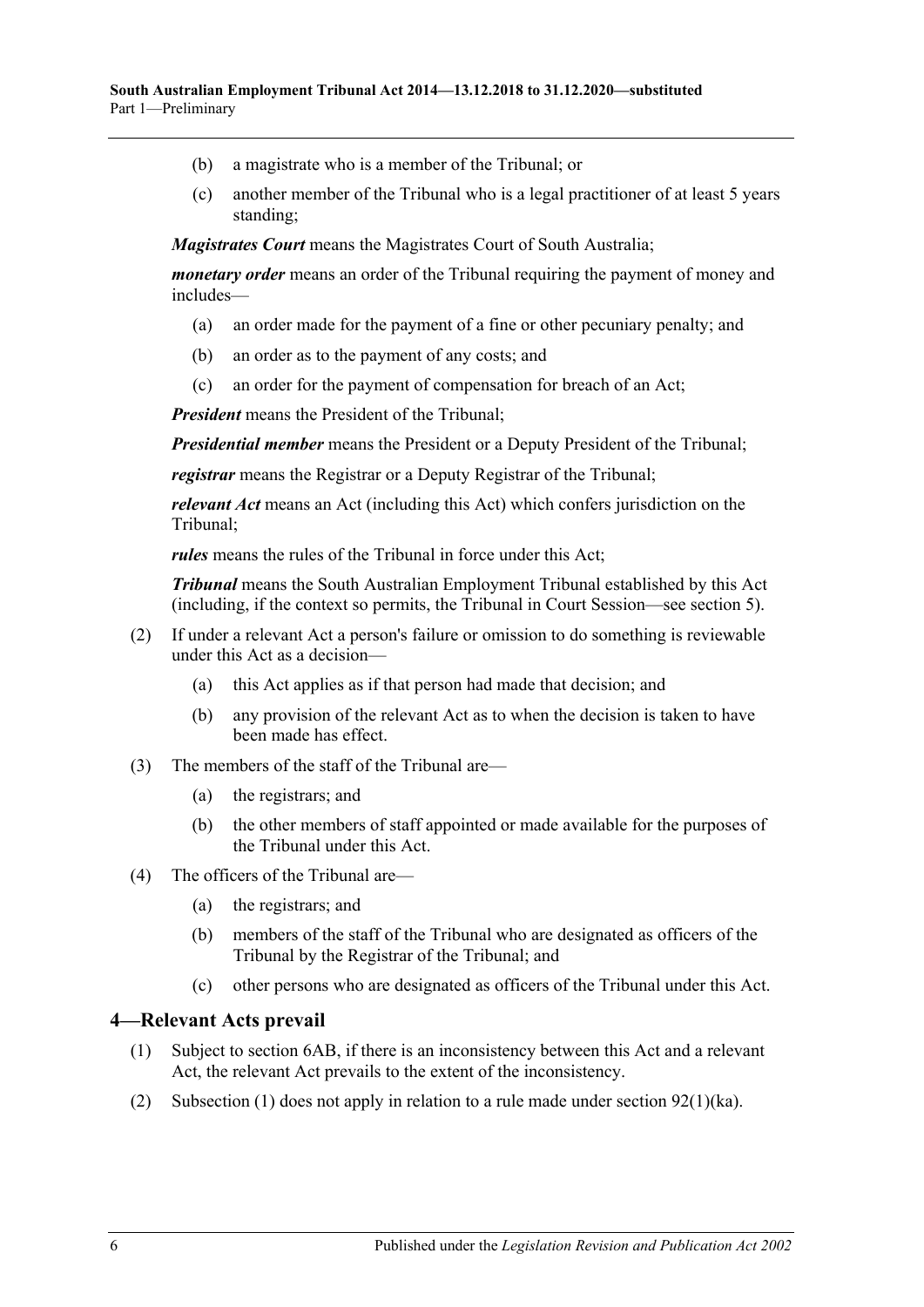(b) a magistrate who is a member of the Tribunal; or

(c) another member of the Tribunal who is a legal practitioner of at least 5 years standing;

***Magistrates Court*** means the Magistrates Court of South Australia;

***monetary order*** means an order of the Tribunal requiring the payment of money and includes—

(a) an order made for the payment of a fine or other pecuniary penalty; and

(b) an order as to the payment of any costs; and

(c) an order for the payment of compensation for breach of an Act;

***President*** means the President of the Tribunal;

***Presidential member*** means the President or a Deputy President of the Tribunal;

***registrar*** means the Registrar or a Deputy Registrar of the Tribunal;

***relevant Act*** means an Act (including this Act) which confers jurisdiction on the Tribunal;

***rules*** means the rules of the Tribunal in force under this Act;

***Tribunal*** means the South Australian Employment Tribunal established by this Act (including, if the context so permits, the Tribunal in Court Session—see section 5).

(2) If under a relevant Act a person's failure or omission to do something is reviewable under this Act as a decision—

(a) this Act applies as if that person had made that decision; and

(b) any provision of the relevant Act as to when the decision is taken to have been made has effect.

(3) The members of the staff of the Tribunal are—

(a) the registrars; and

(b) the other members of staff appointed or made available for the purposes of the Tribunal under this Act.

(4) The officers of the Tribunal are—

(a) the registrars; and

(b) members of the staff of the Tribunal who are designated as officers of the Tribunal by the Registrar of the Tribunal; and

(c) other persons who are designated as officers of the Tribunal under this Act.

## 4—Relevant Acts prevail

(1) Subject to section 6AB, if there is an inconsistency between this Act and a relevant Act, the relevant Act prevails to the extent of the inconsistency.

(2) Subsection (1) does not apply in relation to a rule made under section 92(1)(ka).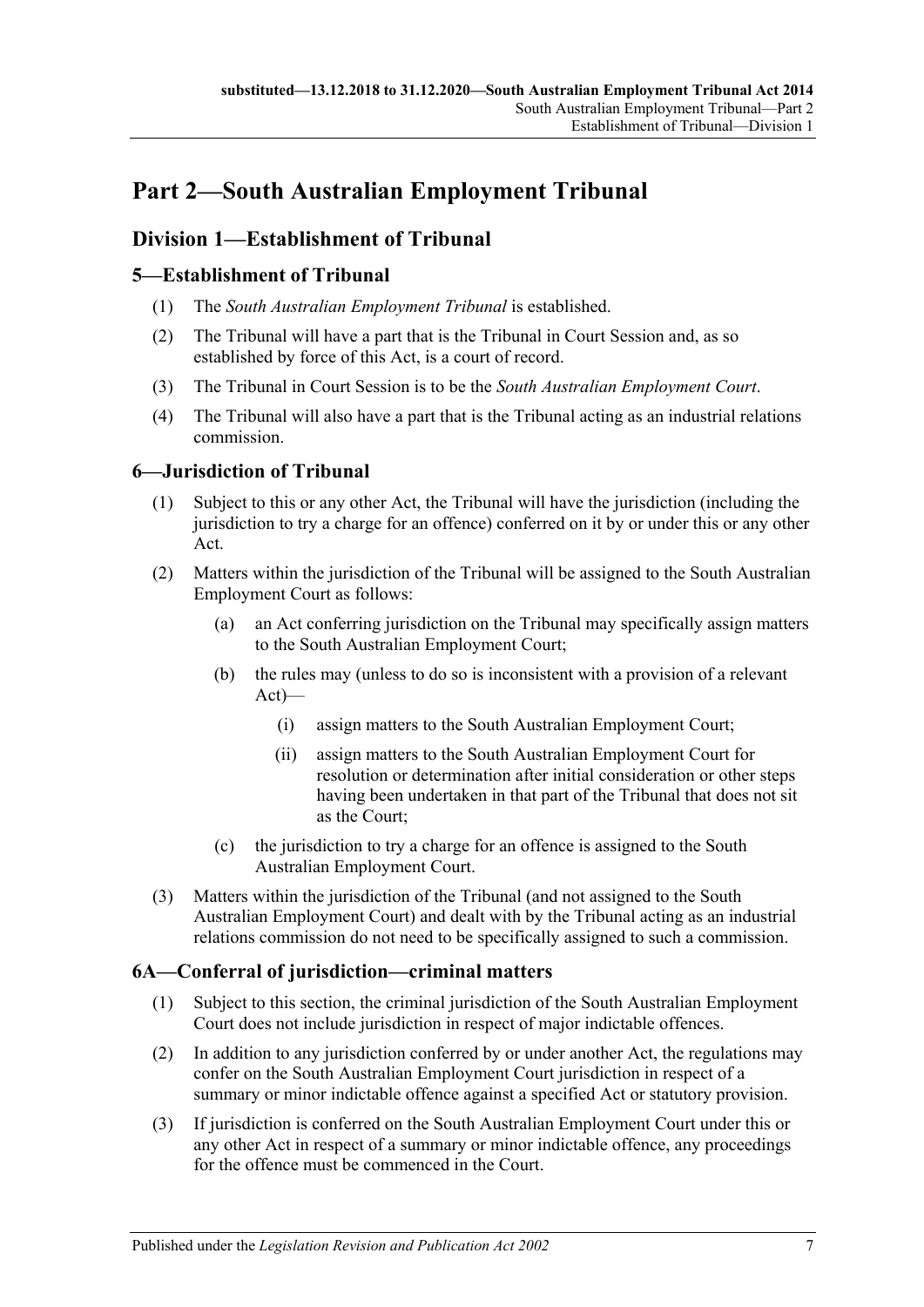# Part 2—South Australian Employment Tribunal

## Division 1—Establishment of Tribunal

### 5—Establishment of Tribunal

(1) The *South Australian Employment Tribunal* is established.

(2) The Tribunal will have a part that is the Tribunal in Court Session and, as so established by force of this Act, is a court of record.

(3) The Tribunal in Court Session is to be the *South Australian Employment Court*.

(4) The Tribunal will also have a part that is the Tribunal acting as an industrial relations commission.

### 6—Jurisdiction of Tribunal

(1) Subject to this or any other Act, the Tribunal will have the jurisdiction (including the jurisdiction to try a charge for an offence) conferred on it by or under this or any other Act.

(2) Matters within the jurisdiction of the Tribunal will be assigned to the South Australian Employment Court as follows:

- (a) an Act conferring jurisdiction on the Tribunal may specifically assign matters to the South Australian Employment Court;
- (b) the rules may (unless to do so is inconsistent with a provision of a relevant Act)—
  - (i) assign matters to the South Australian Employment Court;
  - (ii) assign matters to the South Australian Employment Court for resolution or determination after initial consideration or other steps having been undertaken in that part of the Tribunal that does not sit as the Court;
- (c) the jurisdiction to try a charge for an offence is assigned to the South Australian Employment Court.

(3) Matters within the jurisdiction of the Tribunal (and not assigned to the South Australian Employment Court) and dealt with by the Tribunal acting as an industrial relations commission do not need to be specifically assigned to such a commission.

### 6A—Conferral of jurisdiction—criminal matters

(1) Subject to this section, the criminal jurisdiction of the South Australian Employment Court does not include jurisdiction in respect of major indictable offences.

(2) In addition to any jurisdiction conferred by or under another Act, the regulations may confer on the South Australian Employment Court jurisdiction in respect of a summary or minor indictable offence against a specified Act or statutory provision.

(3) If jurisdiction is conferred on the South Australian Employment Court under this or any other Act in respect of a summary or minor indictable offence, any proceedings for the offence must be commenced in the Court.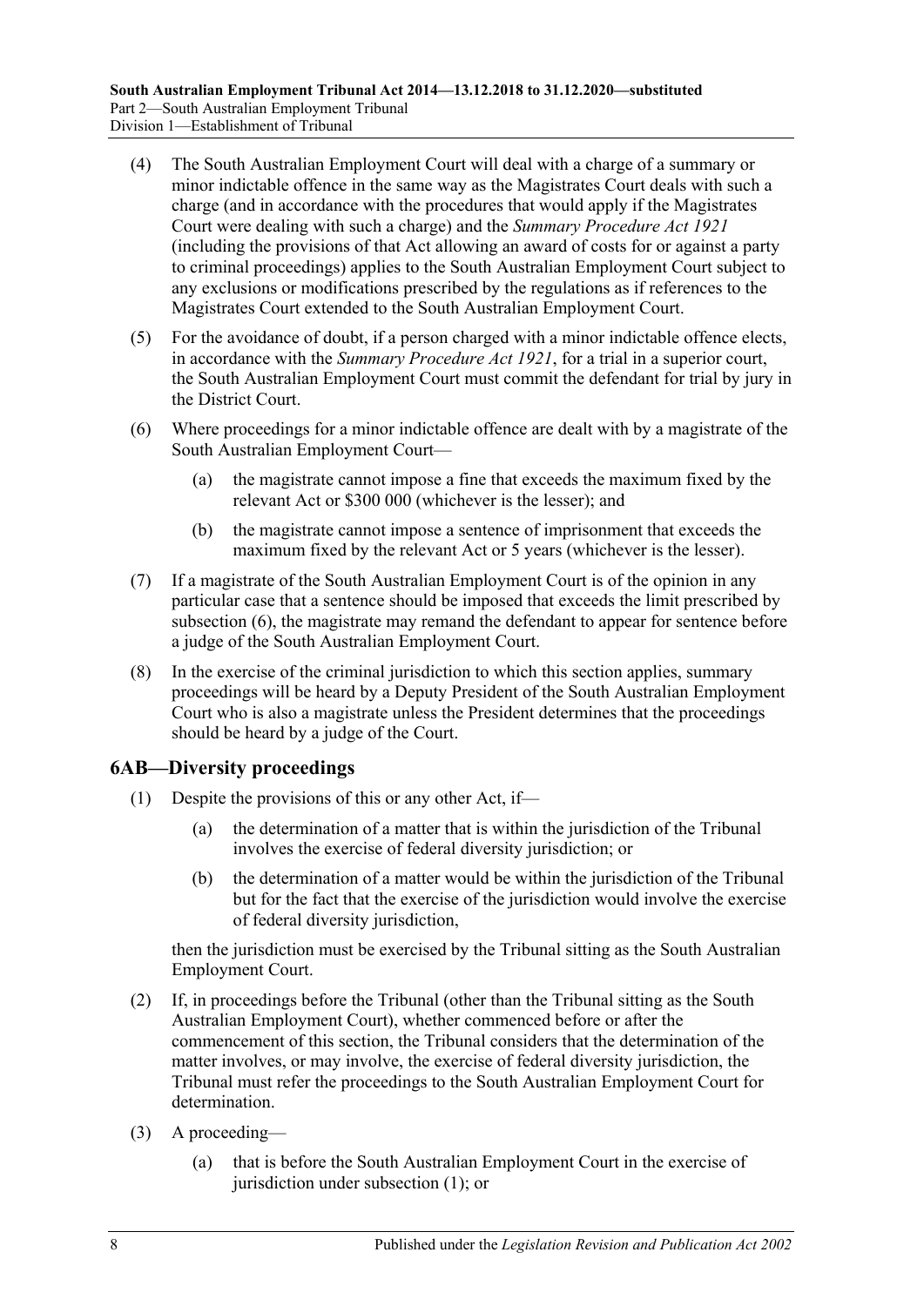(4) The South Australian Employment Court will deal with a charge of a summary or minor indictable offence in the same way as the Magistrates Court deals with such a charge (and in accordance with the procedures that would apply if the Magistrates Court were dealing with such a charge) and the *Summary Procedure Act 1921* (including the provisions of that Act allowing an award of costs for or against a party to criminal proceedings) applies to the South Australian Employment Court subject to any exclusions or modifications prescribed by the regulations as if references to the Magistrates Court extended to the South Australian Employment Court.

(5) For the avoidance of doubt, if a person charged with a minor indictable offence elects, in accordance with the *Summary Procedure Act 1921*, for a trial in a superior court, the South Australian Employment Court must commit the defendant for trial by jury in the District Court.

(6) Where proceedings for a minor indictable offence are dealt with by a magistrate of the South Australian Employment Court—

(a) the magistrate cannot impose a fine that exceeds the maximum fixed by the relevant Act or $300 000 (whichever is the lesser); and

(b) the magistrate cannot impose a sentence of imprisonment that exceeds the maximum fixed by the relevant Act or 5 years (whichever is the lesser).

(7) If a magistrate of the South Australian Employment Court is of the opinion in any particular case that a sentence should be imposed that exceeds the limit prescribed by subsection (6), the magistrate may remand the defendant to appear for sentence before a judge of the South Australian Employment Court.

(8) In the exercise of the criminal jurisdiction to which this section applies, summary proceedings will be heard by a Deputy President of the South Australian Employment Court who is also a magistrate unless the President determines that the proceedings should be heard by a judge of the Court.

## 6AB—Diversity proceedings

(1) Despite the provisions of this or any other Act, if—

(a) the determination of a matter that is within the jurisdiction of the Tribunal involves the exercise of federal diversity jurisdiction; or

(b) the determination of a matter would be within the jurisdiction of the Tribunal but for the fact that the exercise of the jurisdiction would involve the exercise of federal diversity jurisdiction,

then the jurisdiction must be exercised by the Tribunal sitting as the South Australian Employment Court.

(2) If, in proceedings before the Tribunal (other than the Tribunal sitting as the South Australian Employment Court), whether commenced before or after the commencement of this section, the Tribunal considers that the determination of the matter involves, or may involve, the exercise of federal diversity jurisdiction, the Tribunal must refer the proceedings to the South Australian Employment Court for determination.

(3) A proceeding—

(a) that is before the South Australian Employment Court in the exercise of jurisdiction under subsection (1); or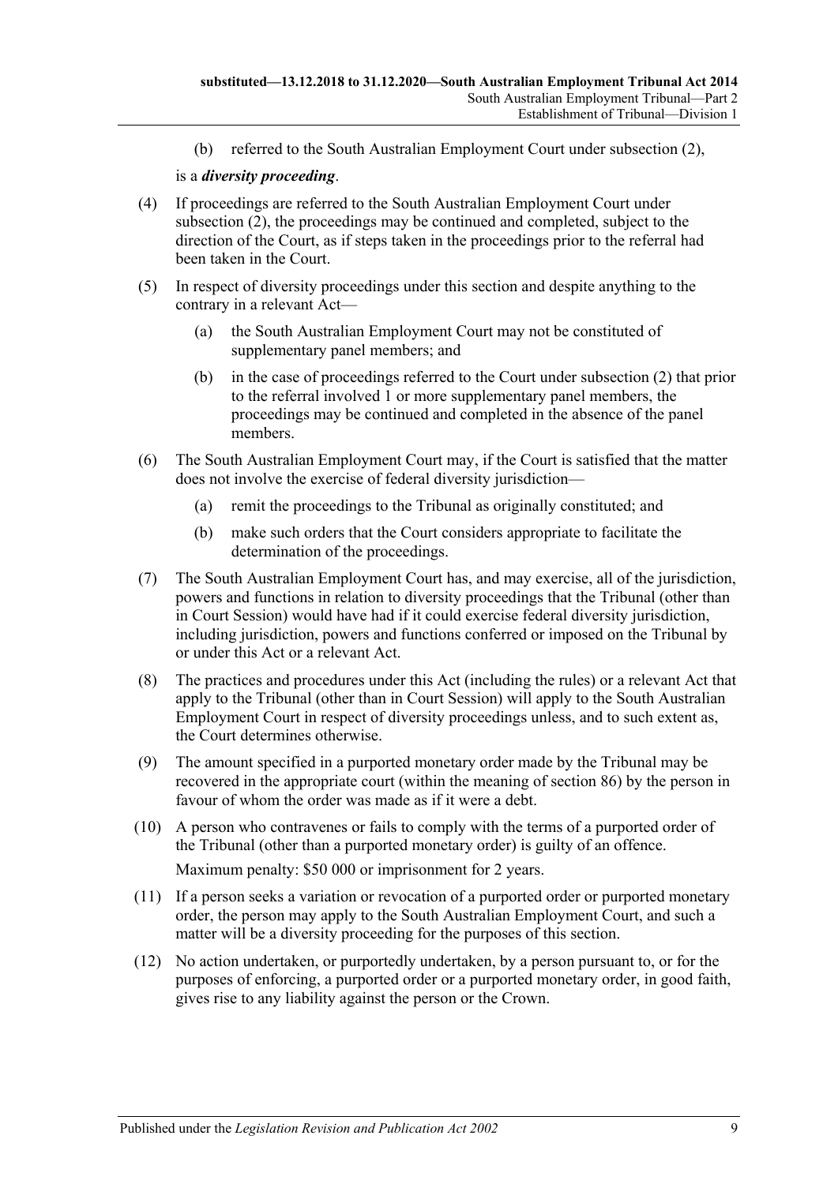(b) referred to the South Australian Employment Court under subsection (2),

is a ***diversity proceeding***.

(4) If proceedings are referred to the South Australian Employment Court under subsection (2), the proceedings may be continued and completed, subject to the direction of the Court, as if steps taken in the proceedings prior to the referral had been taken in the Court.

(5) In respect of diversity proceedings under this section and despite anything to the contrary in a relevant Act—

(a) the South Australian Employment Court may not be constituted of supplementary panel members; and

(b) in the case of proceedings referred to the Court under subsection (2) that prior to the referral involved 1 or more supplementary panel members, the proceedings may be continued and completed in the absence of the panel members.

(6) The South Australian Employment Court may, if the Court is satisfied that the matter does not involve the exercise of federal diversity jurisdiction—

(a) remit the proceedings to the Tribunal as originally constituted; and

(b) make such orders that the Court considers appropriate to facilitate the determination of the proceedings.

(7) The South Australian Employment Court has, and may exercise, all of the jurisdiction, powers and functions in relation to diversity proceedings that the Tribunal (other than in Court Session) would have had if it could exercise federal diversity jurisdiction, including jurisdiction, powers and functions conferred or imposed on the Tribunal by or under this Act or a relevant Act.

(8) The practices and procedures under this Act (including the rules) or a relevant Act that apply to the Tribunal (other than in Court Session) will apply to the South Australian Employment Court in respect of diversity proceedings unless, and to such extent as, the Court determines otherwise.

(9) The amount specified in a purported monetary order made by the Tribunal may be recovered in the appropriate court (within the meaning of section 86) by the person in favour of whom the order was made as if it were a debt.

(10) A person who contravenes or fails to comply with the terms of a purported order of the Tribunal (other than a purported monetary order) is guilty of an offence.

Maximum penalty: $50 000 or imprisonment for 2 years.

(11) If a person seeks a variation or revocation of a purported order or purported monetary order, the person may apply to the South Australian Employment Court, and such a matter will be a diversity proceeding for the purposes of this section.

(12) No action undertaken, or purportedly undertaken, by a person pursuant to, or for the purposes of enforcing, a purported order or a purported monetary order, in good faith, gives rise to any liability against the person or the Crown.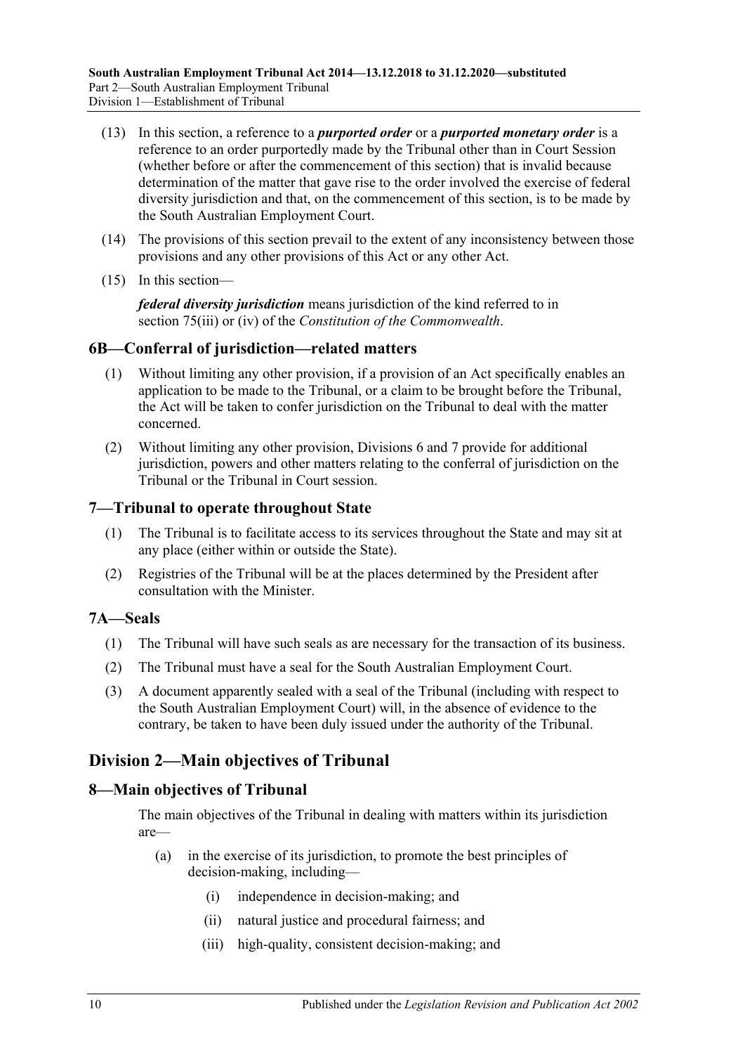(13) In this section, a reference to a ***purported order*** or a ***purported monetary order*** is a reference to an order purportedly made by the Tribunal other than in Court Session (whether before or after the commencement of this section) that is invalid because determination of the matter that gave rise to the order involved the exercise of federal diversity jurisdiction and that, on the commencement of this section, is to be made by the South Australian Employment Court.

(14) The provisions of this section prevail to the extent of any inconsistency between those provisions and any other provisions of this Act or any other Act.

(15) In this section—

***federal diversity jurisdiction*** means jurisdiction of the kind referred to in section 75(iii) or (iv) of the *Constitution of the Commonwealth*.

### 6B—Conferral of jurisdiction—related matters

(1) Without limiting any other provision, if a provision of an Act specifically enables an application to be made to the Tribunal, or a claim to be brought before the Tribunal, the Act will be taken to confer jurisdiction on the Tribunal to deal with the matter concerned.

(2) Without limiting any other provision, Divisions 6 and 7 provide for additional jurisdiction, powers and other matters relating to the conferral of jurisdiction on the Tribunal or the Tribunal in Court session.

### 7—Tribunal to operate throughout State

(1) The Tribunal is to facilitate access to its services throughout the State and may sit at any place (either within or outside the State).

(2) Registries of the Tribunal will be at the places determined by the President after consultation with the Minister.

### 7A—Seals

(1) The Tribunal will have such seals as are necessary for the transaction of its business.

(2) The Tribunal must have a seal for the South Australian Employment Court.

(3) A document apparently sealed with a seal of the Tribunal (including with respect to the South Australian Employment Court) will, in the absence of evidence to the contrary, be taken to have been duly issued under the authority of the Tribunal.

## Division 2—Main objectives of Tribunal

### 8—Main objectives of Tribunal

The main objectives of the Tribunal in dealing with matters within its jurisdiction are—

- (a) in the exercise of its jurisdiction, to promote the best principles of decision-making, including—
  - (i) independence in decision-making; and
  - (ii) natural justice and procedural fairness; and
  - (iii) high-quality, consistent decision-making; and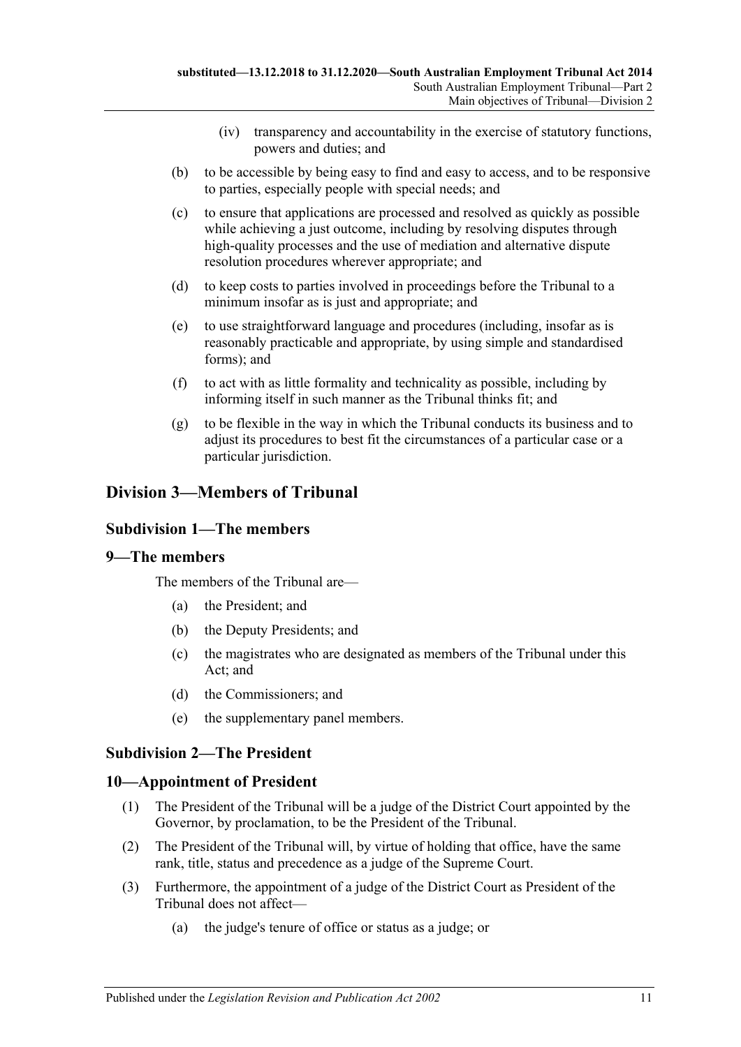(iv) transparency and accountability in the exercise of statutory functions, powers and duties; and

(b) to be accessible by being easy to find and easy to access, and to be responsive to parties, especially people with special needs; and

(c) to ensure that applications are processed and resolved as quickly as possible while achieving a just outcome, including by resolving disputes through high-quality processes and the use of mediation and alternative dispute resolution procedures wherever appropriate; and

(d) to keep costs to parties involved in proceedings before the Tribunal to a minimum insofar as is just and appropriate; and

(e) to use straightforward language and procedures (including, insofar as is reasonably practicable and appropriate, by using simple and standardised forms); and

(f) to act with as little formality and technicality as possible, including by informing itself in such manner as the Tribunal thinks fit; and

(g) to be flexible in the way in which the Tribunal conducts its business and to adjust its procedures to best fit the circumstances of a particular case or a particular jurisdiction.

## Division 3—Members of Tribunal

### Subdivision 1—The members

### 9—The members

The members of the Tribunal are—

(a) the President; and

(b) the Deputy Presidents; and

(c) the magistrates who are designated as members of the Tribunal under this Act; and

(d) the Commissioners; and

(e) the supplementary panel members.

### Subdivision 2—The President

### 10—Appointment of President

(1) The President of the Tribunal will be a judge of the District Court appointed by the Governor, by proclamation, to be the President of the Tribunal.

(2) The President of the Tribunal will, by virtue of holding that office, have the same rank, title, status and precedence as a judge of the Supreme Court.

(3) Furthermore, the appointment of a judge of the District Court as President of the Tribunal does not affect—

(a) the judge's tenure of office or status as a judge; or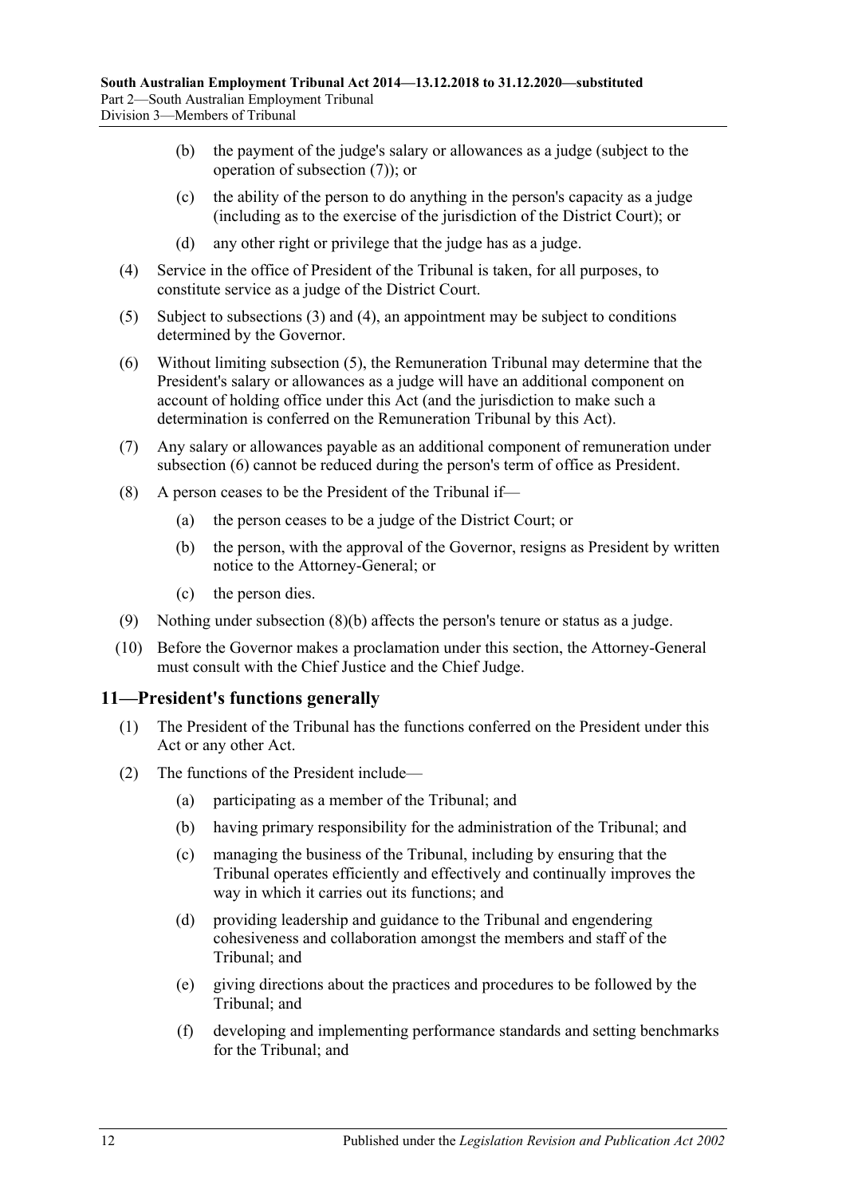(b) the payment of the judge's salary or allowances as a judge (subject to the operation of subsection (7)); or

(c) the ability of the person to do anything in the person's capacity as a judge (including as to the exercise of the jurisdiction of the District Court); or

(d) any other right or privilege that the judge has as a judge.

(4) Service in the office of President of the Tribunal is taken, for all purposes, to constitute service as a judge of the District Court.

(5) Subject to subsections (3) and (4), an appointment may be subject to conditions determined by the Governor.

(6) Without limiting subsection (5), the Remuneration Tribunal may determine that the President's salary or allowances as a judge will have an additional component on account of holding office under this Act (and the jurisdiction to make such a determination is conferred on the Remuneration Tribunal by this Act).

(7) Any salary or allowances payable as an additional component of remuneration under subsection (6) cannot be reduced during the person's term of office as President.

(8) A person ceases to be the President of the Tribunal if—

(a) the person ceases to be a judge of the District Court; or

(b) the person, with the approval of the Governor, resigns as President by written notice to the Attorney-General; or

(c) the person dies.

(9) Nothing under subsection (8)(b) affects the person's tenure or status as a judge.

(10) Before the Governor makes a proclamation under this section, the Attorney-General must consult with the Chief Justice and the Chief Judge.

## 11—President's functions generally

(1) The President of the Tribunal has the functions conferred on the President under this Act or any other Act.

(2) The functions of the President include—

(a) participating as a member of the Tribunal; and

(b) having primary responsibility for the administration of the Tribunal; and

(c) managing the business of the Tribunal, including by ensuring that the Tribunal operates efficiently and effectively and continually improves the way in which it carries out its functions; and

(d) providing leadership and guidance to the Tribunal and engendering cohesiveness and collaboration amongst the members and staff of the Tribunal; and

(e) giving directions about the practices and procedures to be followed by the Tribunal; and

(f) developing and implementing performance standards and setting benchmarks for the Tribunal; and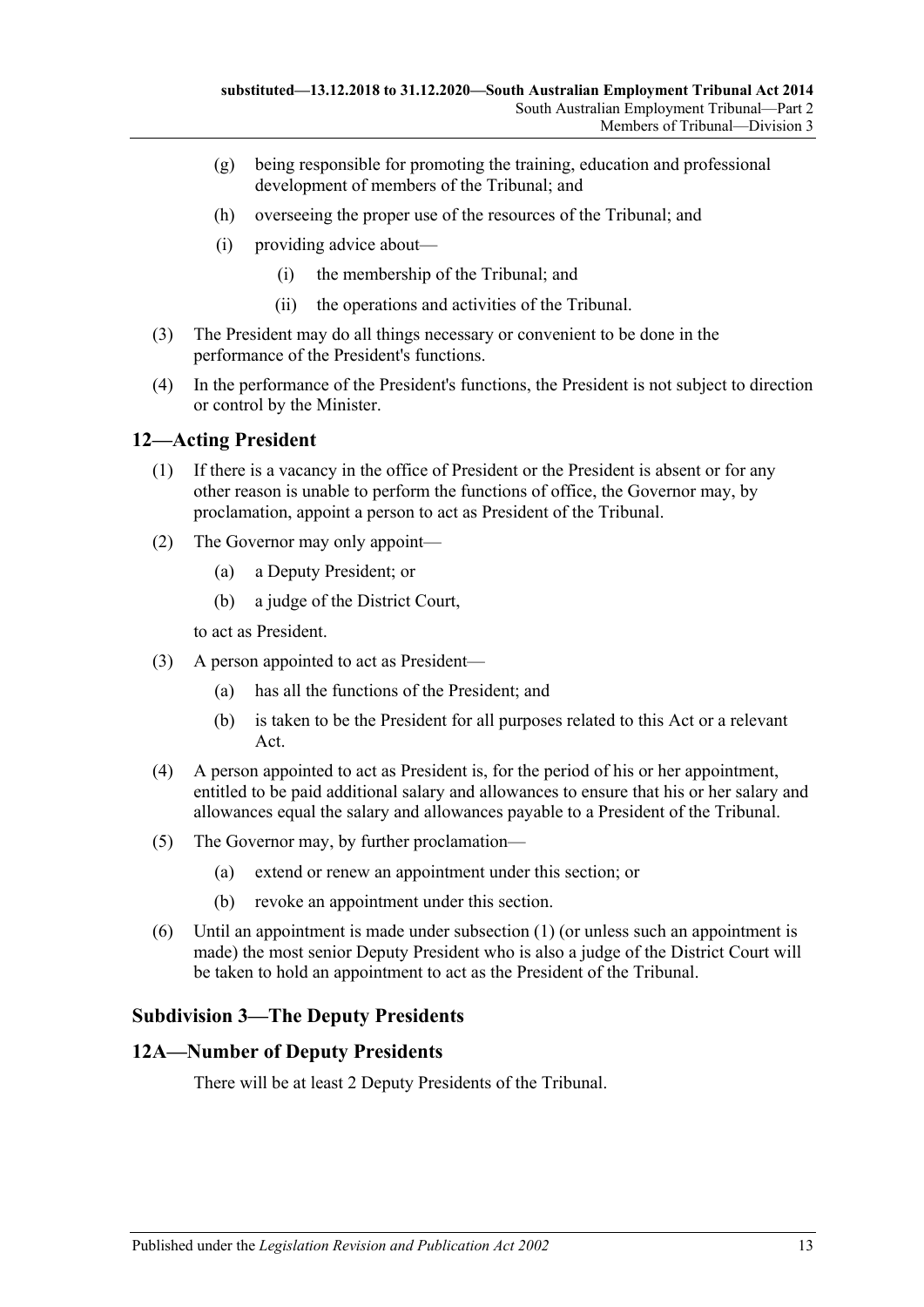(g) being responsible for promoting the training, education and professional development of members of the Tribunal; and

(h) overseeing the proper use of the resources of the Tribunal; and

(i) providing advice about—

(i) the membership of the Tribunal; and

(ii) the operations and activities of the Tribunal.

(3) The President may do all things necessary or convenient to be done in the performance of the President's functions.

(4) In the performance of the President's functions, the President is not subject to direction or control by the Minister.

## 12—Acting President

(1) If there is a vacancy in the office of President or the President is absent or for any other reason is unable to perform the functions of office, the Governor may, by proclamation, appoint a person to act as President of the Tribunal.

(2) The Governor may only appoint—

(a) a Deputy President; or

(b) a judge of the District Court,

to act as President.

(3) A person appointed to act as President—

(a) has all the functions of the President; and

(b) is taken to be the President for all purposes related to this Act or a relevant Act.

(4) A person appointed to act as President is, for the period of his or her appointment, entitled to be paid additional salary and allowances to ensure that his or her salary and allowances equal the salary and allowances payable to a President of the Tribunal.

(5) The Governor may, by further proclamation—

(a) extend or renew an appointment under this section; or

(b) revoke an appointment under this section.

(6) Until an appointment is made under subsection (1) (or unless such an appointment is made) the most senior Deputy President who is also a judge of the District Court will be taken to hold an appointment to act as the President of the Tribunal.

### Subdivision 3—The Deputy Presidents

## 12A—Number of Deputy Presidents

There will be at least 2 Deputy Presidents of the Tribunal.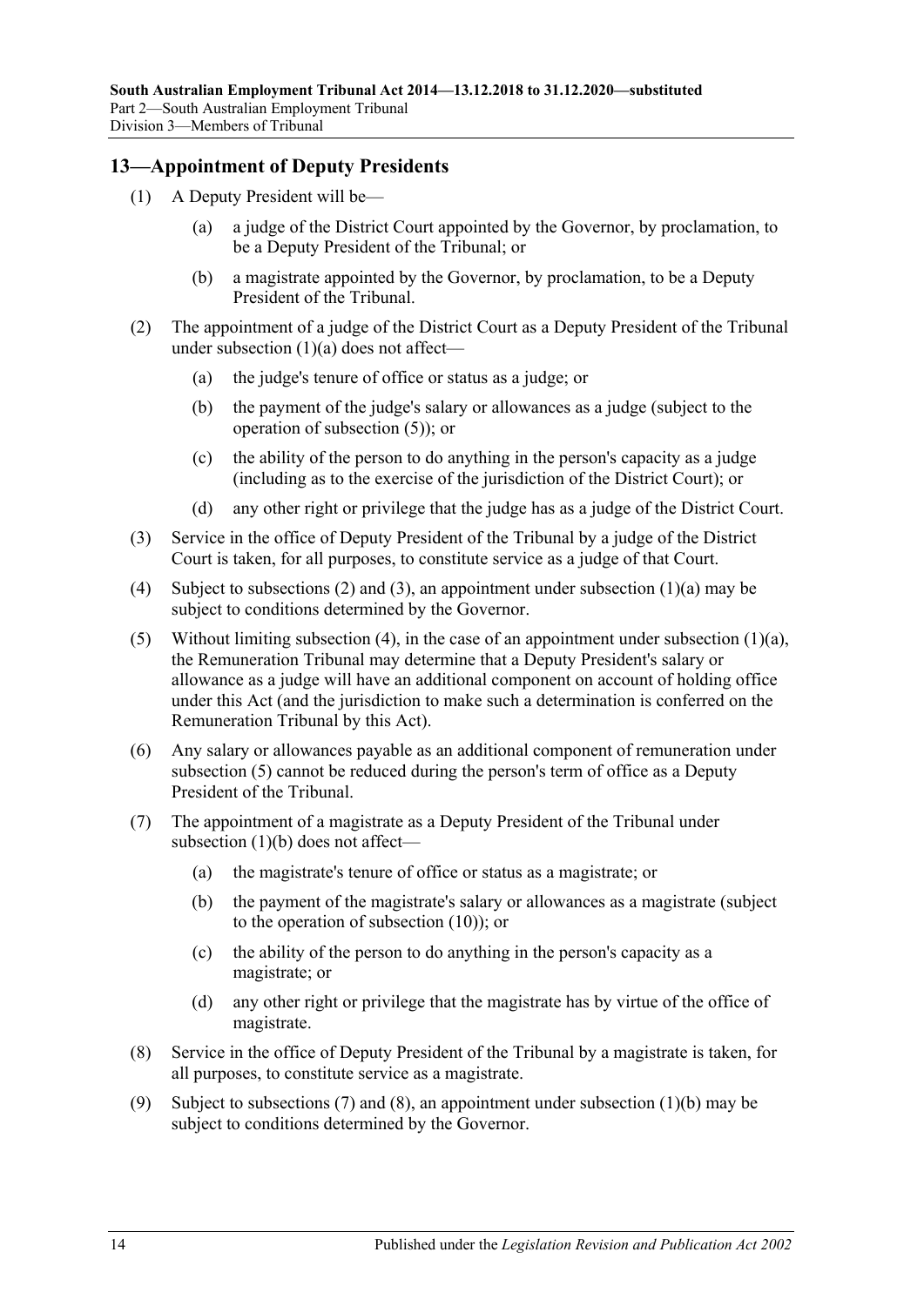## 13—Appointment of Deputy Presidents

(1) A Deputy President will be—

(a) a judge of the District Court appointed by the Governor, by proclamation, to be a Deputy President of the Tribunal; or

(b) a magistrate appointed by the Governor, by proclamation, to be a Deputy President of the Tribunal.

(2) The appointment of a judge of the District Court as a Deputy President of the Tribunal under subsection (1)(a) does not affect—

(a) the judge's tenure of office or status as a judge; or

(b) the payment of the judge's salary or allowances as a judge (subject to the operation of subsection (5)); or

(c) the ability of the person to do anything in the person's capacity as a judge (including as to the exercise of the jurisdiction of the District Court); or

(d) any other right or privilege that the judge has as a judge of the District Court.

(3) Service in the office of Deputy President of the Tribunal by a judge of the District Court is taken, for all purposes, to constitute service as a judge of that Court.

(4) Subject to subsections (2) and (3), an appointment under subsection (1)(a) may be subject to conditions determined by the Governor.

(5) Without limiting subsection (4), in the case of an appointment under subsection (1)(a), the Remuneration Tribunal may determine that a Deputy President's salary or allowance as a judge will have an additional component on account of holding office under this Act (and the jurisdiction to make such a determination is conferred on the Remuneration Tribunal by this Act).

(6) Any salary or allowances payable as an additional component of remuneration under subsection (5) cannot be reduced during the person's term of office as a Deputy President of the Tribunal.

(7) The appointment of a magistrate as a Deputy President of the Tribunal under subsection (1)(b) does not affect—

(a) the magistrate's tenure of office or status as a magistrate; or

(b) the payment of the magistrate's salary or allowances as a magistrate (subject to the operation of subsection (10)); or

(c) the ability of the person to do anything in the person's capacity as a magistrate; or

(d) any other right or privilege that the magistrate has by virtue of the office of magistrate.

(8) Service in the office of Deputy President of the Tribunal by a magistrate is taken, for all purposes, to constitute service as a magistrate.

(9) Subject to subsections (7) and (8), an appointment under subsection (1)(b) may be subject to conditions determined by the Governor.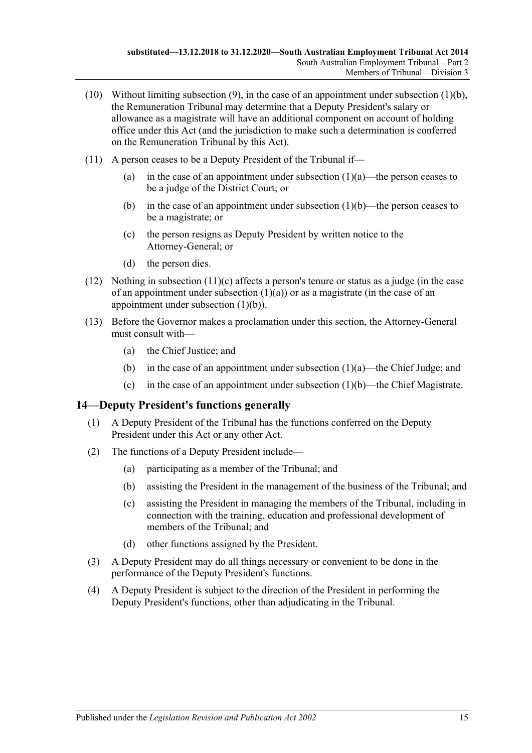(10) Without limiting subsection (9), in the case of an appointment under subsection (1)(b), the Remuneration Tribunal may determine that a Deputy President's salary or allowance as a magistrate will have an additional component on account of holding office under this Act (and the jurisdiction to make such a determination is conferred on the Remuneration Tribunal by this Act).

(11) A person ceases to be a Deputy President of the Tribunal if—

- (a) in the case of an appointment under subsection (1)(a)—the person ceases to be a judge of the District Court; or
- (b) in the case of an appointment under subsection (1)(b)—the person ceases to be a magistrate; or
- (c) the person resigns as Deputy President by written notice to the Attorney-General; or
- (d) the person dies.

(12) Nothing in subsection (11)(c) affects a person's tenure or status as a judge (in the case of an appointment under subsection (1)(a)) or as a magistrate (in the case of an appointment under subsection (1)(b)).

(13) Before the Governor makes a proclamation under this section, the Attorney-General must consult with—

- (a) the Chief Justice; and
- (b) in the case of an appointment under subsection (1)(a)—the Chief Judge; and
- (c) in the case of an appointment under subsection (1)(b)—the Chief Magistrate.

## 14—Deputy President's functions generally

(1) A Deputy President of the Tribunal has the functions conferred on the Deputy President under this Act or any other Act.

(2) The functions of a Deputy President include—

- (a) participating as a member of the Tribunal; and
- (b) assisting the President in the management of the business of the Tribunal; and
- (c) assisting the President in managing the members of the Tribunal, including in connection with the training, education and professional development of members of the Tribunal; and
- (d) other functions assigned by the President.

(3) A Deputy President may do all things necessary or convenient to be done in the performance of the Deputy President's functions.

(4) A Deputy President is subject to the direction of the President in performing the Deputy President's functions, other than adjudicating in the Tribunal.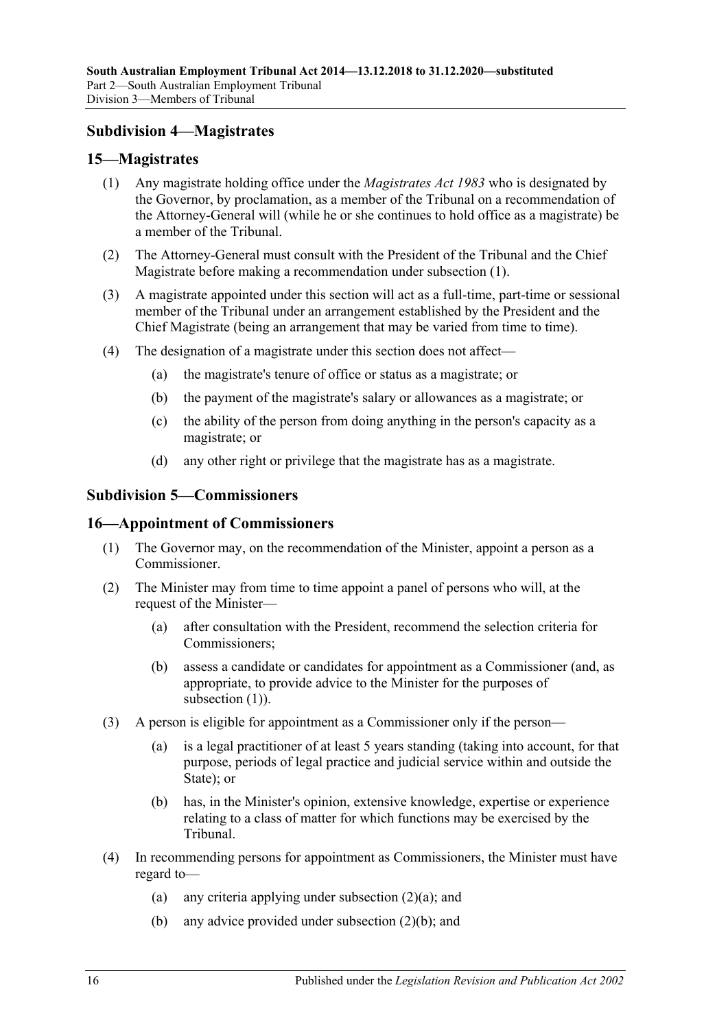## Subdivision 4—Magistrates

### 15—Magistrates

(1) Any magistrate holding office under the *Magistrates Act 1983* who is designated by the Governor, by proclamation, as a member of the Tribunal on a recommendation of the Attorney-General will (while he or she continues to hold office as a magistrate) be a member of the Tribunal.

(2) The Attorney-General must consult with the President of the Tribunal and the Chief Magistrate before making a recommendation under subsection (1).

(3) A magistrate appointed under this section will act as a full-time, part-time or sessional member of the Tribunal under an arrangement established by the President and the Chief Magistrate (being an arrangement that may be varied from time to time).

(4) The designation of a magistrate under this section does not affect—

(a) the magistrate's tenure of office or status as a magistrate; or

(b) the payment of the magistrate's salary or allowances as a magistrate; or

(c) the ability of the person from doing anything in the person's capacity as a magistrate; or

(d) any other right or privilege that the magistrate has as a magistrate.

## Subdivision 5—Commissioners

### 16—Appointment of Commissioners

(1) The Governor may, on the recommendation of the Minister, appoint a person as a Commissioner.

(2) The Minister may from time to time appoint a panel of persons who will, at the request of the Minister—

(a) after consultation with the President, recommend the selection criteria for Commissioners;

(b) assess a candidate or candidates for appointment as a Commissioner (and, as appropriate, to provide advice to the Minister for the purposes of subsection (1)).

(3) A person is eligible for appointment as a Commissioner only if the person—

(a) is a legal practitioner of at least 5 years standing (taking into account, for that purpose, periods of legal practice and judicial service within and outside the State); or

(b) has, in the Minister's opinion, extensive knowledge, expertise or experience relating to a class of matter for which functions may be exercised by the Tribunal.

(4) In recommending persons for appointment as Commissioners, the Minister must have regard to—

(a) any criteria applying under subsection (2)(a); and

(b) any advice provided under subsection (2)(b); and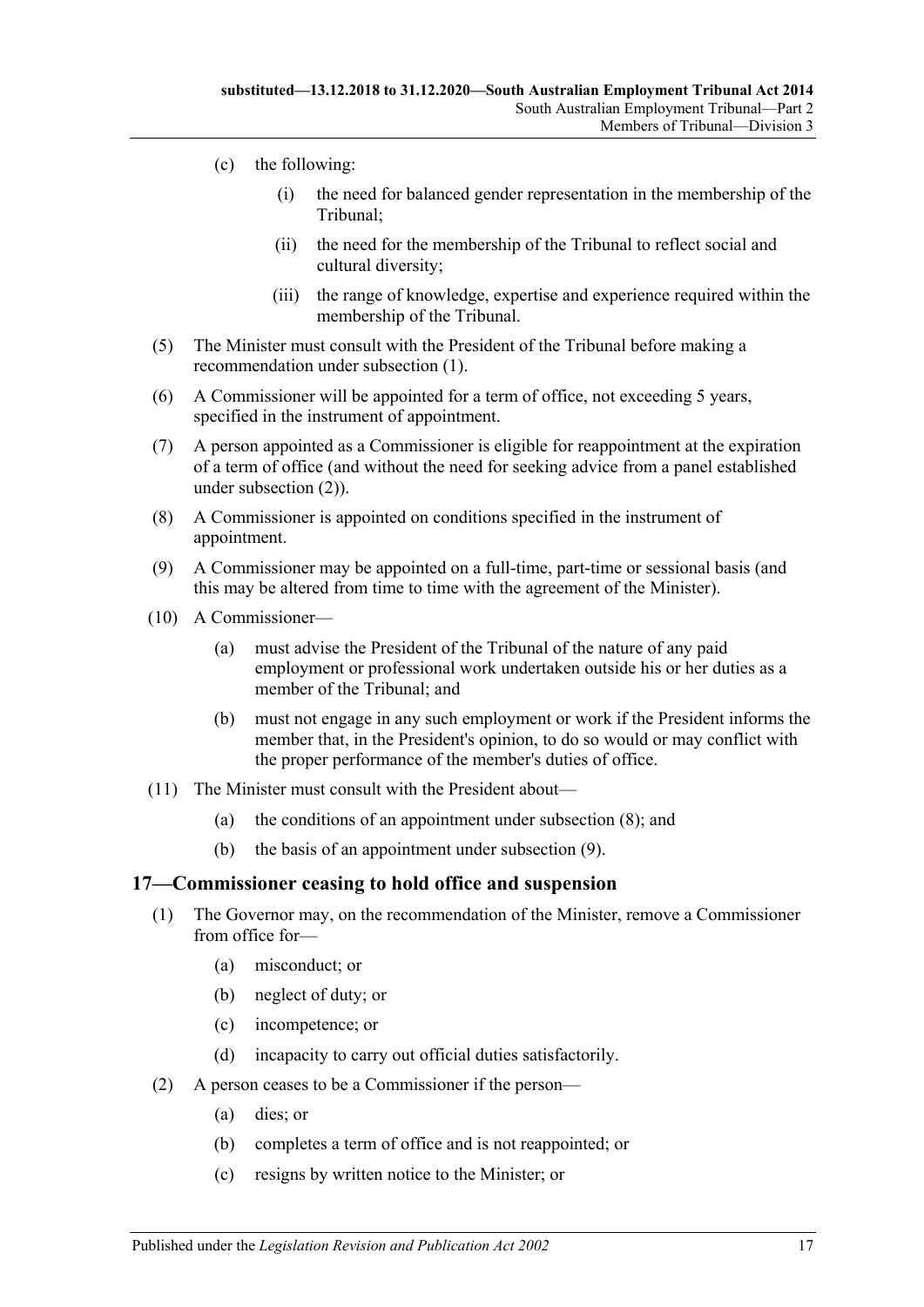(c) the following:

(i) the need for balanced gender representation in the membership of the Tribunal;

(ii) the need for the membership of the Tribunal to reflect social and cultural diversity;

(iii) the range of knowledge, expertise and experience required within the membership of the Tribunal.

(5) The Minister must consult with the President of the Tribunal before making a recommendation under subsection (1).

(6) A Commissioner will be appointed for a term of office, not exceeding 5 years, specified in the instrument of appointment.

(7) A person appointed as a Commissioner is eligible for reappointment at the expiration of a term of office (and without the need for seeking advice from a panel established under subsection (2)).

(8) A Commissioner is appointed on conditions specified in the instrument of appointment.

(9) A Commissioner may be appointed on a full-time, part-time or sessional basis (and this may be altered from time to time with the agreement of the Minister).

(10) A Commissioner—

(a) must advise the President of the Tribunal of the nature of any paid employment or professional work undertaken outside his or her duties as a member of the Tribunal; and

(b) must not engage in any such employment or work if the President informs the member that, in the President's opinion, to do so would or may conflict with the proper performance of the member's duties of office.

(11) The Minister must consult with the President about—

(a) the conditions of an appointment under subsection (8); and

(b) the basis of an appointment under subsection (9).

## 17—Commissioner ceasing to hold office and suspension

(1) The Governor may, on the recommendation of the Minister, remove a Commissioner from office for—

(a) misconduct; or

(b) neglect of duty; or

(c) incompetence; or

(d) incapacity to carry out official duties satisfactorily.

(2) A person ceases to be a Commissioner if the person—

(a) dies; or

(b) completes a term of office and is not reappointed; or

(c) resigns by written notice to the Minister; or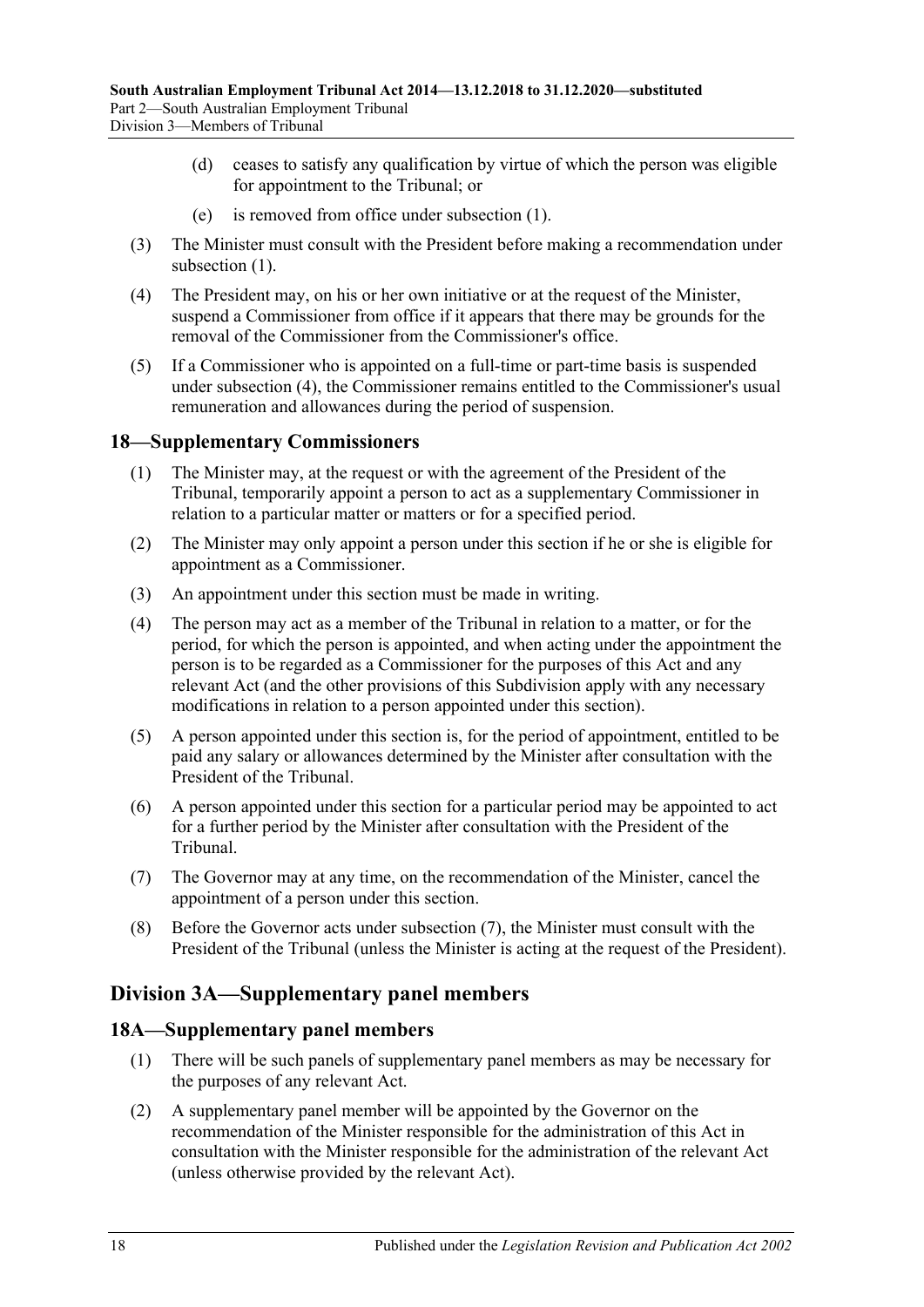(d) ceases to satisfy any qualification by virtue of which the person was eligible for appointment to the Tribunal; or

(e) is removed from office under subsection (1).

(3) The Minister must consult with the President before making a recommendation under subsection (1).

(4) The President may, on his or her own initiative or at the request of the Minister, suspend a Commissioner from office if it appears that there may be grounds for the removal of the Commissioner from the Commissioner's office.

(5) If a Commissioner who is appointed on a full-time or part-time basis is suspended under subsection (4), the Commissioner remains entitled to the Commissioner's usual remuneration and allowances during the period of suspension.

### 18—Supplementary Commissioners

(1) The Minister may, at the request or with the agreement of the President of the Tribunal, temporarily appoint a person to act as a supplementary Commissioner in relation to a particular matter or matters or for a specified period.

(2) The Minister may only appoint a person under this section if he or she is eligible for appointment as a Commissioner.

(3) An appointment under this section must be made in writing.

(4) The person may act as a member of the Tribunal in relation to a matter, or for the period, for which the person is appointed, and when acting under the appointment the person is to be regarded as a Commissioner for the purposes of this Act and any relevant Act (and the other provisions of this Subdivision apply with any necessary modifications in relation to a person appointed under this section).

(5) A person appointed under this section is, for the period of appointment, entitled to be paid any salary or allowances determined by the Minister after consultation with the President of the Tribunal.

(6) A person appointed under this section for a particular period may be appointed to act for a further period by the Minister after consultation with the President of the Tribunal.

(7) The Governor may at any time, on the recommendation of the Minister, cancel the appointment of a person under this section.

(8) Before the Governor acts under subsection (7), the Minister must consult with the President of the Tribunal (unless the Minister is acting at the request of the President).

## Division 3A—Supplementary panel members

### 18A—Supplementary panel members

(1) There will be such panels of supplementary panel members as may be necessary for the purposes of any relevant Act.

(2) A supplementary panel member will be appointed by the Governor on the recommendation of the Minister responsible for the administration of this Act in consultation with the Minister responsible for the administration of the relevant Act (unless otherwise provided by the relevant Act).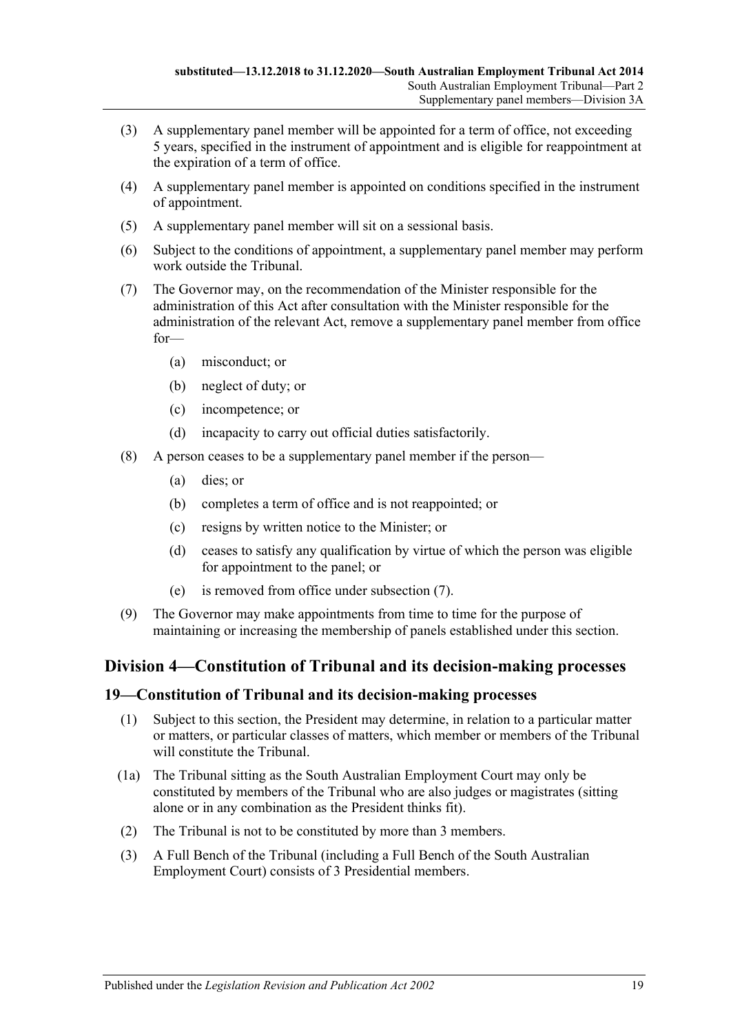(3) A supplementary panel member will be appointed for a term of office, not exceeding 5 years, specified in the instrument of appointment and is eligible for reappointment at the expiration of a term of office.

(4) A supplementary panel member is appointed on conditions specified in the instrument of appointment.

(5) A supplementary panel member will sit on a sessional basis.

(6) Subject to the conditions of appointment, a supplementary panel member may perform work outside the Tribunal.

(7) The Governor may, on the recommendation of the Minister responsible for the administration of this Act after consultation with the Minister responsible for the administration of the relevant Act, remove a supplementary panel member from office for—

- (a) misconduct; or
- (b) neglect of duty; or
- (c) incompetence; or
- (d) incapacity to carry out official duties satisfactorily.

(8) A person ceases to be a supplementary panel member if the person—

- (a) dies; or
- (b) completes a term of office and is not reappointed; or
- (c) resigns by written notice to the Minister; or
- (d) ceases to satisfy any qualification by virtue of which the person was eligible for appointment to the panel; or
- (e) is removed from office under subsection (7).

(9) The Governor may make appointments from time to time for the purpose of maintaining or increasing the membership of panels established under this section.

## Division 4—Constitution of Tribunal and its decision-making processes

### 19—Constitution of Tribunal and its decision-making processes

(1) Subject to this section, the President may determine, in relation to a particular matter or matters, or particular classes of matters, which member or members of the Tribunal will constitute the Tribunal.

(1a) The Tribunal sitting as the South Australian Employment Court may only be constituted by members of the Tribunal who are also judges or magistrates (sitting alone or in any combination as the President thinks fit).

(2) The Tribunal is not to be constituted by more than 3 members.

(3) A Full Bench of the Tribunal (including a Full Bench of the South Australian Employment Court) consists of 3 Presidential members.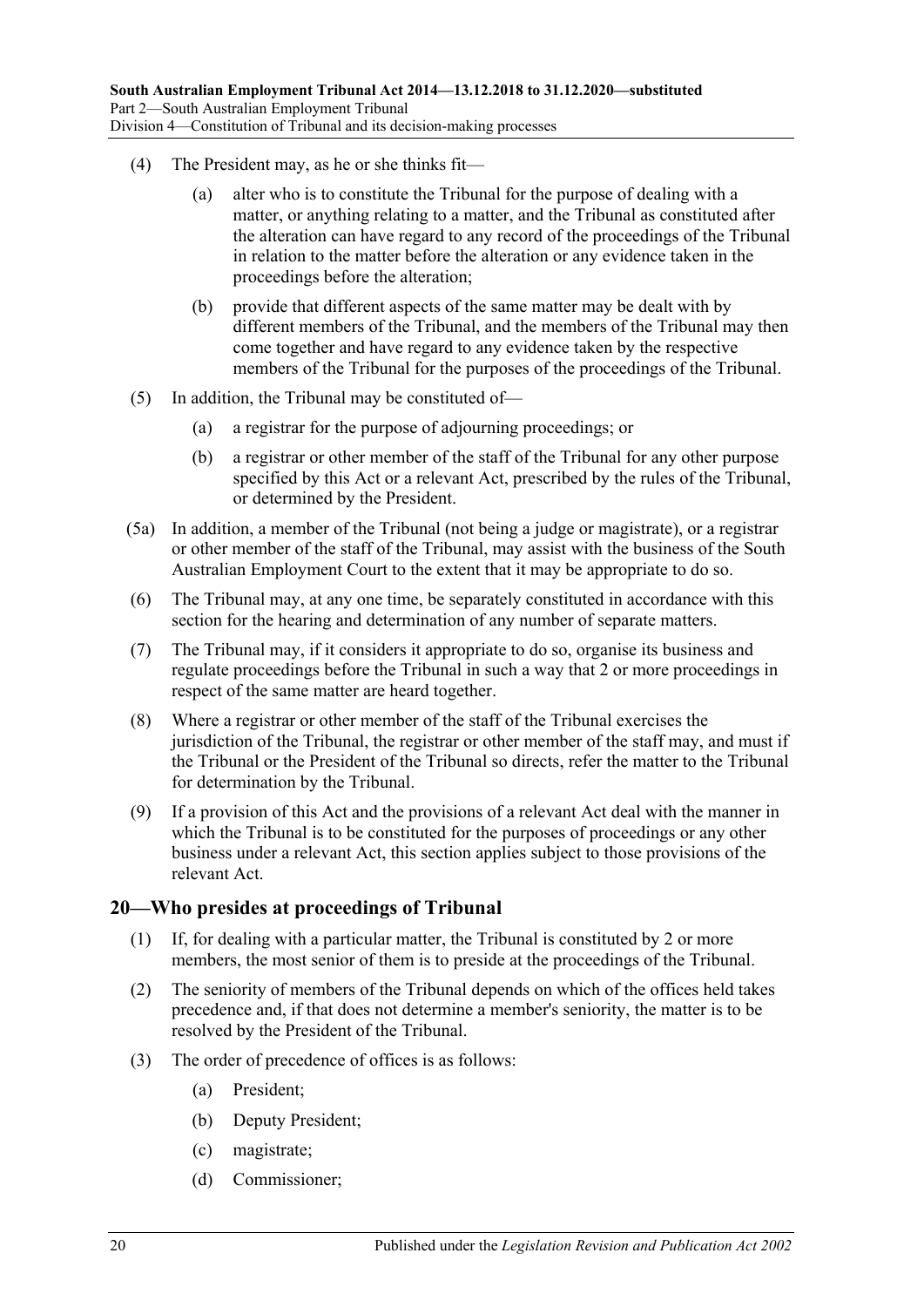(4) The President may, as he or she thinks fit—

(a) alter who is to constitute the Tribunal for the purpose of dealing with a matter, or anything relating to a matter, and the Tribunal as constituted after the alteration can have regard to any record of the proceedings of the Tribunal in relation to the matter before the alteration or any evidence taken in the proceedings before the alteration;

(b) provide that different aspects of the same matter may be dealt with by different members of the Tribunal, and the members of the Tribunal may then come together and have regard to any evidence taken by the respective members of the Tribunal for the purposes of the proceedings of the Tribunal.

(5) In addition, the Tribunal may be constituted of—

(a) a registrar for the purpose of adjourning proceedings; or

(b) a registrar or other member of the staff of the Tribunal for any other purpose specified by this Act or a relevant Act, prescribed by the rules of the Tribunal, or determined by the President.

(5a) In addition, a member of the Tribunal (not being a judge or magistrate), or a registrar or other member of the staff of the Tribunal, may assist with the business of the South Australian Employment Court to the extent that it may be appropriate to do so.

(6) The Tribunal may, at any one time, be separately constituted in accordance with this section for the hearing and determination of any number of separate matters.

(7) The Tribunal may, if it considers it appropriate to do so, organise its business and regulate proceedings before the Tribunal in such a way that 2 or more proceedings in respect of the same matter are heard together.

(8) Where a registrar or other member of the staff of the Tribunal exercises the jurisdiction of the Tribunal, the registrar or other member of the staff may, and must if the Tribunal or the President of the Tribunal so directs, refer the matter to the Tribunal for determination by the Tribunal.

(9) If a provision of this Act and the provisions of a relevant Act deal with the manner in which the Tribunal is to be constituted for the purposes of proceedings or any other business under a relevant Act, this section applies subject to those provisions of the relevant Act.

## 20—Who presides at proceedings of Tribunal

(1) If, for dealing with a particular matter, the Tribunal is constituted by 2 or more members, the most senior of them is to preside at the proceedings of the Tribunal.

(2) The seniority of members of the Tribunal depends on which of the offices held takes precedence and, if that does not determine a member's seniority, the matter is to be resolved by the President of the Tribunal.

(3) The order of precedence of offices is as follows:

(a) President;

(b) Deputy President;

(c) magistrate;

(d) Commissioner;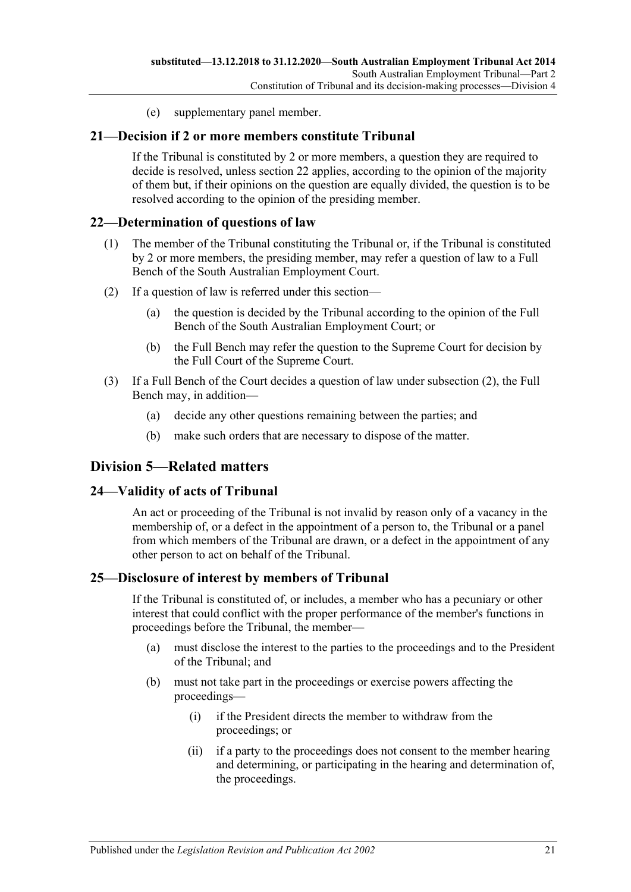(e) supplementary panel member.

## 21—Decision if 2 or more members constitute Tribunal

If the Tribunal is constituted by 2 or more members, a question they are required to decide is resolved, unless section 22 applies, according to the opinion of the majority of them but, if their opinions on the question are equally divided, the question is to be resolved according to the opinion of the presiding member.

## 22—Determination of questions of law

(1) The member of the Tribunal constituting the Tribunal or, if the Tribunal is constituted by 2 or more members, the presiding member, may refer a question of law to a Full Bench of the South Australian Employment Court.

(2) If a question of law is referred under this section—

(a) the question is decided by the Tribunal according to the opinion of the Full Bench of the South Australian Employment Court; or

(b) the Full Bench may refer the question to the Supreme Court for decision by the Full Court of the Supreme Court.

(3) If a Full Bench of the Court decides a question of law under subsection (2), the Full Bench may, in addition—

(a) decide any other questions remaining between the parties; and

(b) make such orders that are necessary to dispose of the matter.

# Division 5—Related matters

## 24—Validity of acts of Tribunal

An act or proceeding of the Tribunal is not invalid by reason only of a vacancy in the membership of, or a defect in the appointment of a person to, the Tribunal or a panel from which members of the Tribunal are drawn, or a defect in the appointment of any other person to act on behalf of the Tribunal.

## 25—Disclosure of interest by members of Tribunal

If the Tribunal is constituted of, or includes, a member who has a pecuniary or other interest that could conflict with the proper performance of the member's functions in proceedings before the Tribunal, the member—

(a) must disclose the interest to the parties to the proceedings and to the President of the Tribunal; and

(b) must not take part in the proceedings or exercise powers affecting the proceedings—

(i) if the President directs the member to withdraw from the proceedings; or

(ii) if a party to the proceedings does not consent to the member hearing and determining, or participating in the hearing and determination of, the proceedings.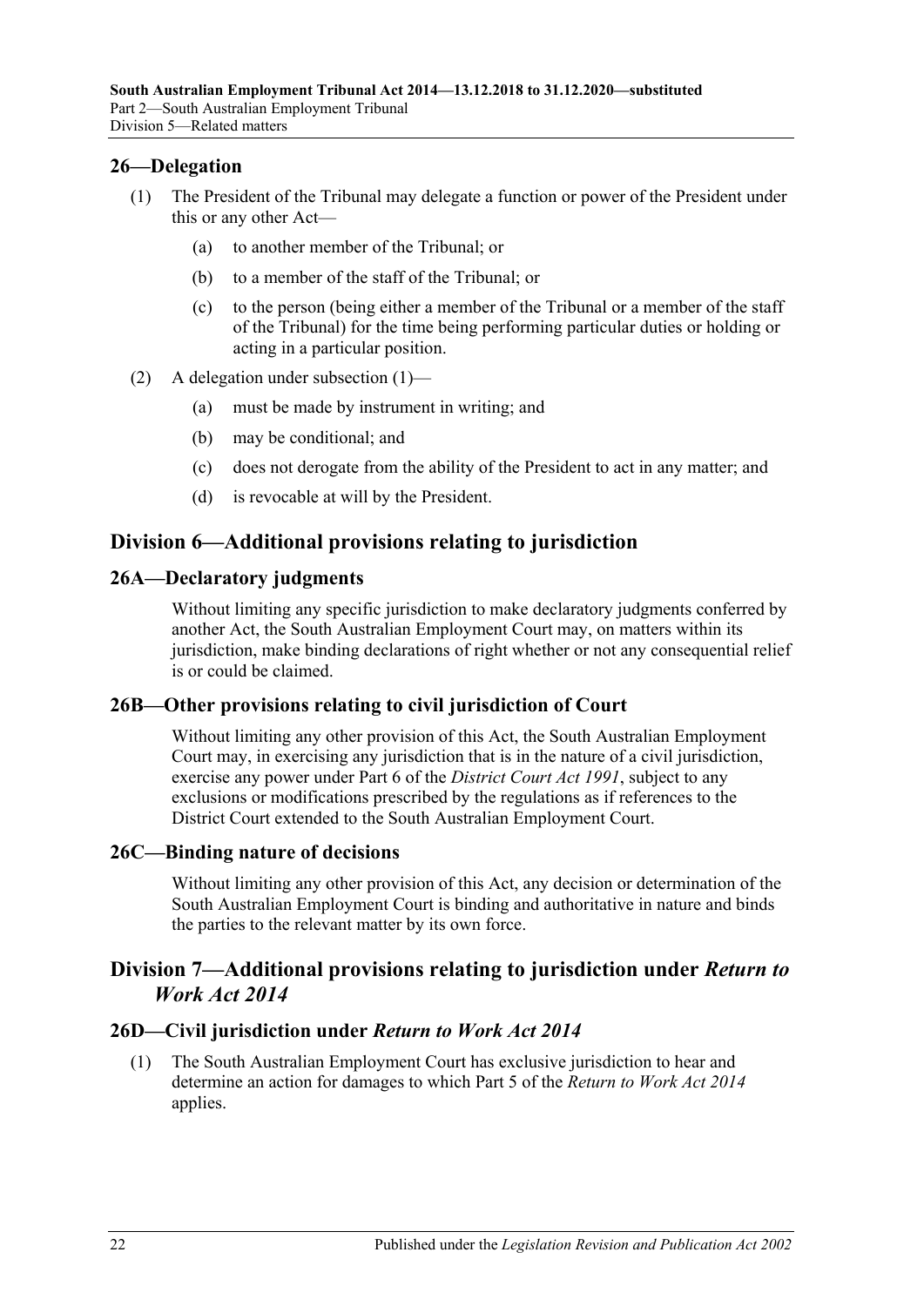## 26—Delegation

(1) The President of the Tribunal may delegate a function or power of the President under this or any other Act—

(a) to another member of the Tribunal; or

(b) to a member of the staff of the Tribunal; or

(c) to the person (being either a member of the Tribunal or a member of the staff of the Tribunal) for the time being performing particular duties or holding or acting in a particular position.

(2) A delegation under subsection (1)—

(a) must be made by instrument in writing; and

(b) may be conditional; and

(c) does not derogate from the ability of the President to act in any matter; and

(d) is revocable at will by the President.

# Division 6—Additional provisions relating to jurisdiction

## 26A—Declaratory judgments

Without limiting any specific jurisdiction to make declaratory judgments conferred by another Act, the South Australian Employment Court may, on matters within its jurisdiction, make binding declarations of right whether or not any consequential relief is or could be claimed.

## 26B—Other provisions relating to civil jurisdiction of Court

Without limiting any other provision of this Act, the South Australian Employment Court may, in exercising any jurisdiction that is in the nature of a civil jurisdiction, exercise any power under Part 6 of the *District Court Act 1991*, subject to any exclusions or modifications prescribed by the regulations as if references to the District Court extended to the South Australian Employment Court.

## 26C—Binding nature of decisions

Without limiting any other provision of this Act, any decision or determination of the South Australian Employment Court is binding and authoritative in nature and binds the parties to the relevant matter by its own force.

# Division 7—Additional provisions relating to jurisdiction under *Return to Work Act 2014*

## 26D—Civil jurisdiction under *Return to Work Act 2014*

(1) The South Australian Employment Court has exclusive jurisdiction to hear and determine an action for damages to which Part 5 of the *Return to Work Act 2014* applies.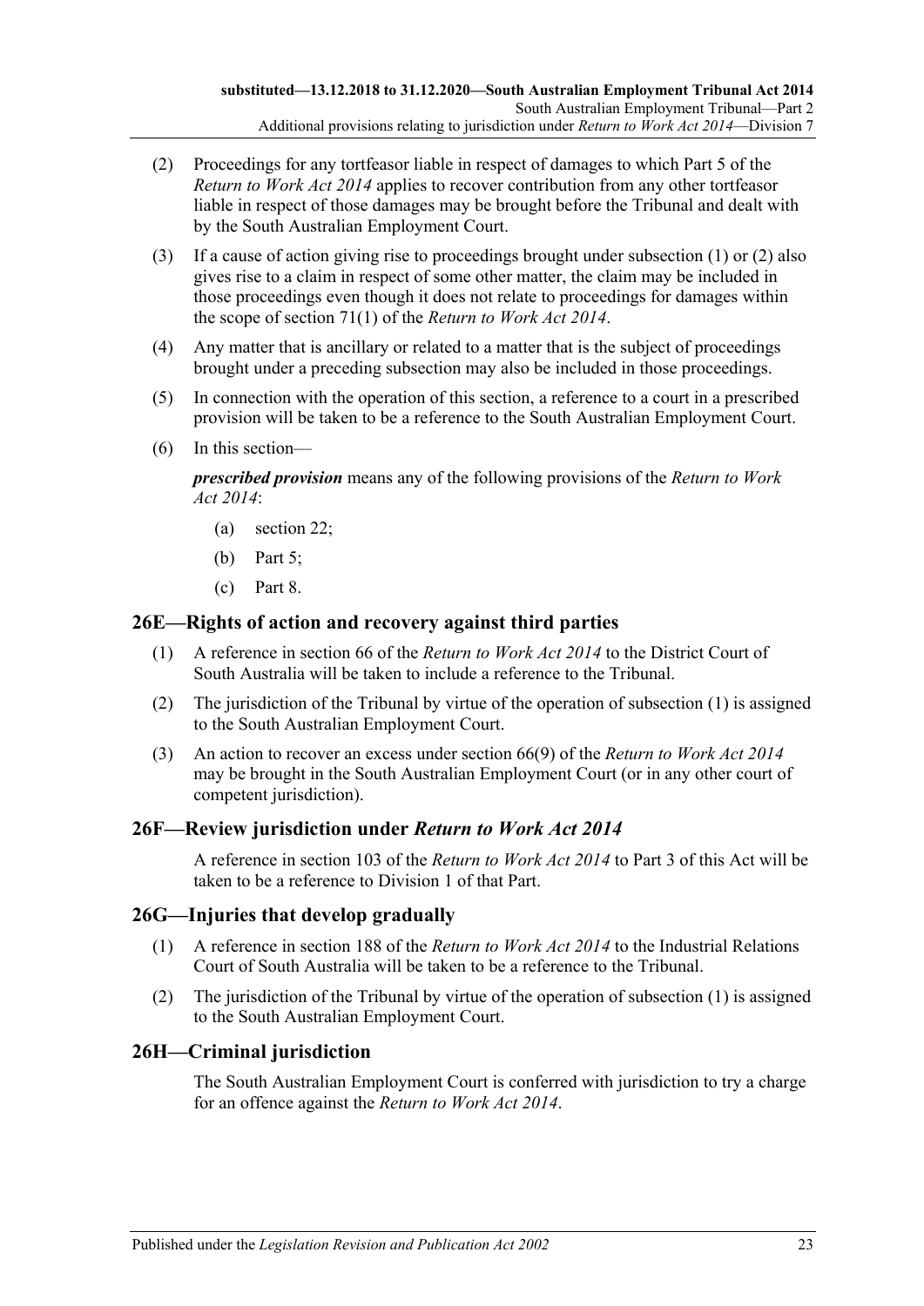(2) Proceedings for any tortfeasor liable in respect of damages to which Part 5 of the *Return to Work Act 2014* applies to recover contribution from any other tortfeasor liable in respect of those damages may be brought before the Tribunal and dealt with by the South Australian Employment Court.

(3) If a cause of action giving rise to proceedings brought under subsection (1) or (2) also gives rise to a claim in respect of some other matter, the claim may be included in those proceedings even though it does not relate to proceedings for damages within the scope of section 71(1) of the *Return to Work Act 2014*.

(4) Any matter that is ancillary or related to a matter that is the subject of proceedings brought under a preceding subsection may also be included in those proceedings.

(5) In connection with the operation of this section, a reference to a court in a prescribed provision will be taken to be a reference to the South Australian Employment Court.

(6) In this section—

***prescribed provision*** means any of the following provisions of the *Return to Work Act 2014*:

- (a) section 22;
- (b) Part 5;
- (c) Part 8.

## 26E—Rights of action and recovery against third parties

(1) A reference in section 66 of the *Return to Work Act 2014* to the District Court of South Australia will be taken to include a reference to the Tribunal.

(2) The jurisdiction of the Tribunal by virtue of the operation of subsection (1) is assigned to the South Australian Employment Court.

(3) An action to recover an excess under section 66(9) of the *Return to Work Act 2014* may be brought in the South Australian Employment Court (or in any other court of competent jurisdiction).

## 26F—Review jurisdiction under *Return to Work Act 2014*

A reference in section 103 of the *Return to Work Act 2014* to Part 3 of this Act will be taken to be a reference to Division 1 of that Part.

## 26G—Injuries that develop gradually

(1) A reference in section 188 of the *Return to Work Act 2014* to the Industrial Relations Court of South Australia will be taken to be a reference to the Tribunal.

(2) The jurisdiction of the Tribunal by virtue of the operation of subsection (1) is assigned to the South Australian Employment Court.

## 26H—Criminal jurisdiction

The South Australian Employment Court is conferred with jurisdiction to try a charge for an offence against the *Return to Work Act 2014*.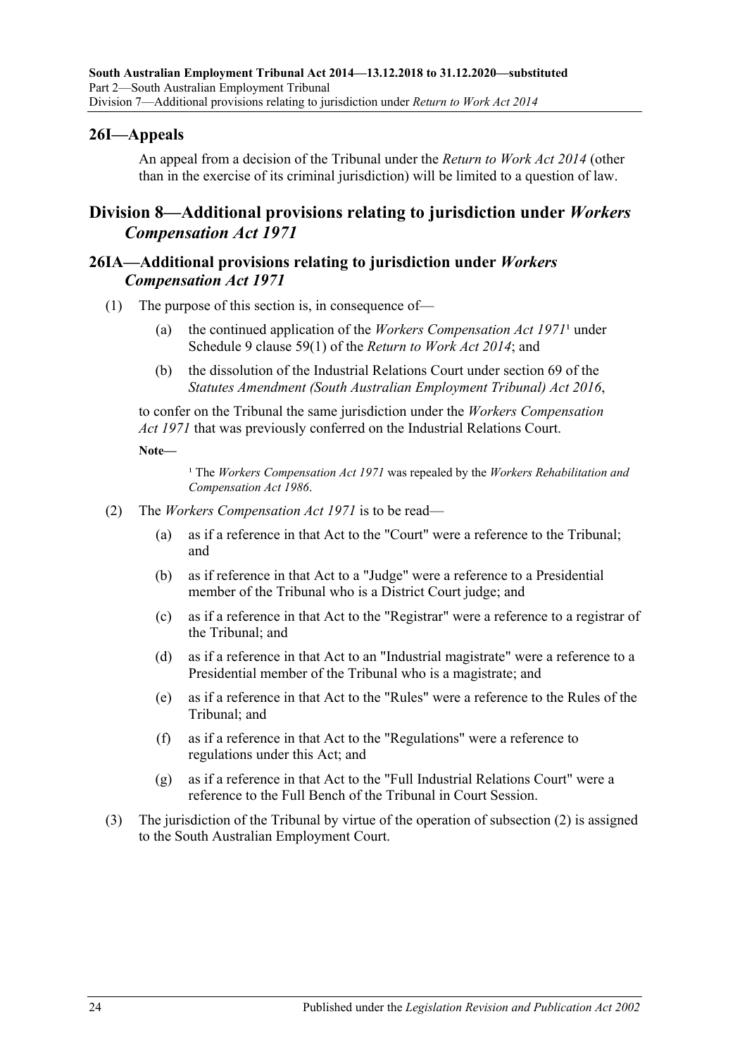## 26I—Appeals

An appeal from a decision of the Tribunal under the *Return to Work Act 2014* (other than in the exercise of its criminal jurisdiction) will be limited to a question of law.

# Division 8—Additional provisions relating to jurisdiction under *Workers Compensation Act 1971*

## 26IA—Additional provisions relating to jurisdiction under *Workers Compensation Act 1971*

(1) The purpose of this section is, in consequence of—

(a) the continued application of the *Workers Compensation Act 1971*[1] under Schedule 9 clause 59(1) of the *Return to Work Act 2014*; and

(b) the dissolution of the Industrial Relations Court under section 69 of the *Statutes Amendment (South Australian Employment Tribunal) Act 2016*,

to confer on the Tribunal the same jurisdiction under the *Workers Compensation Act 1971* that was previously conferred on the Industrial Relations Court.

**Note—**

[1] The *Workers Compensation Act 1971* was repealed by the *Workers Rehabilitation and Compensation Act 1986*.

(2) The *Workers Compensation Act 1971* is to be read—

(a) as if a reference in that Act to the "Court" were a reference to the Tribunal; and

(b) as if reference in that Act to a "Judge" were a reference to a Presidential member of the Tribunal who is a District Court judge; and

(c) as if a reference in that Act to the "Registrar" were a reference to a registrar of the Tribunal; and

(d) as if a reference in that Act to an "Industrial magistrate" were a reference to a Presidential member of the Tribunal who is a magistrate; and

(e) as if a reference in that Act to the "Rules" were a reference to the Rules of the Tribunal; and

(f) as if a reference in that Act to the "Regulations" were a reference to regulations under this Act; and

(g) as if a reference in that Act to the "Full Industrial Relations Court" were a reference to the Full Bench of the Tribunal in Court Session.

(3) The jurisdiction of the Tribunal by virtue of the operation of subsection (2) is assigned to the South Australian Employment Court.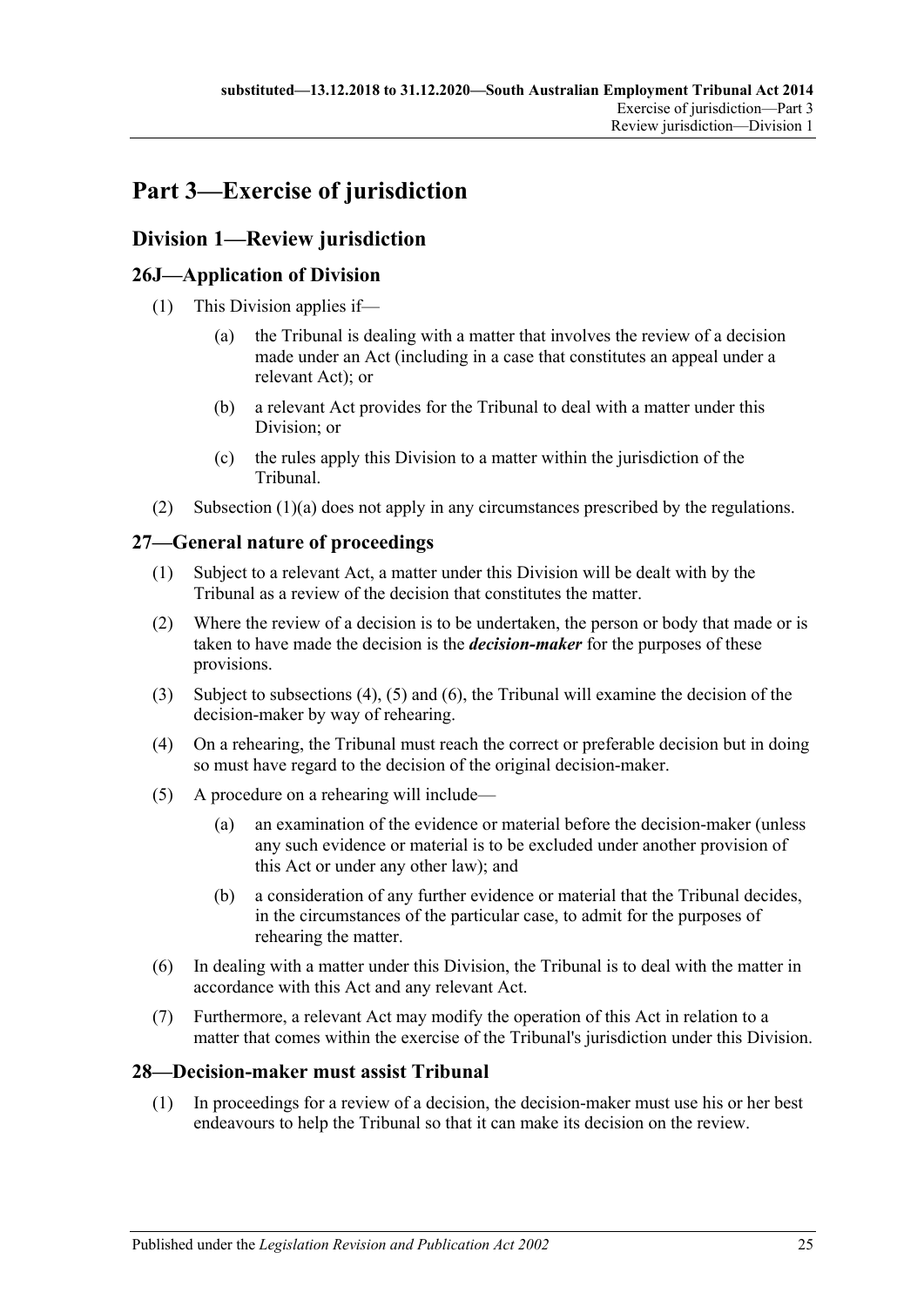# Part 3—Exercise of jurisdiction

## Division 1—Review jurisdiction

### 26J—Application of Division

(1) This Division applies if—

(a) the Tribunal is dealing with a matter that involves the review of a decision made under an Act (including in a case that constitutes an appeal under a relevant Act); or

(b) a relevant Act provides for the Tribunal to deal with a matter under this Division; or

(c) the rules apply this Division to a matter within the jurisdiction of the Tribunal.

(2) Subsection (1)(a) does not apply in any circumstances prescribed by the regulations.

### 27—General nature of proceedings

(1) Subject to a relevant Act, a matter under this Division will be dealt with by the Tribunal as a review of the decision that constitutes the matter.

(2) Where the review of a decision is to be undertaken, the person or body that made or is taken to have made the decision is the ***decision-maker*** for the purposes of these provisions.

(3) Subject to subsections (4), (5) and (6), the Tribunal will examine the decision of the decision-maker by way of rehearing.

(4) On a rehearing, the Tribunal must reach the correct or preferable decision but in doing so must have regard to the decision of the original decision-maker.

(5) A procedure on a rehearing will include—

(a) an examination of the evidence or material before the decision-maker (unless any such evidence or material is to be excluded under another provision of this Act or under any other law); and

(b) a consideration of any further evidence or material that the Tribunal decides, in the circumstances of the particular case, to admit for the purposes of rehearing the matter.

(6) In dealing with a matter under this Division, the Tribunal is to deal with the matter in accordance with this Act and any relevant Act.

(7) Furthermore, a relevant Act may modify the operation of this Act in relation to a matter that comes within the exercise of the Tribunal's jurisdiction under this Division.

### 28—Decision-maker must assist Tribunal

(1) In proceedings for a review of a decision, the decision-maker must use his or her best endeavours to help the Tribunal so that it can make its decision on the review.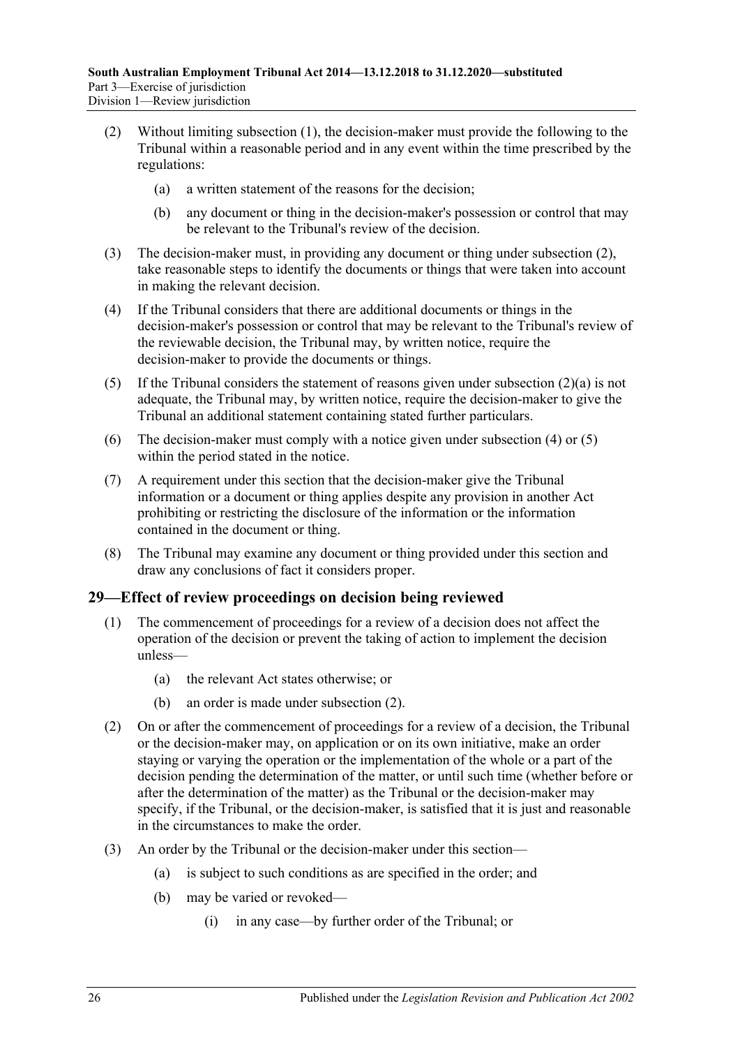(2) Without limiting subsection (1), the decision-maker must provide the following to the Tribunal within a reasonable period and in any event within the time prescribed by the regulations:

(a) a written statement of the reasons for the decision;

(b) any document or thing in the decision-maker's possession or control that may be relevant to the Tribunal's review of the decision.

(3) The decision-maker must, in providing any document or thing under subsection (2), take reasonable steps to identify the documents or things that were taken into account in making the relevant decision.

(4) If the Tribunal considers that there are additional documents or things in the decision-maker's possession or control that may be relevant to the Tribunal's review of the reviewable decision, the Tribunal may, by written notice, require the decision-maker to provide the documents or things.

(5) If the Tribunal considers the statement of reasons given under subsection (2)(a) is not adequate, the Tribunal may, by written notice, require the decision-maker to give the Tribunal an additional statement containing stated further particulars.

(6) The decision-maker must comply with a notice given under subsection (4) or (5) within the period stated in the notice.

(7) A requirement under this section that the decision-maker give the Tribunal information or a document or thing applies despite any provision in another Act prohibiting or restricting the disclosure of the information or the information contained in the document or thing.

(8) The Tribunal may examine any document or thing provided under this section and draw any conclusions of fact it considers proper.

## 29—Effect of review proceedings on decision being reviewed

(1) The commencement of proceedings for a review of a decision does not affect the operation of the decision or prevent the taking of action to implement the decision unless—

(a) the relevant Act states otherwise; or

(b) an order is made under subsection (2).

(2) On or after the commencement of proceedings for a review of a decision, the Tribunal or the decision-maker may, on application or on its own initiative, make an order staying or varying the operation or the implementation of the whole or a part of the decision pending the determination of the matter, or until such time (whether before or after the determination of the matter) as the Tribunal or the decision-maker may specify, if the Tribunal, or the decision-maker, is satisfied that it is just and reasonable in the circumstances to make the order.

(3) An order by the Tribunal or the decision-maker under this section—

(a) is subject to such conditions as are specified in the order; and

(b) may be varied or revoked—

(i) in any case—by further order of the Tribunal; or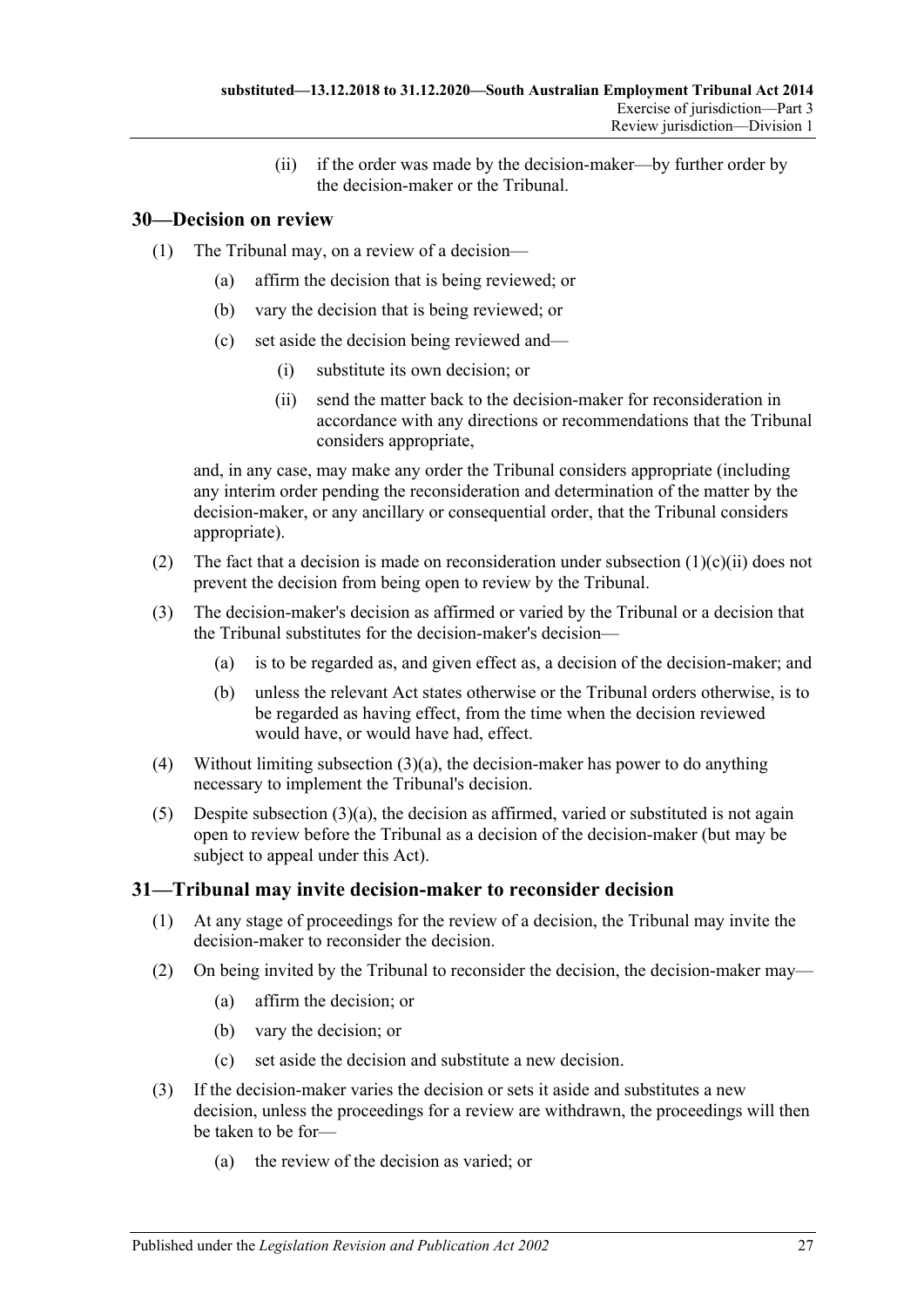(ii) if the order was made by the decision-maker—by further order by the decision-maker or the Tribunal.

## 30—Decision on review

(1) The Tribunal may, on a review of a decision—

(a) affirm the decision that is being reviewed; or

(b) vary the decision that is being reviewed; or

(c) set aside the decision being reviewed and—

(i) substitute its own decision; or

(ii) send the matter back to the decision-maker for reconsideration in accordance with any directions or recommendations that the Tribunal considers appropriate,

and, in any case, may make any order the Tribunal considers appropriate (including any interim order pending the reconsideration and determination of the matter by the decision-maker, or any ancillary or consequential order, that the Tribunal considers appropriate).

(2) The fact that a decision is made on reconsideration under subsection (1)(c)(ii) does not prevent the decision from being open to review by the Tribunal.

(3) The decision-maker's decision as affirmed or varied by the Tribunal or a decision that the Tribunal substitutes for the decision-maker's decision—

(a) is to be regarded as, and given effect as, a decision of the decision-maker; and

(b) unless the relevant Act states otherwise or the Tribunal orders otherwise, is to be regarded as having effect, from the time when the decision reviewed would have, or would have had, effect.

(4) Without limiting subsection (3)(a), the decision-maker has power to do anything necessary to implement the Tribunal's decision.

(5) Despite subsection (3)(a), the decision as affirmed, varied or substituted is not again open to review before the Tribunal as a decision of the decision-maker (but may be subject to appeal under this Act).

## 31—Tribunal may invite decision-maker to reconsider decision

(1) At any stage of proceedings for the review of a decision, the Tribunal may invite the decision-maker to reconsider the decision.

(2) On being invited by the Tribunal to reconsider the decision, the decision-maker may—

(a) affirm the decision; or

(b) vary the decision; or

(c) set aside the decision and substitute a new decision.

(3) If the decision-maker varies the decision or sets it aside and substitutes a new decision, unless the proceedings for a review are withdrawn, the proceedings will then be taken to be for—

(a) the review of the decision as varied; or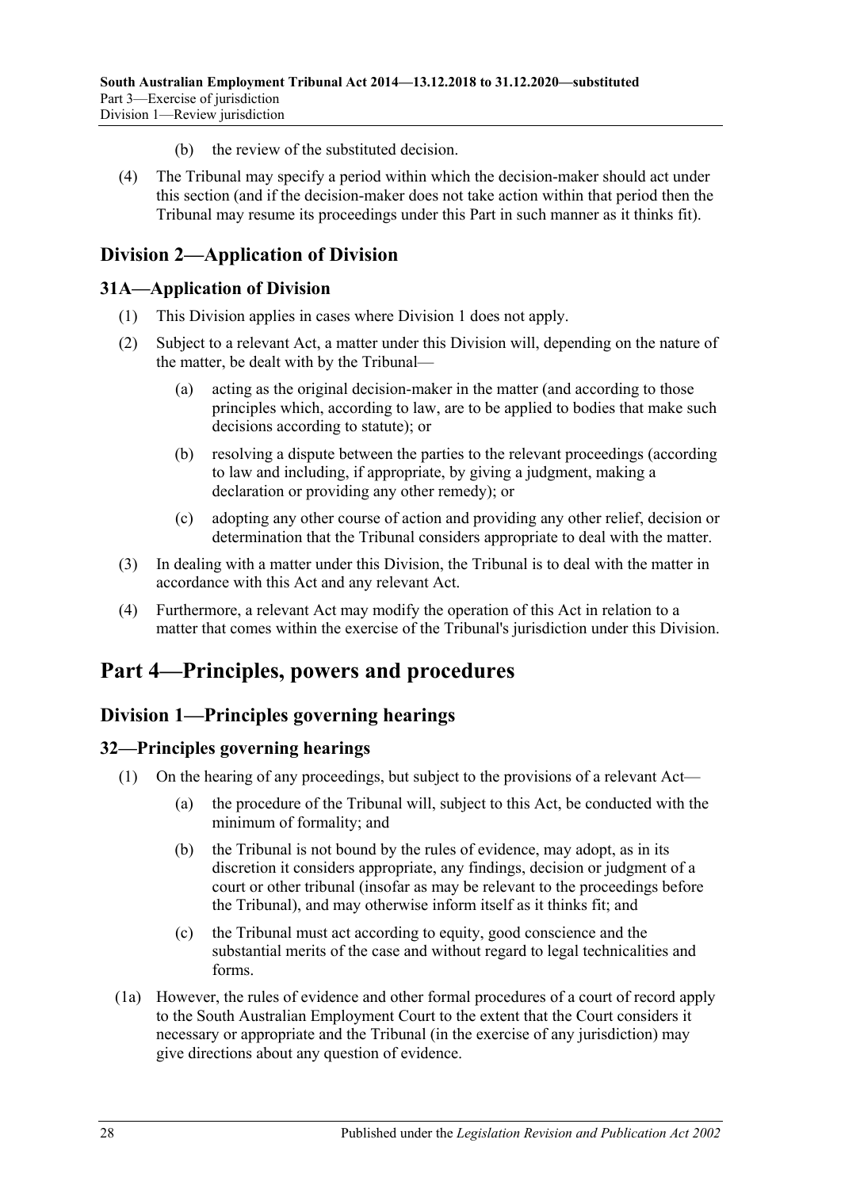(b) the review of the substituted decision.

(4) The Tribunal may specify a period within which the decision-maker should act under this section (and if the decision-maker does not take action within that period then the Tribunal may resume its proceedings under this Part in such manner as it thinks fit).

## Division 2—Application of Division

### 31A—Application of Division

(1) This Division applies in cases where Division 1 does not apply.

(2) Subject to a relevant Act, a matter under this Division will, depending on the nature of the matter, be dealt with by the Tribunal—

(a) acting as the original decision-maker in the matter (and according to those principles which, according to law, are to be applied to bodies that make such decisions according to statute); or

(b) resolving a dispute between the parties to the relevant proceedings (according to law and including, if appropriate, by giving a judgment, making a declaration or providing any other remedy); or

(c) adopting any other course of action and providing any other relief, decision or determination that the Tribunal considers appropriate to deal with the matter.

(3) In dealing with a matter under this Division, the Tribunal is to deal with the matter in accordance with this Act and any relevant Act.

(4) Furthermore, a relevant Act may modify the operation of this Act in relation to a matter that comes within the exercise of the Tribunal's jurisdiction under this Division.

# Part 4—Principles, powers and procedures

## Division 1—Principles governing hearings

### 32—Principles governing hearings

(1) On the hearing of any proceedings, but subject to the provisions of a relevant Act—

(a) the procedure of the Tribunal will, subject to this Act, be conducted with the minimum of formality; and

(b) the Tribunal is not bound by the rules of evidence, may adopt, as in its discretion it considers appropriate, any findings, decision or judgment of a court or other tribunal (insofar as may be relevant to the proceedings before the Tribunal), and may otherwise inform itself as it thinks fit; and

(c) the Tribunal must act according to equity, good conscience and the substantial merits of the case and without regard to legal technicalities and forms.

(1a) However, the rules of evidence and other formal procedures of a court of record apply to the South Australian Employment Court to the extent that the Court considers it necessary or appropriate and the Tribunal (in the exercise of any jurisdiction) may give directions about any question of evidence.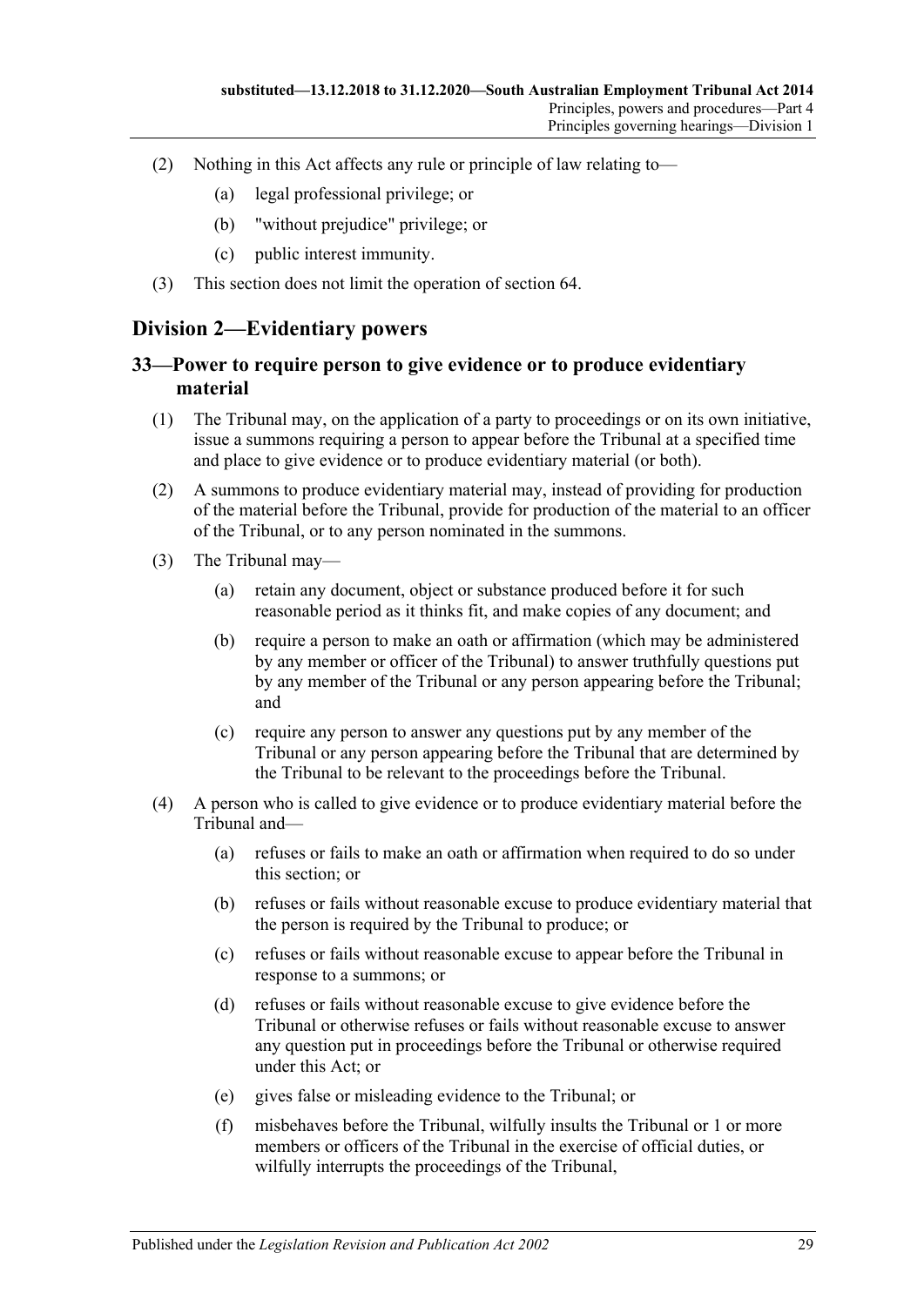(2) Nothing in this Act affects any rule or principle of law relating to—

  (a) legal professional privilege; or

  (b) "without prejudice" privilege; or

  (c) public interest immunity.

(3) This section does not limit the operation of section 64.

## Division 2—Evidentiary powers

### 33—Power to require person to give evidence or to produce evidentiary material

(1) The Tribunal may, on the application of a party to proceedings or on its own initiative, issue a summons requiring a person to appear before the Tribunal at a specified time and place to give evidence or to produce evidentiary material (or both).

(2) A summons to produce evidentiary material may, instead of providing for production of the material before the Tribunal, provide for production of the material to an officer of the Tribunal, or to any person nominated in the summons.

(3) The Tribunal may—

  (a) retain any document, object or substance produced before it for such reasonable period as it thinks fit, and make copies of any document; and

  (b) require a person to make an oath or affirmation (which may be administered by any member or officer of the Tribunal) to answer truthfully questions put by any member of the Tribunal or any person appearing before the Tribunal; and

  (c) require any person to answer any questions put by any member of the Tribunal or any person appearing before the Tribunal that are determined by the Tribunal to be relevant to the proceedings before the Tribunal.

(4) A person who is called to give evidence or to produce evidentiary material before the Tribunal and—

  (a) refuses or fails to make an oath or affirmation when required to do so under this section; or

  (b) refuses or fails without reasonable excuse to produce evidentiary material that the person is required by the Tribunal to produce; or

  (c) refuses or fails without reasonable excuse to appear before the Tribunal in response to a summons; or

  (d) refuses or fails without reasonable excuse to give evidence before the Tribunal or otherwise refuses or fails without reasonable excuse to answer any question put in proceedings before the Tribunal or otherwise required under this Act; or

  (e) gives false or misleading evidence to the Tribunal; or

  (f) misbehaves before the Tribunal, wilfully insults the Tribunal or 1 or more members or officers of the Tribunal in the exercise of official duties, or wilfully interrupts the proceedings of the Tribunal,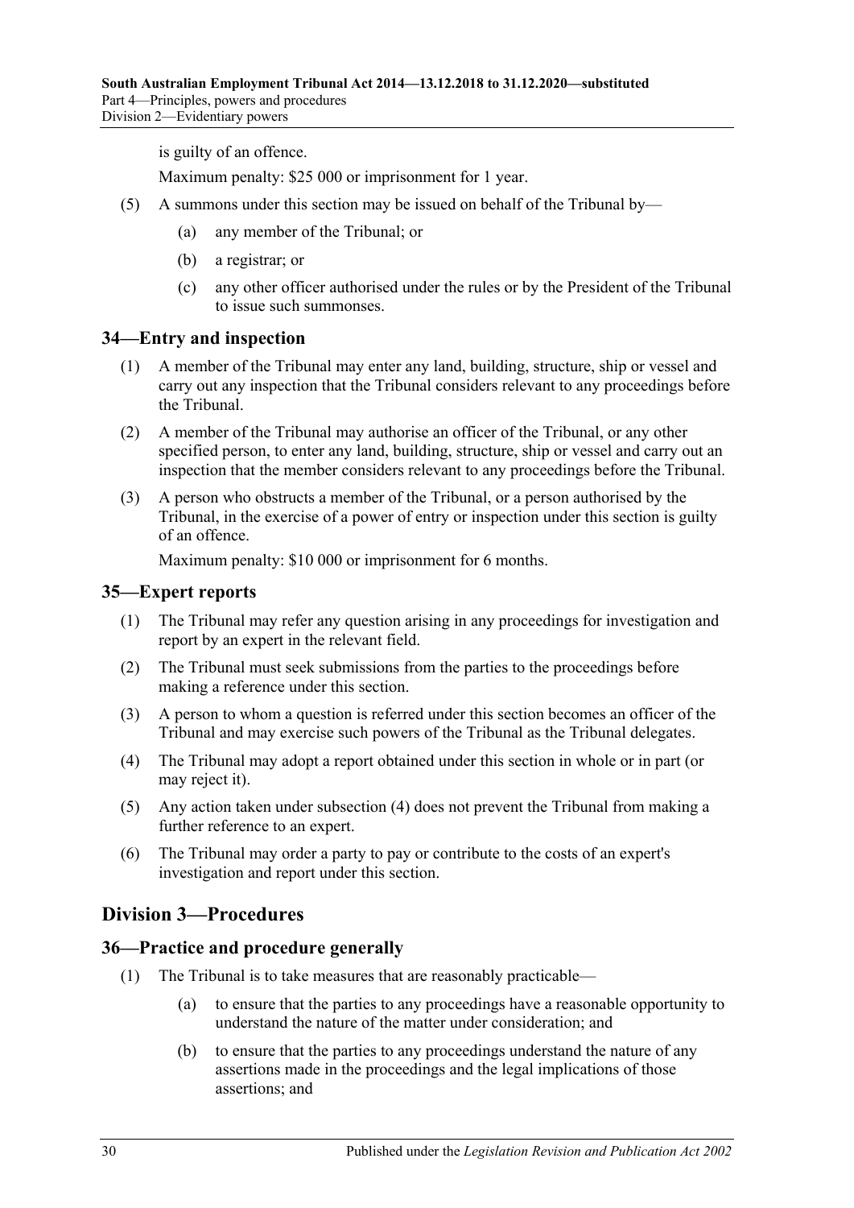is guilty of an offence.

Maximum penalty: $25 000 or imprisonment for 1 year.

(5) A summons under this section may be issued on behalf of the Tribunal by—

(a) any member of the Tribunal; or

(b) a registrar; or

(c) any other officer authorised under the rules or by the President of the Tribunal to issue such summonses.

## 34—Entry and inspection

(1) A member of the Tribunal may enter any land, building, structure, ship or vessel and carry out any inspection that the Tribunal considers relevant to any proceedings before the Tribunal.

(2) A member of the Tribunal may authorise an officer of the Tribunal, or any other specified person, to enter any land, building, structure, ship or vessel and carry out an inspection that the member considers relevant to any proceedings before the Tribunal.

(3) A person who obstructs a member of the Tribunal, or a person authorised by the Tribunal, in the exercise of a power of entry or inspection under this section is guilty of an offence.

Maximum penalty: $10 000 or imprisonment for 6 months.

## 35—Expert reports

(1) The Tribunal may refer any question arising in any proceedings for investigation and report by an expert in the relevant field.

(2) The Tribunal must seek submissions from the parties to the proceedings before making a reference under this section.

(3) A person to whom a question is referred under this section becomes an officer of the Tribunal and may exercise such powers of the Tribunal as the Tribunal delegates.

(4) The Tribunal may adopt a report obtained under this section in whole or in part (or may reject it).

(5) Any action taken under subsection (4) does not prevent the Tribunal from making a further reference to an expert.

(6) The Tribunal may order a party to pay or contribute to the costs of an expert's investigation and report under this section.

# Division 3—Procedures

## 36—Practice and procedure generally

(1) The Tribunal is to take measures that are reasonably practicable—

(a) to ensure that the parties to any proceedings have a reasonable opportunity to understand the nature of the matter under consideration; and

(b) to ensure that the parties to any proceedings understand the nature of any assertions made in the proceedings and the legal implications of those assertions; and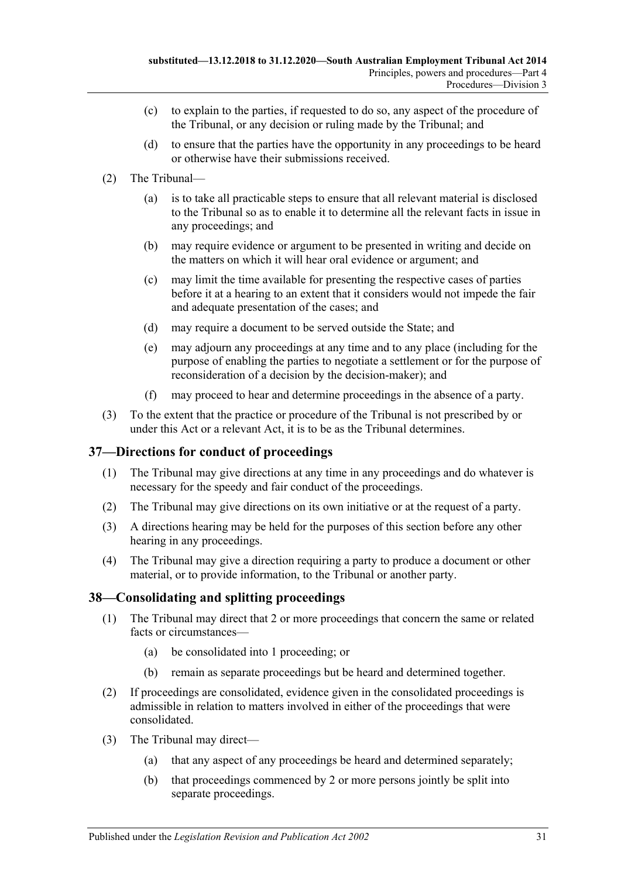(c) to explain to the parties, if requested to do so, any aspect of the procedure of the Tribunal, or any decision or ruling made by the Tribunal; and

(d) to ensure that the parties have the opportunity in any proceedings to be heard or otherwise have their submissions received.

(2) The Tribunal—

(a) is to take all practicable steps to ensure that all relevant material is disclosed to the Tribunal so as to enable it to determine all the relevant facts in issue in any proceedings; and

(b) may require evidence or argument to be presented in writing and decide on the matters on which it will hear oral evidence or argument; and

(c) may limit the time available for presenting the respective cases of parties before it at a hearing to an extent that it considers would not impede the fair and adequate presentation of the cases; and

(d) may require a document to be served outside the State; and

(e) may adjourn any proceedings at any time and to any place (including for the purpose of enabling the parties to negotiate a settlement or for the purpose of reconsideration of a decision by the decision-maker); and

(f) may proceed to hear and determine proceedings in the absence of a party.

(3) To the extent that the practice or procedure of the Tribunal is not prescribed by or under this Act or a relevant Act, it is to be as the Tribunal determines.

## 37—Directions for conduct of proceedings

(1) The Tribunal may give directions at any time in any proceedings and do whatever is necessary for the speedy and fair conduct of the proceedings.

(2) The Tribunal may give directions on its own initiative or at the request of a party.

(3) A directions hearing may be held for the purposes of this section before any other hearing in any proceedings.

(4) The Tribunal may give a direction requiring a party to produce a document or other material, or to provide information, to the Tribunal or another party.

## 38—Consolidating and splitting proceedings

(1) The Tribunal may direct that 2 or more proceedings that concern the same or related facts or circumstances—

(a) be consolidated into 1 proceeding; or

(b) remain as separate proceedings but be heard and determined together.

(2) If proceedings are consolidated, evidence given in the consolidated proceedings is admissible in relation to matters involved in either of the proceedings that were consolidated.

(3) The Tribunal may direct—

(a) that any aspect of any proceedings be heard and determined separately;

(b) that proceedings commenced by 2 or more persons jointly be split into separate proceedings.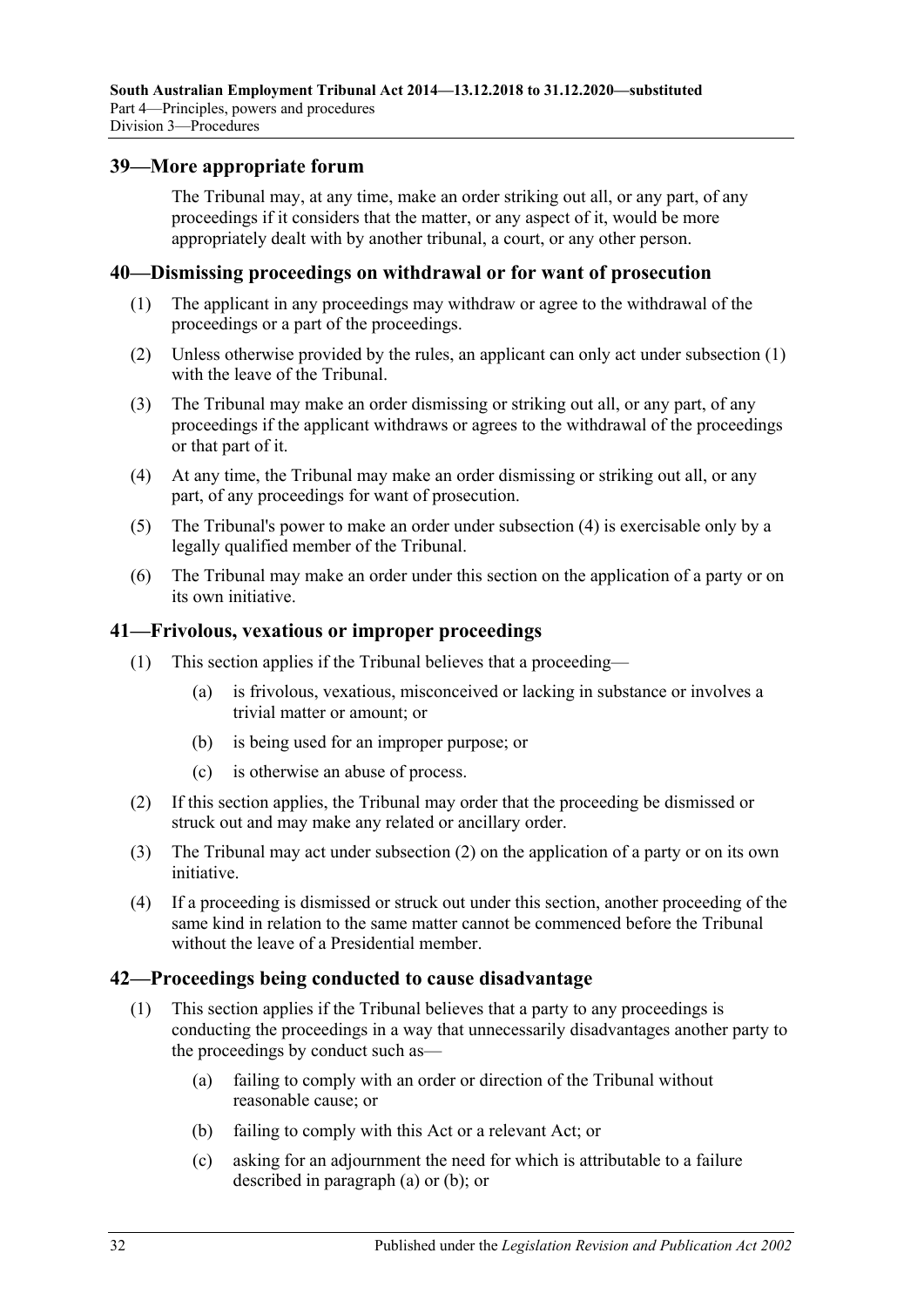## 39—More appropriate forum

The Tribunal may, at any time, make an order striking out all, or any part, of any proceedings if it considers that the matter, or any aspect of it, would be more appropriately dealt with by another tribunal, a court, or any other person.

## 40—Dismissing proceedings on withdrawal or for want of prosecution

(1) The applicant in any proceedings may withdraw or agree to the withdrawal of the proceedings or a part of the proceedings.

(2) Unless otherwise provided by the rules, an applicant can only act under subsection (1) with the leave of the Tribunal.

(3) The Tribunal may make an order dismissing or striking out all, or any part, of any proceedings if the applicant withdraws or agrees to the withdrawal of the proceedings or that part of it.

(4) At any time, the Tribunal may make an order dismissing or striking out all, or any part, of any proceedings for want of prosecution.

(5) The Tribunal's power to make an order under subsection (4) is exercisable only by a legally qualified member of the Tribunal.

(6) The Tribunal may make an order under this section on the application of a party or on its own initiative.

## 41—Frivolous, vexatious or improper proceedings

(1) This section applies if the Tribunal believes that a proceeding—

- (a) is frivolous, vexatious, misconceived or lacking in substance or involves a trivial matter or amount; or
- (b) is being used for an improper purpose; or
- (c) is otherwise an abuse of process.

(2) If this section applies, the Tribunal may order that the proceeding be dismissed or struck out and may make any related or ancillary order.

(3) The Tribunal may act under subsection (2) on the application of a party or on its own initiative.

(4) If a proceeding is dismissed or struck out under this section, another proceeding of the same kind in relation to the same matter cannot be commenced before the Tribunal without the leave of a Presidential member.

## 42—Proceedings being conducted to cause disadvantage

(1) This section applies if the Tribunal believes that a party to any proceedings is conducting the proceedings in a way that unnecessarily disadvantages another party to the proceedings by conduct such as—

- (a) failing to comply with an order or direction of the Tribunal without reasonable cause; or
- (b) failing to comply with this Act or a relevant Act; or
- (c) asking for an adjournment the need for which is attributable to a failure described in paragraph (a) or (b); or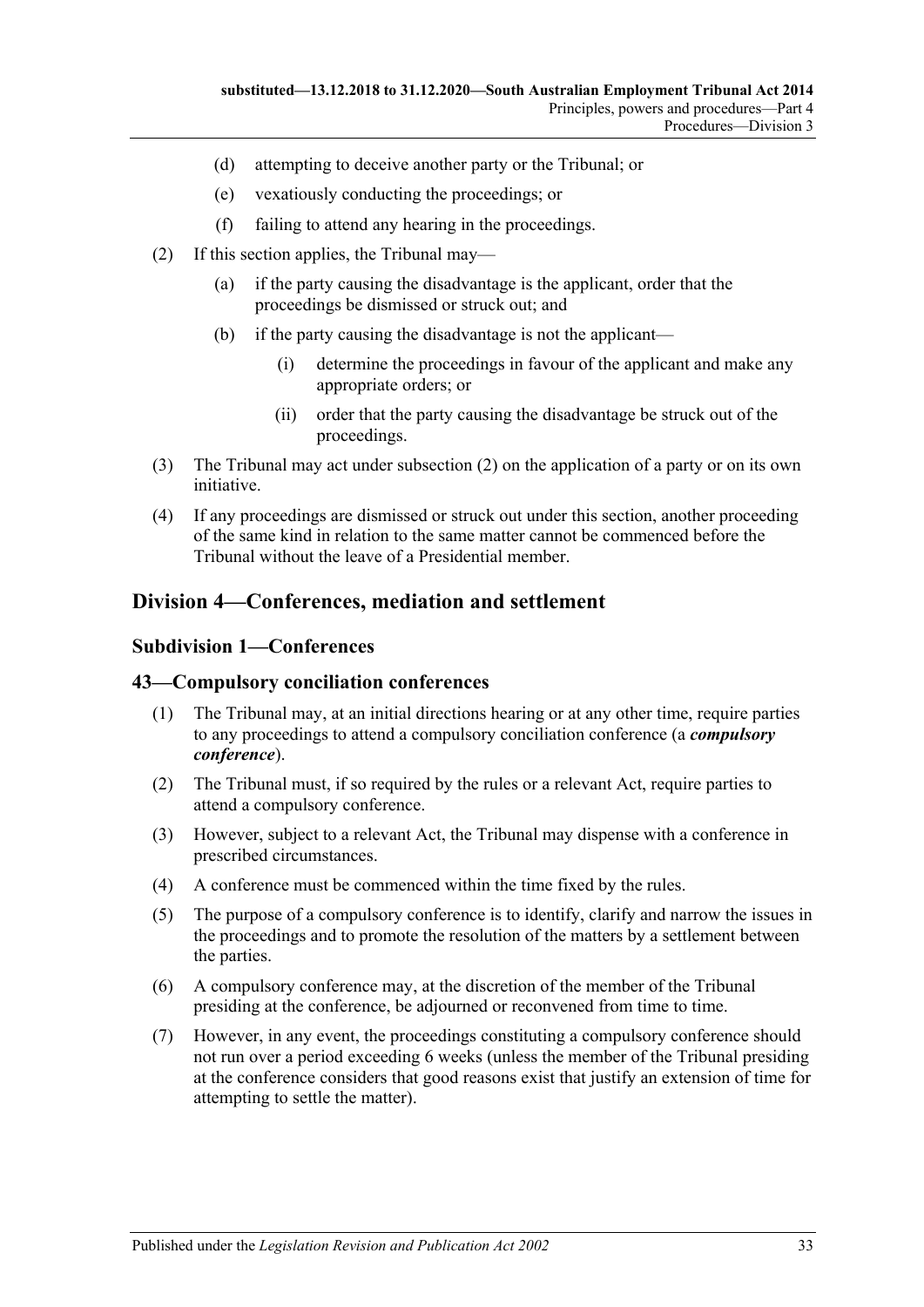(d) attempting to deceive another party or the Tribunal; or

(e) vexatiously conducting the proceedings; or

(f) failing to attend any hearing in the proceedings.

(2) If this section applies, the Tribunal may—

(a) if the party causing the disadvantage is the applicant, order that the proceedings be dismissed or struck out; and

(b) if the party causing the disadvantage is not the applicant—

(i) determine the proceedings in favour of the applicant and make any appropriate orders; or

(ii) order that the party causing the disadvantage be struck out of the proceedings.

(3) The Tribunal may act under subsection (2) on the application of a party or on its own initiative.

(4) If any proceedings are dismissed or struck out under this section, another proceeding of the same kind in relation to the same matter cannot be commenced before the Tribunal without the leave of a Presidential member.

## Division 4—Conferences, mediation and settlement

### Subdivision 1—Conferences

### 43—Compulsory conciliation conferences

(1) The Tribunal may, at an initial directions hearing or at any other time, require parties to any proceedings to attend a compulsory conciliation conference (a ***compulsory conference***).

(2) The Tribunal must, if so required by the rules or a relevant Act, require parties to attend a compulsory conference.

(3) However, subject to a relevant Act, the Tribunal may dispense with a conference in prescribed circumstances.

(4) A conference must be commenced within the time fixed by the rules.

(5) The purpose of a compulsory conference is to identify, clarify and narrow the issues in the proceedings and to promote the resolution of the matters by a settlement between the parties.

(6) A compulsory conference may, at the discretion of the member of the Tribunal presiding at the conference, be adjourned or reconvened from time to time.

(7) However, in any event, the proceedings constituting a compulsory conference should not run over a period exceeding 6 weeks (unless the member of the Tribunal presiding at the conference considers that good reasons exist that justify an extension of time for attempting to settle the matter).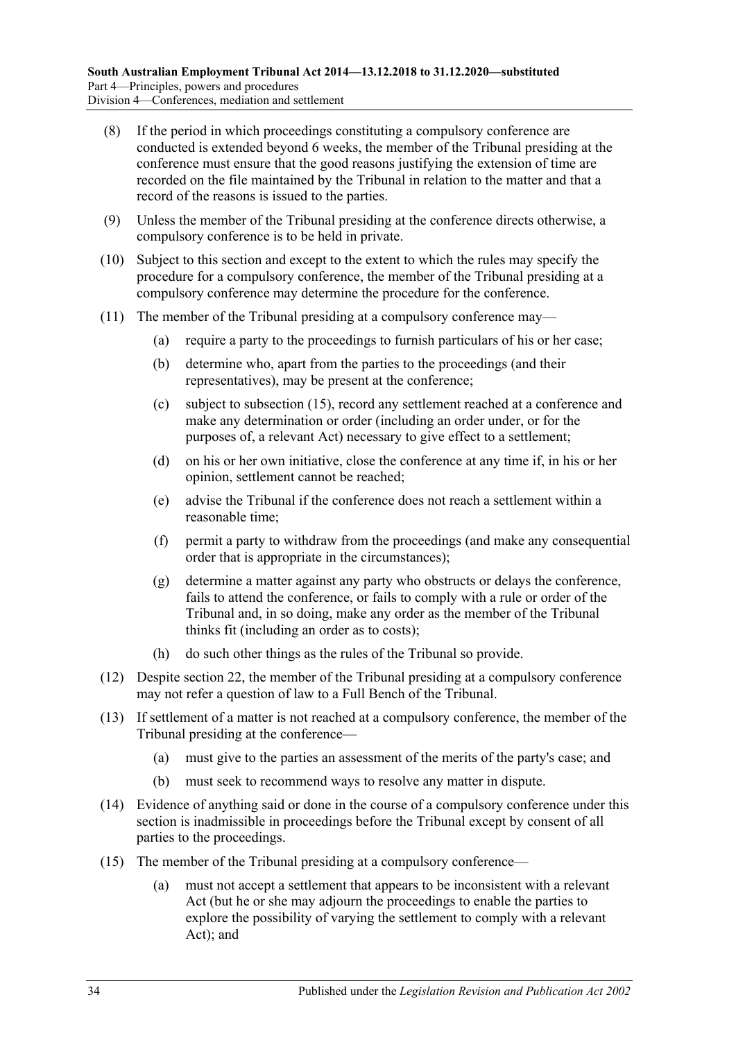(8) If the period in which proceedings constituting a compulsory conference are conducted is extended beyond 6 weeks, the member of the Tribunal presiding at the conference must ensure that the good reasons justifying the extension of time are recorded on the file maintained by the Tribunal in relation to the matter and that a record of the reasons is issued to the parties.

(9) Unless the member of the Tribunal presiding at the conference directs otherwise, a compulsory conference is to be held in private.

(10) Subject to this section and except to the extent to which the rules may specify the procedure for a compulsory conference, the member of the Tribunal presiding at a compulsory conference may determine the procedure for the conference.

(11) The member of the Tribunal presiding at a compulsory conference may—

(a) require a party to the proceedings to furnish particulars of his or her case;

(b) determine who, apart from the parties to the proceedings (and their representatives), may be present at the conference;

(c) subject to subsection (15), record any settlement reached at a conference and make any determination or order (including an order under, or for the purposes of, a relevant Act) necessary to give effect to a settlement;

(d) on his or her own initiative, close the conference at any time if, in his or her opinion, settlement cannot be reached;

(e) advise the Tribunal if the conference does not reach a settlement within a reasonable time;

(f) permit a party to withdraw from the proceedings (and make any consequential order that is appropriate in the circumstances);

(g) determine a matter against any party who obstructs or delays the conference, fails to attend the conference, or fails to comply with a rule or order of the Tribunal and, in so doing, make any order as the member of the Tribunal thinks fit (including an order as to costs);

(h) do such other things as the rules of the Tribunal so provide.

(12) Despite section 22, the member of the Tribunal presiding at a compulsory conference may not refer a question of law to a Full Bench of the Tribunal.

(13) If settlement of a matter is not reached at a compulsory conference, the member of the Tribunal presiding at the conference—

(a) must give to the parties an assessment of the merits of the party's case; and

(b) must seek to recommend ways to resolve any matter in dispute.

(14) Evidence of anything said or done in the course of a compulsory conference under this section is inadmissible in proceedings before the Tribunal except by consent of all parties to the proceedings.

(15) The member of the Tribunal presiding at a compulsory conference—

(a) must not accept a settlement that appears to be inconsistent with a relevant Act (but he or she may adjourn the proceedings to enable the parties to explore the possibility of varying the settlement to comply with a relevant Act); and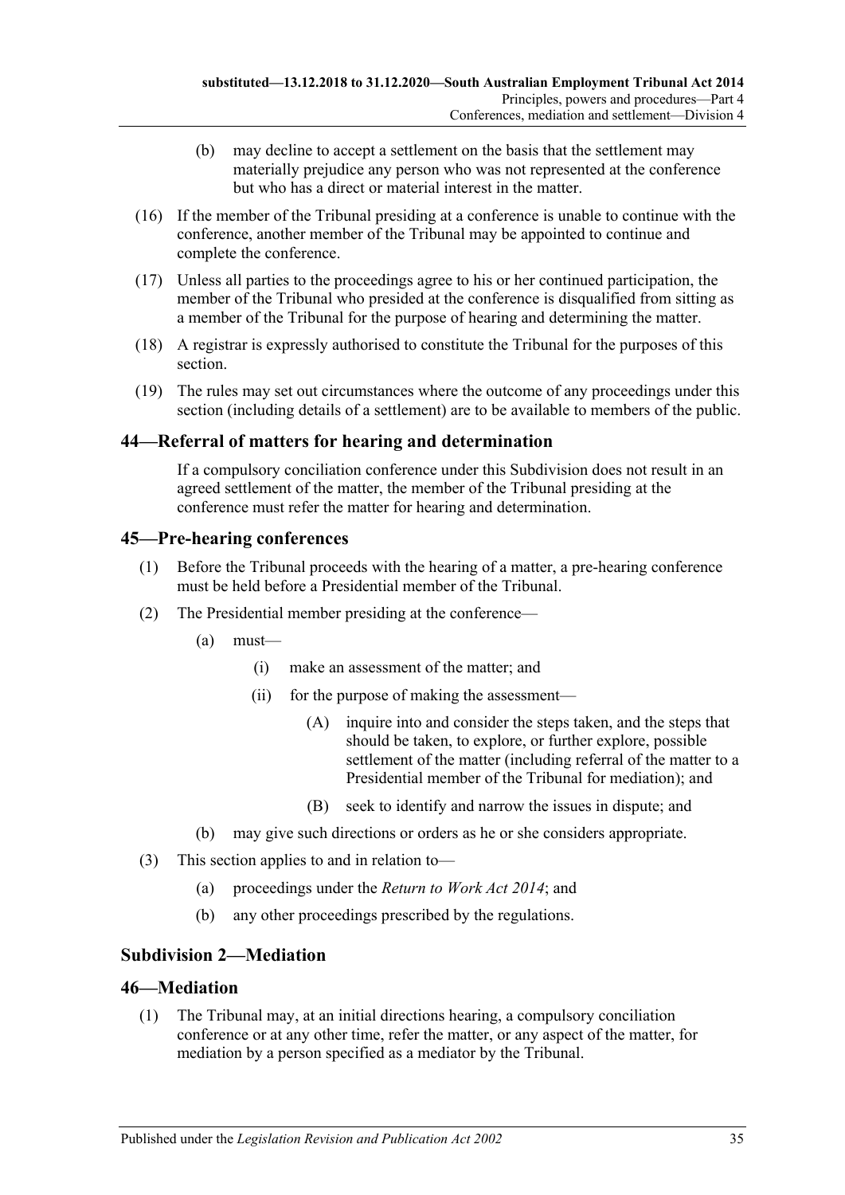(b) may decline to accept a settlement on the basis that the settlement may materially prejudice any person who was not represented at the conference but who has a direct or material interest in the matter.

(16) If the member of the Tribunal presiding at a conference is unable to continue with the conference, another member of the Tribunal may be appointed to continue and complete the conference.

(17) Unless all parties to the proceedings agree to his or her continued participation, the member of the Tribunal who presided at the conference is disqualified from sitting as a member of the Tribunal for the purpose of hearing and determining the matter.

(18) A registrar is expressly authorised to constitute the Tribunal for the purposes of this section.

(19) The rules may set out circumstances where the outcome of any proceedings under this section (including details of a settlement) are to be available to members of the public.

## 44—Referral of matters for hearing and determination

If a compulsory conciliation conference under this Subdivision does not result in an agreed settlement of the matter, the member of the Tribunal presiding at the conference must refer the matter for hearing and determination.

## 45—Pre-hearing conferences

(1) Before the Tribunal proceeds with the hearing of a matter, a pre-hearing conference must be held before a Presidential member of the Tribunal.

(2) The Presidential member presiding at the conference—

(a) must—

(i) make an assessment of the matter; and

(ii) for the purpose of making the assessment—

(A) inquire into and consider the steps taken, and the steps that should be taken, to explore, or further explore, possible settlement of the matter (including referral of the matter to a Presidential member of the Tribunal for mediation); and

(B) seek to identify and narrow the issues in dispute; and

(b) may give such directions or orders as he or she considers appropriate.

(3) This section applies to and in relation to—

(a) proceedings under the *Return to Work Act 2014*; and

(b) any other proceedings prescribed by the regulations.

### Subdivision 2—Mediation

## 46—Mediation

(1) The Tribunal may, at an initial directions hearing, a compulsory conciliation conference or at any other time, refer the matter, or any aspect of the matter, for mediation by a person specified as a mediator by the Tribunal.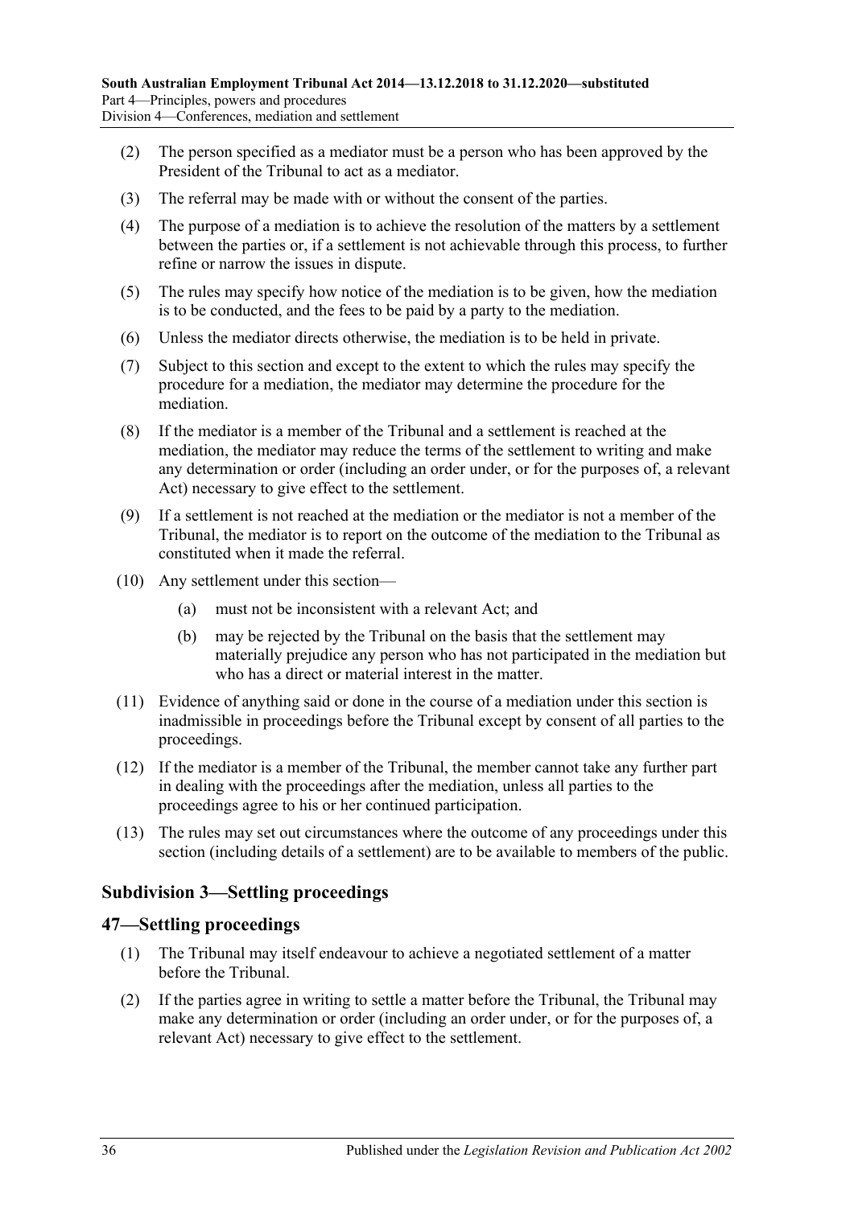(2) The person specified as a mediator must be a person who has been approved by the President of the Tribunal to act as a mediator.

(3) The referral may be made with or without the consent of the parties.

(4) The purpose of a mediation is to achieve the resolution of the matters by a settlement between the parties or, if a settlement is not achievable through this process, to further refine or narrow the issues in dispute.

(5) The rules may specify how notice of the mediation is to be given, how the mediation is to be conducted, and the fees to be paid by a party to the mediation.

(6) Unless the mediator directs otherwise, the mediation is to be held in private.

(7) Subject to this section and except to the extent to which the rules may specify the procedure for a mediation, the mediator may determine the procedure for the mediation.

(8) If the mediator is a member of the Tribunal and a settlement is reached at the mediation, the mediator may reduce the terms of the settlement to writing and make any determination or order (including an order under, or for the purposes of, a relevant Act) necessary to give effect to the settlement.

(9) If a settlement is not reached at the mediation or the mediator is not a member of the Tribunal, the mediator is to report on the outcome of the mediation to the Tribunal as constituted when it made the referral.

(10) Any settlement under this section—

(a) must not be inconsistent with a relevant Act; and

(b) may be rejected by the Tribunal on the basis that the settlement may materially prejudice any person who has not participated in the mediation but who has a direct or material interest in the matter.

(11) Evidence of anything said or done in the course of a mediation under this section is inadmissible in proceedings before the Tribunal except by consent of all parties to the proceedings.

(12) If the mediator is a member of the Tribunal, the member cannot take any further part in dealing with the proceedings after the mediation, unless all parties to the proceedings agree to his or her continued participation.

(13) The rules may set out circumstances where the outcome of any proceedings under this section (including details of a settlement) are to be available to members of the public.

## Subdivision 3—Settling proceedings

## 47—Settling proceedings

(1) The Tribunal may itself endeavour to achieve a negotiated settlement of a matter before the Tribunal.

(2) If the parties agree in writing to settle a matter before the Tribunal, the Tribunal may make any determination or order (including an order under, or for the purposes of, a relevant Act) necessary to give effect to the settlement.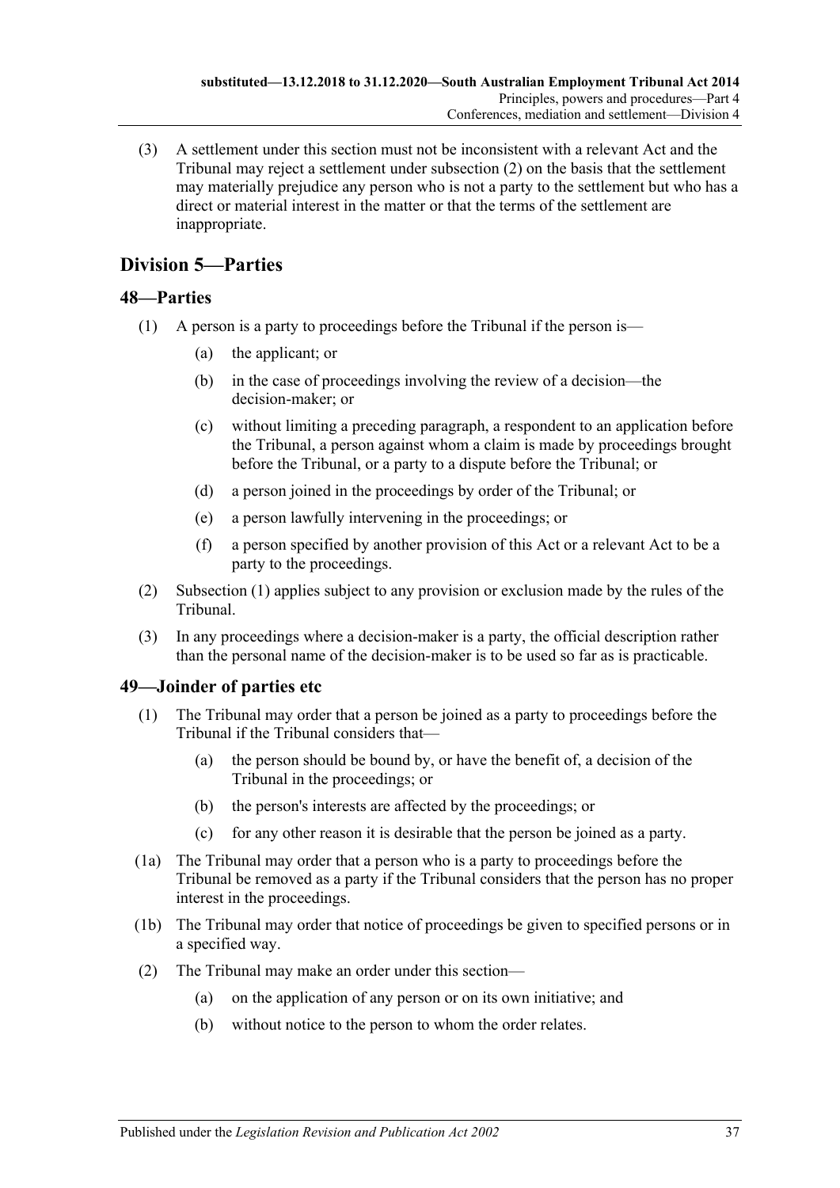(3) A settlement under this section must not be inconsistent with a relevant Act and the Tribunal may reject a settlement under subsection (2) on the basis that the settlement may materially prejudice any person who is not a party to the settlement but who has a direct or material interest in the matter or that the terms of the settlement are inappropriate.

## Division 5—Parties

### 48—Parties

(1) A person is a party to proceedings before the Tribunal if the person is—

(a) the applicant; or

(b) in the case of proceedings involving the review of a decision—the decision-maker; or

(c) without limiting a preceding paragraph, a respondent to an application before the Tribunal, a person against whom a claim is made by proceedings brought before the Tribunal, or a party to a dispute before the Tribunal; or

(d) a person joined in the proceedings by order of the Tribunal; or

(e) a person lawfully intervening in the proceedings; or

(f) a person specified by another provision of this Act or a relevant Act to be a party to the proceedings.

(2) Subsection (1) applies subject to any provision or exclusion made by the rules of the Tribunal.

(3) In any proceedings where a decision-maker is a party, the official description rather than the personal name of the decision-maker is to be used so far as is practicable.

### 49—Joinder of parties etc

(1) The Tribunal may order that a person be joined as a party to proceedings before the Tribunal if the Tribunal considers that—

(a) the person should be bound by, or have the benefit of, a decision of the Tribunal in the proceedings; or

(b) the person's interests are affected by the proceedings; or

(c) for any other reason it is desirable that the person be joined as a party.

(1a) The Tribunal may order that a person who is a party to proceedings before the Tribunal be removed as a party if the Tribunal considers that the person has no proper interest in the proceedings.

(1b) The Tribunal may order that notice of proceedings be given to specified persons or in a specified way.

(2) The Tribunal may make an order under this section—

(a) on the application of any person or on its own initiative; and

(b) without notice to the person to whom the order relates.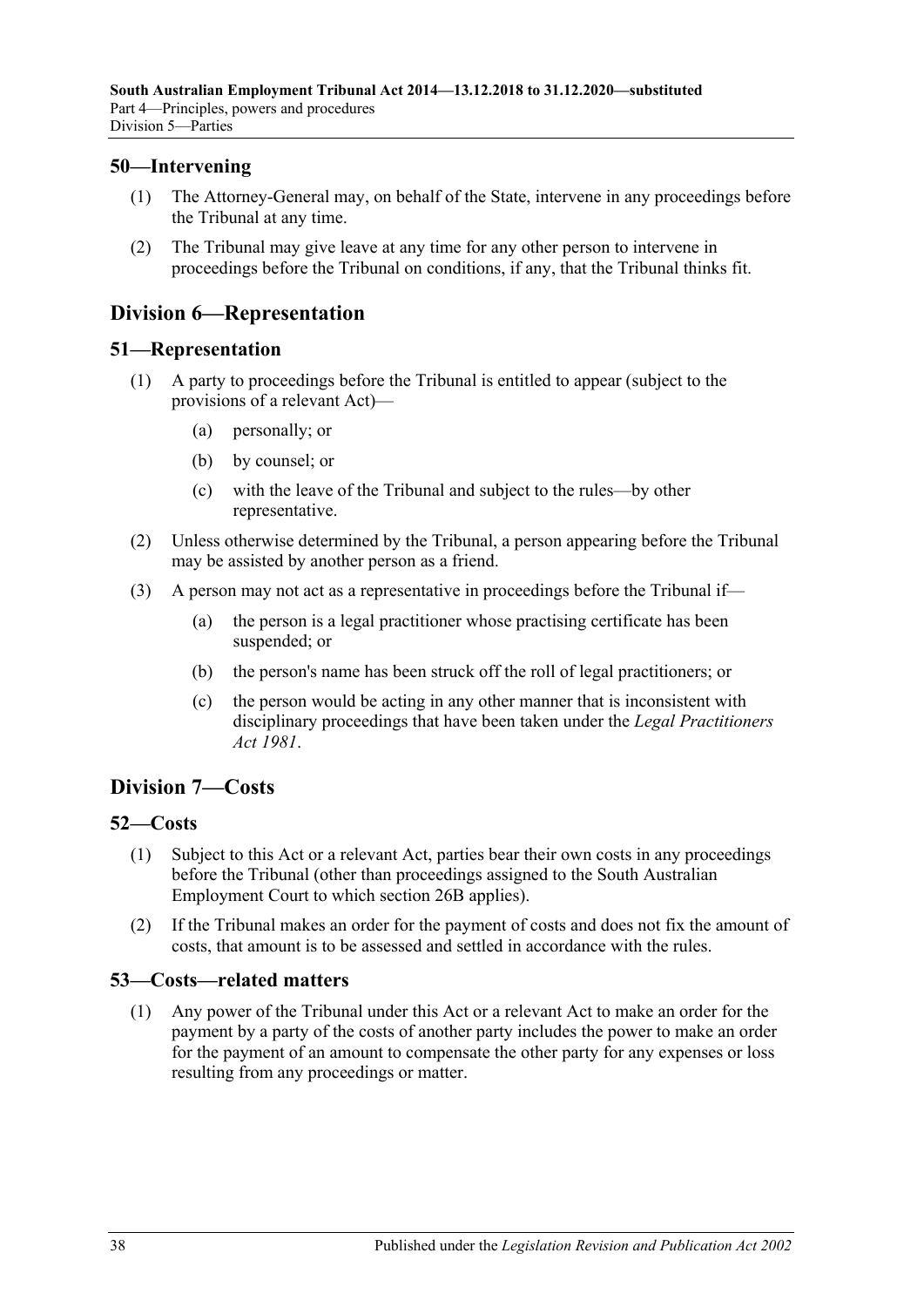## 50—Intervening

(1) The Attorney-General may, on behalf of the State, intervene in any proceedings before the Tribunal at any time.

(2) The Tribunal may give leave at any time for any other person to intervene in proceedings before the Tribunal on conditions, if any, that the Tribunal thinks fit.

# Division 6—Representation

## 51—Representation

(1) A party to proceedings before the Tribunal is entitled to appear (subject to the provisions of a relevant Act)—

(a) personally; or

(b) by counsel; or

(c) with the leave of the Tribunal and subject to the rules—by other representative.

(2) Unless otherwise determined by the Tribunal, a person appearing before the Tribunal may be assisted by another person as a friend.

(3) A person may not act as a representative in proceedings before the Tribunal if—

(a) the person is a legal practitioner whose practising certificate has been suspended; or

(b) the person's name has been struck off the roll of legal practitioners; or

(c) the person would be acting in any other manner that is inconsistent with disciplinary proceedings that have been taken under the *Legal Practitioners Act 1981*.

# Division 7—Costs

## 52—Costs

(1) Subject to this Act or a relevant Act, parties bear their own costs in any proceedings before the Tribunal (other than proceedings assigned to the South Australian Employment Court to which section 26B applies).

(2) If the Tribunal makes an order for the payment of costs and does not fix the amount of costs, that amount is to be assessed and settled in accordance with the rules.

## 53—Costs—related matters

(1) Any power of the Tribunal under this Act or a relevant Act to make an order for the payment by a party of the costs of another party includes the power to make an order for the payment of an amount to compensate the other party for any expenses or loss resulting from any proceedings or matter.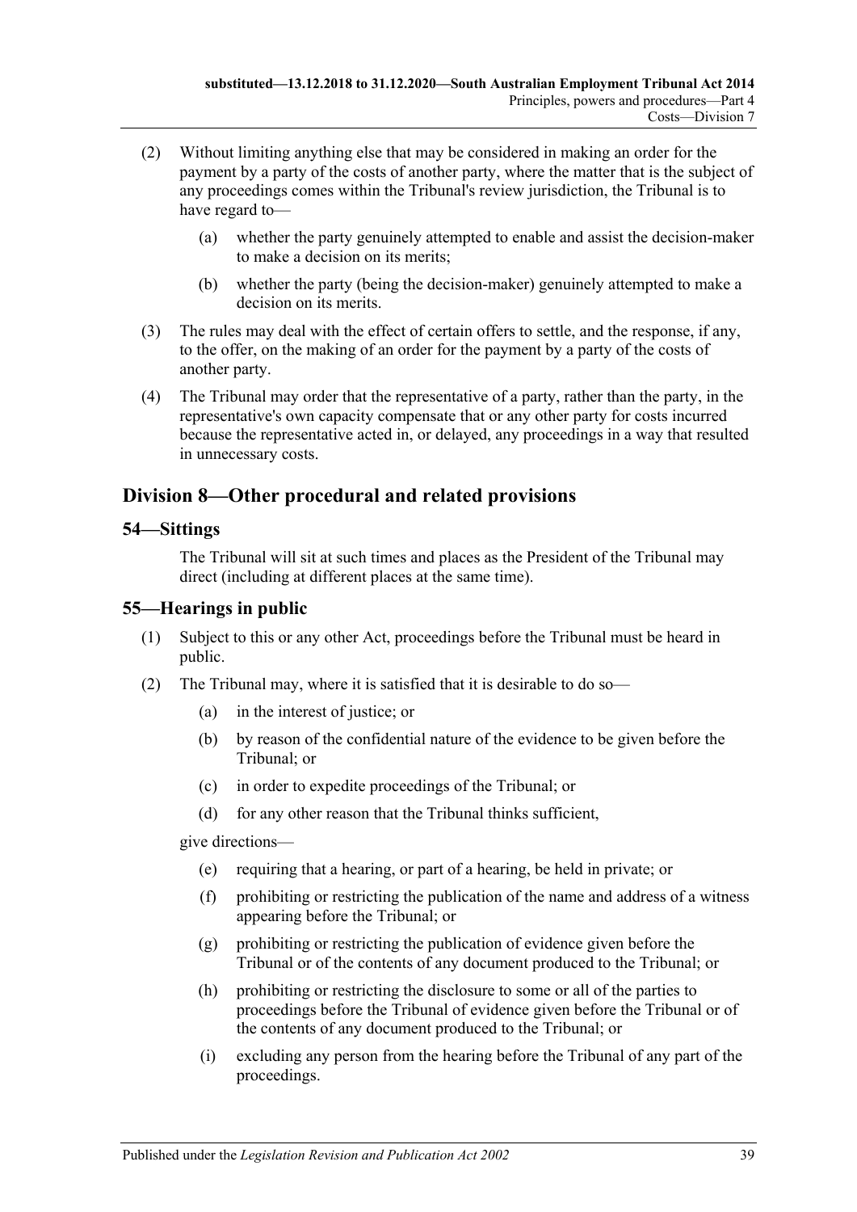(2) Without limiting anything else that may be considered in making an order for the payment by a party of the costs of another party, where the matter that is the subject of any proceedings comes within the Tribunal's review jurisdiction, the Tribunal is to have regard to—

(a) whether the party genuinely attempted to enable and assist the decision-maker to make a decision on its merits;

(b) whether the party (being the decision-maker) genuinely attempted to make a decision on its merits.

(3) The rules may deal with the effect of certain offers to settle, and the response, if any, to the offer, on the making of an order for the payment by a party of the costs of another party.

(4) The Tribunal may order that the representative of a party, rather than the party, in the representative's own capacity compensate that or any other party for costs incurred because the representative acted in, or delayed, any proceedings in a way that resulted in unnecessary costs.

## Division 8—Other procedural and related provisions

### 54—Sittings

The Tribunal will sit at such times and places as the President of the Tribunal may direct (including at different places at the same time).

### 55—Hearings in public

(1) Subject to this or any other Act, proceedings before the Tribunal must be heard in public.

(2) The Tribunal may, where it is satisfied that it is desirable to do so—

(a) in the interest of justice; or

(b) by reason of the confidential nature of the evidence to be given before the Tribunal; or

(c) in order to expedite proceedings of the Tribunal; or

(d) for any other reason that the Tribunal thinks sufficient,

give directions—

(e) requiring that a hearing, or part of a hearing, be held in private; or

(f) prohibiting or restricting the publication of the name and address of a witness appearing before the Tribunal; or

(g) prohibiting or restricting the publication of evidence given before the Tribunal or of the contents of any document produced to the Tribunal; or

(h) prohibiting or restricting the disclosure to some or all of the parties to proceedings before the Tribunal of evidence given before the Tribunal or of the contents of any document produced to the Tribunal; or

(i) excluding any person from the hearing before the Tribunal of any part of the proceedings.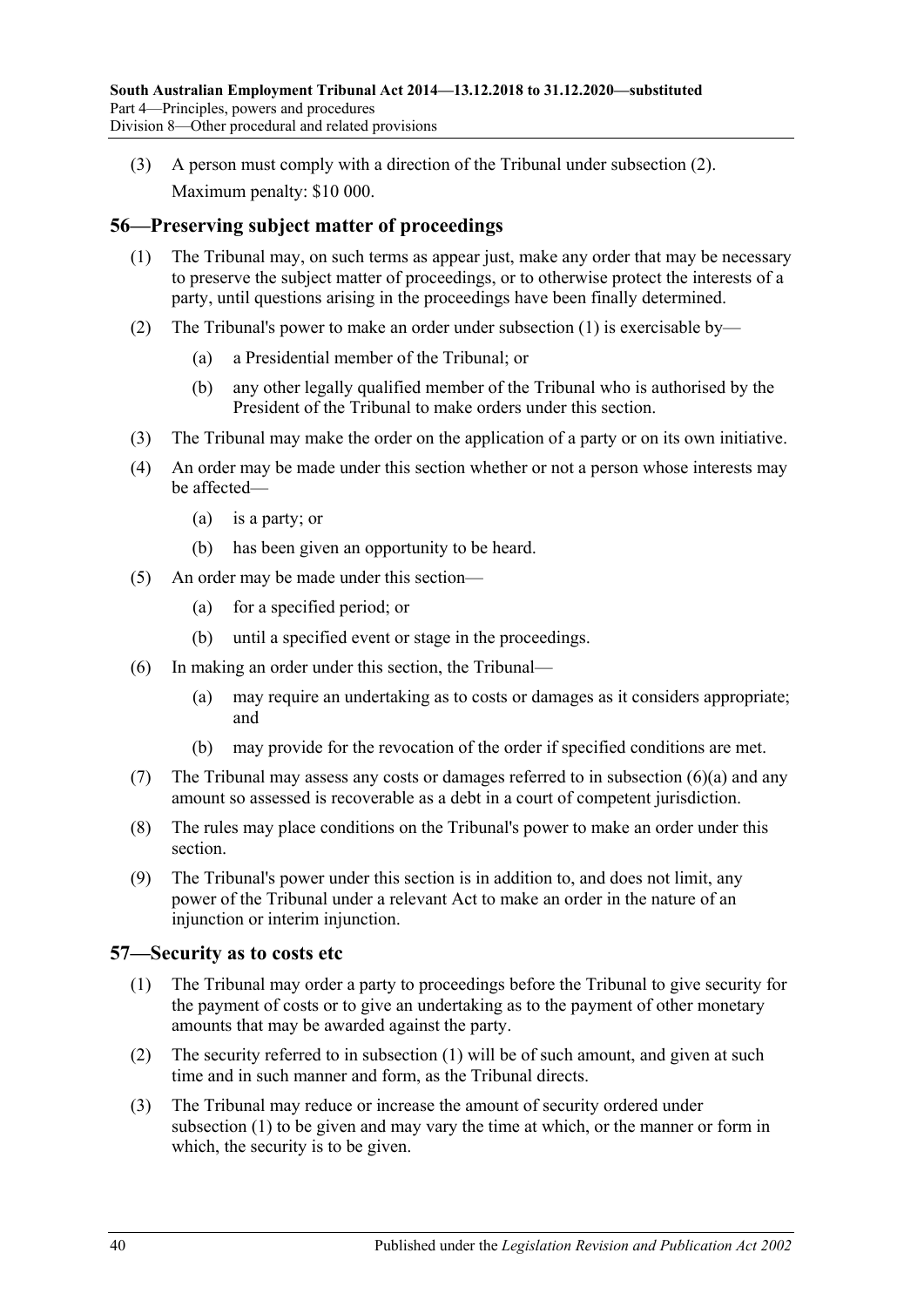(3) A person must comply with a direction of the Tribunal under subsection (2).

Maximum penalty: $10 000.

## 56—Preserving subject matter of proceedings

(1) The Tribunal may, on such terms as appear just, make any order that may be necessary to preserve the subject matter of proceedings, or to otherwise protect the interests of a party, until questions arising in the proceedings have been finally determined.

(2) The Tribunal's power to make an order under subsection (1) is exercisable by—

(a) a Presidential member of the Tribunal; or

(b) any other legally qualified member of the Tribunal who is authorised by the President of the Tribunal to make orders under this section.

(3) The Tribunal may make the order on the application of a party or on its own initiative.

(4) An order may be made under this section whether or not a person whose interests may be affected—

(a) is a party; or

(b) has been given an opportunity to be heard.

(5) An order may be made under this section—

(a) for a specified period; or

(b) until a specified event or stage in the proceedings.

(6) In making an order under this section, the Tribunal—

(a) may require an undertaking as to costs or damages as it considers appropriate; and

(b) may provide for the revocation of the order if specified conditions are met.

(7) The Tribunal may assess any costs or damages referred to in subsection (6)(a) and any amount so assessed is recoverable as a debt in a court of competent jurisdiction.

(8) The rules may place conditions on the Tribunal's power to make an order under this section.

(9) The Tribunal's power under this section is in addition to, and does not limit, any power of the Tribunal under a relevant Act to make an order in the nature of an injunction or interim injunction.

## 57—Security as to costs etc

(1) The Tribunal may order a party to proceedings before the Tribunal to give security for the payment of costs or to give an undertaking as to the payment of other monetary amounts that may be awarded against the party.

(2) The security referred to in subsection (1) will be of such amount, and given at such time and in such manner and form, as the Tribunal directs.

(3) The Tribunal may reduce or increase the amount of security ordered under subsection (1) to be given and may vary the time at which, or the manner or form in which, the security is to be given.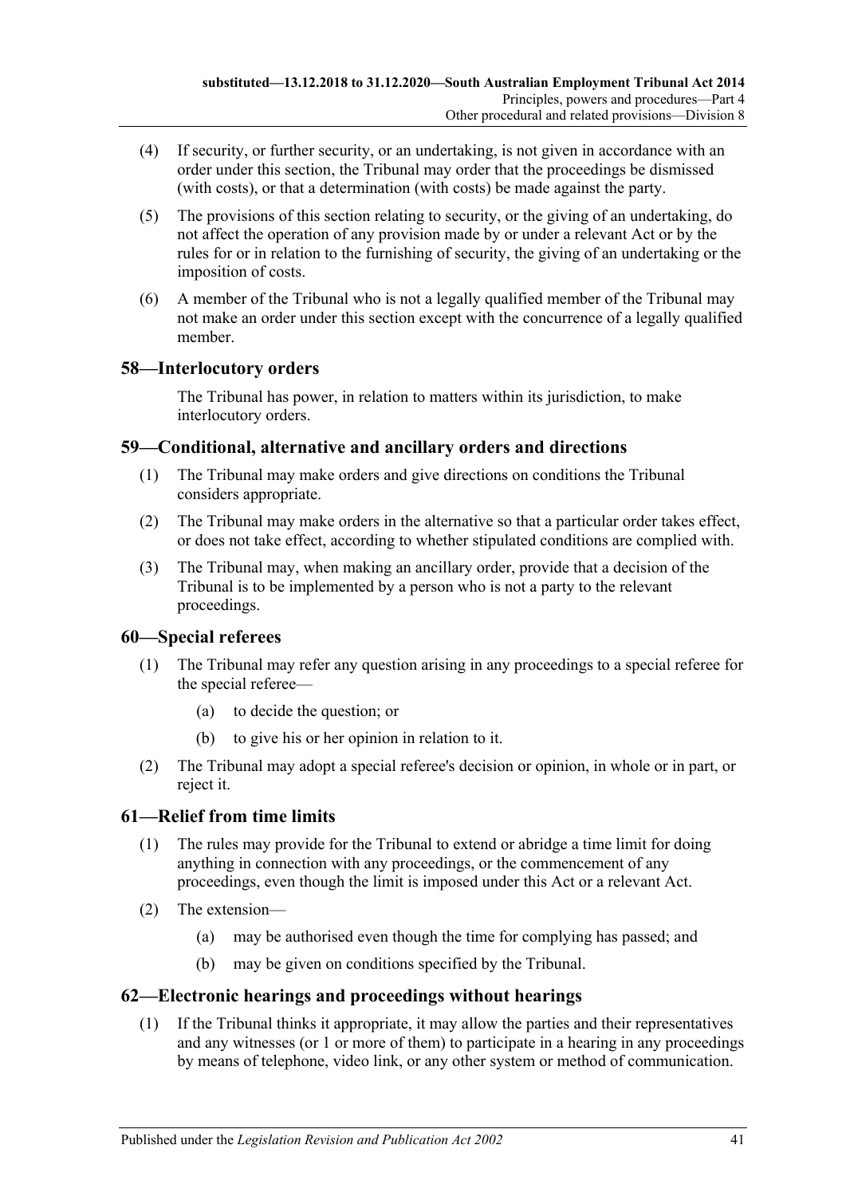(4) If security, or further security, or an undertaking, is not given in accordance with an order under this section, the Tribunal may order that the proceedings be dismissed (with costs), or that a determination (with costs) be made against the party.

(5) The provisions of this section relating to security, or the giving of an undertaking, do not affect the operation of any provision made by or under a relevant Act or by the rules for or in relation to the furnishing of security, the giving of an undertaking or the imposition of costs.

(6) A member of the Tribunal who is not a legally qualified member of the Tribunal may not make an order under this section except with the concurrence of a legally qualified member.

## 58—Interlocutory orders

The Tribunal has power, in relation to matters within its jurisdiction, to make interlocutory orders.

## 59—Conditional, alternative and ancillary orders and directions

(1) The Tribunal may make orders and give directions on conditions the Tribunal considers appropriate.

(2) The Tribunal may make orders in the alternative so that a particular order takes effect, or does not take effect, according to whether stipulated conditions are complied with.

(3) The Tribunal may, when making an ancillary order, provide that a decision of the Tribunal is to be implemented by a person who is not a party to the relevant proceedings.

## 60—Special referees

(1) The Tribunal may refer any question arising in any proceedings to a special referee for the special referee—

(a) to decide the question; or

(b) to give his or her opinion in relation to it.

(2) The Tribunal may adopt a special referee's decision or opinion, in whole or in part, or reject it.

## 61—Relief from time limits

(1) The rules may provide for the Tribunal to extend or abridge a time limit for doing anything in connection with any proceedings, or the commencement of any proceedings, even though the limit is imposed under this Act or a relevant Act.

(2) The extension—

(a) may be authorised even though the time for complying has passed; and

(b) may be given on conditions specified by the Tribunal.

## 62—Electronic hearings and proceedings without hearings

(1) If the Tribunal thinks it appropriate, it may allow the parties and their representatives and any witnesses (or 1 or more of them) to participate in a hearing in any proceedings by means of telephone, video link, or any other system or method of communication.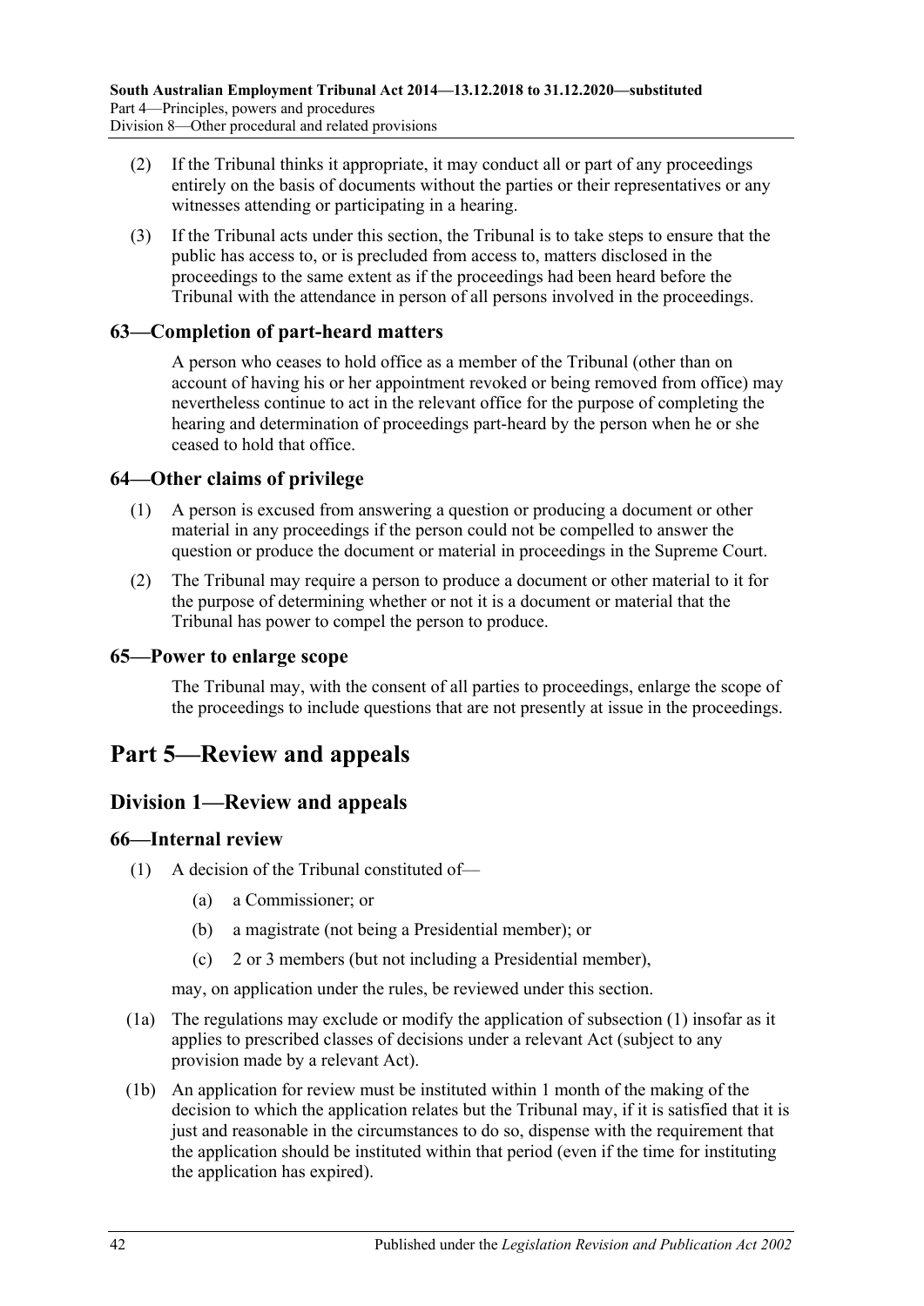(2) If the Tribunal thinks it appropriate, it may conduct all or part of any proceedings entirely on the basis of documents without the parties or their representatives or any witnesses attending or participating in a hearing.

(3) If the Tribunal acts under this section, the Tribunal is to take steps to ensure that the public has access to, or is precluded from access to, matters disclosed in the proceedings to the same extent as if the proceedings had been heard before the Tribunal with the attendance in person of all persons involved in the proceedings.

### 63—Completion of part-heard matters

A person who ceases to hold office as a member of the Tribunal (other than on account of having his or her appointment revoked or being removed from office) may nevertheless continue to act in the relevant office for the purpose of completing the hearing and determination of proceedings part-heard by the person when he or she ceased to hold that office.

### 64—Other claims of privilege

(1) A person is excused from answering a question or producing a document or other material in any proceedings if the person could not be compelled to answer the question or produce the document or material in proceedings in the Supreme Court.

(2) The Tribunal may require a person to produce a document or other material to it for the purpose of determining whether or not it is a document or material that the Tribunal has power to compel the person to produce.

### 65—Power to enlarge scope

The Tribunal may, with the consent of all parties to proceedings, enlarge the scope of the proceedings to include questions that are not presently at issue in the proceedings.

# Part 5—Review and appeals

## Division 1—Review and appeals

### 66—Internal review

(1) A decision of the Tribunal constituted of—

(a) a Commissioner; or

(b) a magistrate (not being a Presidential member); or

(c) 2 or 3 members (but not including a Presidential member),

may, on application under the rules, be reviewed under this section.

(1a) The regulations may exclude or modify the application of subsection (1) insofar as it applies to prescribed classes of decisions under a relevant Act (subject to any provision made by a relevant Act).

(1b) An application for review must be instituted within 1 month of the making of the decision to which the application relates but the Tribunal may, if it is satisfied that it is just and reasonable in the circumstances to do so, dispense with the requirement that the application should be instituted within that period (even if the time for instituting the application has expired).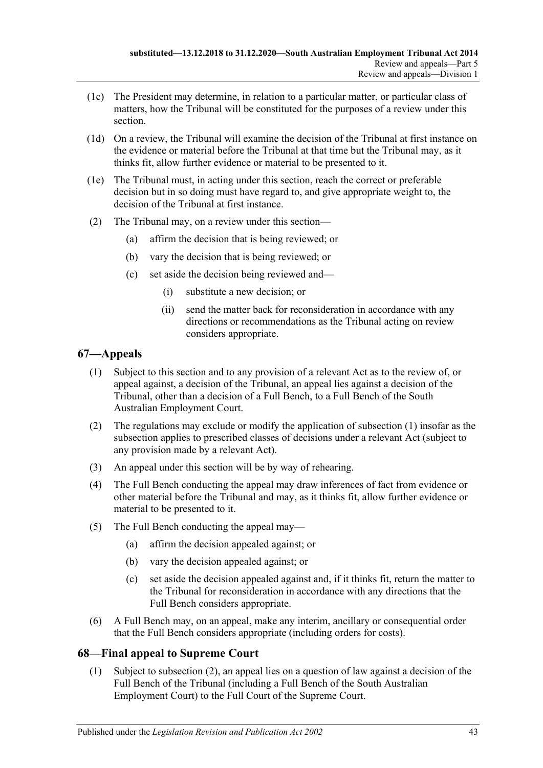(1c) The President may determine, in relation to a particular matter, or particular class of matters, how the Tribunal will be constituted for the purposes of a review under this section.

(1d) On a review, the Tribunal will examine the decision of the Tribunal at first instance on the evidence or material before the Tribunal at that time but the Tribunal may, as it thinks fit, allow further evidence or material to be presented to it.

(1e) The Tribunal must, in acting under this section, reach the correct or preferable decision but in so doing must have regard to, and give appropriate weight to, the decision of the Tribunal at first instance.

(2) The Tribunal may, on a review under this section—

(a) affirm the decision that is being reviewed; or

(b) vary the decision that is being reviewed; or

(c) set aside the decision being reviewed and—

(i) substitute a new decision; or

(ii) send the matter back for reconsideration in accordance with any directions or recommendations as the Tribunal acting on review considers appropriate.

## 67—Appeals

(1) Subject to this section and to any provision of a relevant Act as to the review of, or appeal against, a decision of the Tribunal, an appeal lies against a decision of the Tribunal, other than a decision of a Full Bench, to a Full Bench of the South Australian Employment Court.

(2) The regulations may exclude or modify the application of subsection (1) insofar as the subsection applies to prescribed classes of decisions under a relevant Act (subject to any provision made by a relevant Act).

(3) An appeal under this section will be by way of rehearing.

(4) The Full Bench conducting the appeal may draw inferences of fact from evidence or other material before the Tribunal and may, as it thinks fit, allow further evidence or material to be presented to it.

(5) The Full Bench conducting the appeal may—

(a) affirm the decision appealed against; or

(b) vary the decision appealed against; or

(c) set aside the decision appealed against and, if it thinks fit, return the matter to the Tribunal for reconsideration in accordance with any directions that the Full Bench considers appropriate.

(6) A Full Bench may, on an appeal, make any interim, ancillary or consequential order that the Full Bench considers appropriate (including orders for costs).

## 68—Final appeal to Supreme Court

(1) Subject to subsection (2), an appeal lies on a question of law against a decision of the Full Bench of the Tribunal (including a Full Bench of the South Australian Employment Court) to the Full Court of the Supreme Court.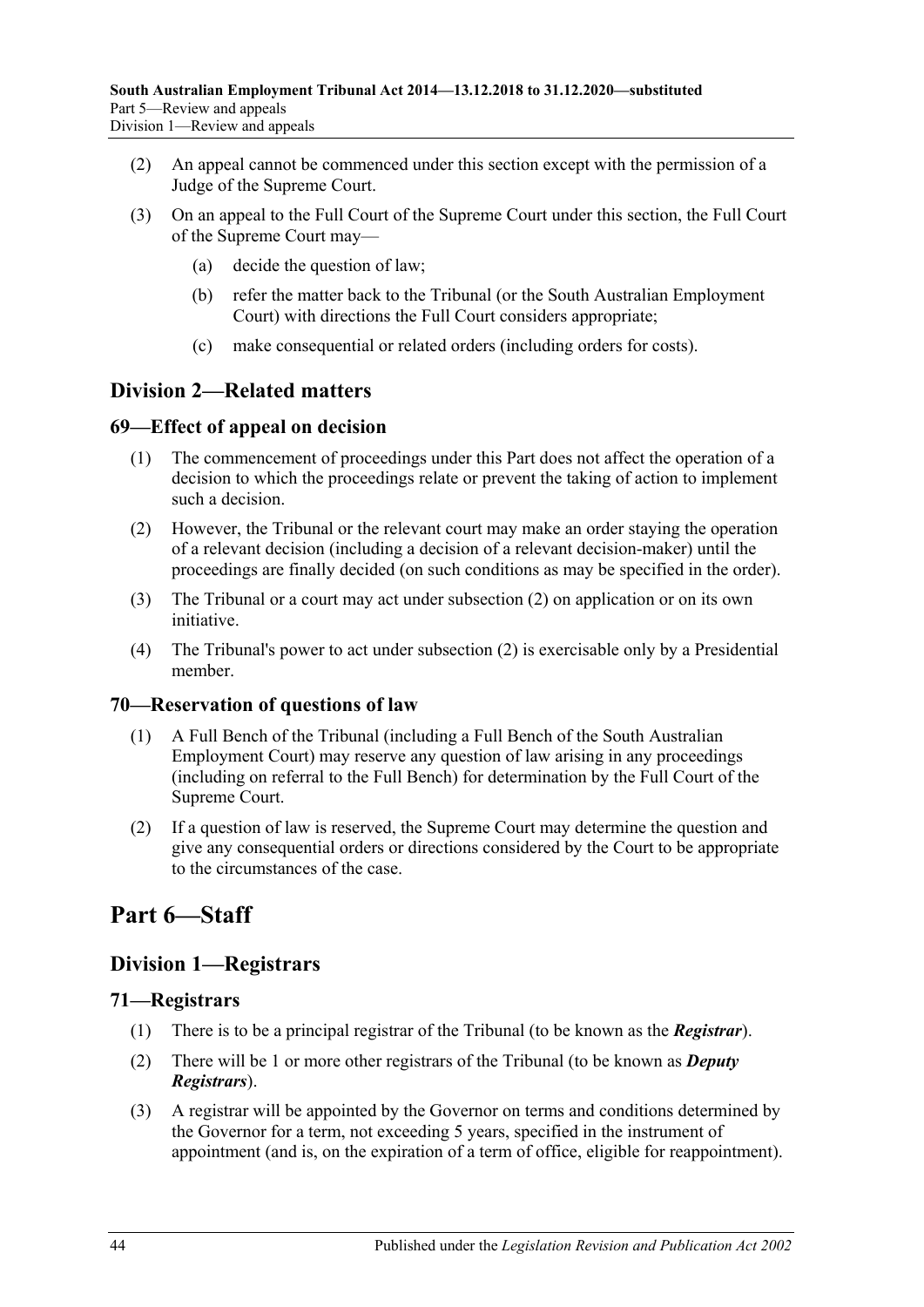(2) An appeal cannot be commenced under this section except with the permission of a Judge of the Supreme Court.

(3) On an appeal to the Full Court of the Supreme Court under this section, the Full Court of the Supreme Court may—

(a) decide the question of law;

(b) refer the matter back to the Tribunal (or the South Australian Employment Court) with directions the Full Court considers appropriate;

(c) make consequential or related orders (including orders for costs).

## Division 2—Related matters

### 69—Effect of appeal on decision

(1) The commencement of proceedings under this Part does not affect the operation of a decision to which the proceedings relate or prevent the taking of action to implement such a decision.

(2) However, the Tribunal or the relevant court may make an order staying the operation of a relevant decision (including a decision of a relevant decision-maker) until the proceedings are finally decided (on such conditions as may be specified in the order).

(3) The Tribunal or a court may act under subsection (2) on application or on its own initiative.

(4) The Tribunal's power to act under subsection (2) is exercisable only by a Presidential member.

### 70—Reservation of questions of law

(1) A Full Bench of the Tribunal (including a Full Bench of the South Australian Employment Court) may reserve any question of law arising in any proceedings (including on referral to the Full Bench) for determination by the Full Court of the Supreme Court.

(2) If a question of law is reserved, the Supreme Court may determine the question and give any consequential orders or directions considered by the Court to be appropriate to the circumstances of the case.

# Part 6—Staff

## Division 1—Registrars

### 71—Registrars

(1) There is to be a principal registrar of the Tribunal (to be known as the ***Registrar***).

(2) There will be 1 or more other registrars of the Tribunal (to be known as ***Deputy Registrars***).

(3) A registrar will be appointed by the Governor on terms and conditions determined by the Governor for a term, not exceeding 5 years, specified in the instrument of appointment (and is, on the expiration of a term of office, eligible for reappointment).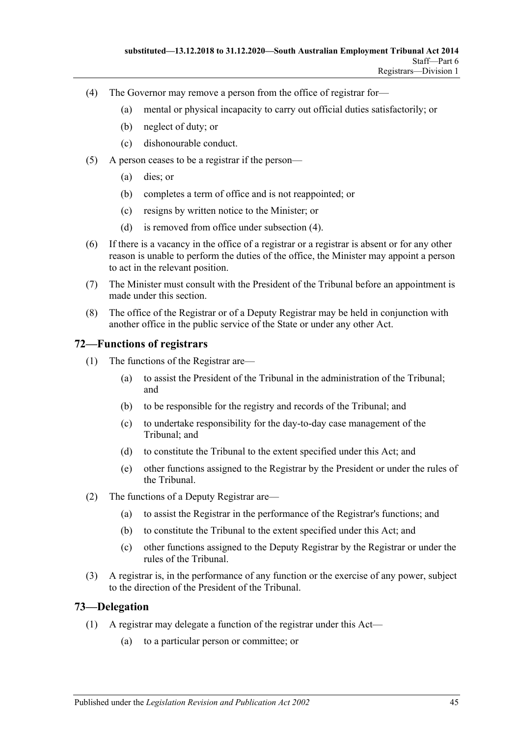(4) The Governor may remove a person from the office of registrar for—

(a) mental or physical incapacity to carry out official duties satisfactorily; or

(b) neglect of duty; or

(c) dishonourable conduct.

(5) A person ceases to be a registrar if the person—

(a) dies; or

(b) completes a term of office and is not reappointed; or

(c) resigns by written notice to the Minister; or

(d) is removed from office under subsection (4).

(6) If there is a vacancy in the office of a registrar or a registrar is absent or for any other reason is unable to perform the duties of the office, the Minister may appoint a person to act in the relevant position.

(7) The Minister must consult with the President of the Tribunal before an appointment is made under this section.

(8) The office of the Registrar or of a Deputy Registrar may be held in conjunction with another office in the public service of the State or under any other Act.

## 72—Functions of registrars

(1) The functions of the Registrar are—

(a) to assist the President of the Tribunal in the administration of the Tribunal; and

(b) to be responsible for the registry and records of the Tribunal; and

(c) to undertake responsibility for the day-to-day case management of the Tribunal; and

(d) to constitute the Tribunal to the extent specified under this Act; and

(e) other functions assigned to the Registrar by the President or under the rules of the Tribunal.

(2) The functions of a Deputy Registrar are—

(a) to assist the Registrar in the performance of the Registrar's functions; and

(b) to constitute the Tribunal to the extent specified under this Act; and

(c) other functions assigned to the Deputy Registrar by the Registrar or under the rules of the Tribunal.

(3) A registrar is, in the performance of any function or the exercise of any power, subject to the direction of the President of the Tribunal.

## 73—Delegation

(1) A registrar may delegate a function of the registrar under this Act—

(a) to a particular person or committee; or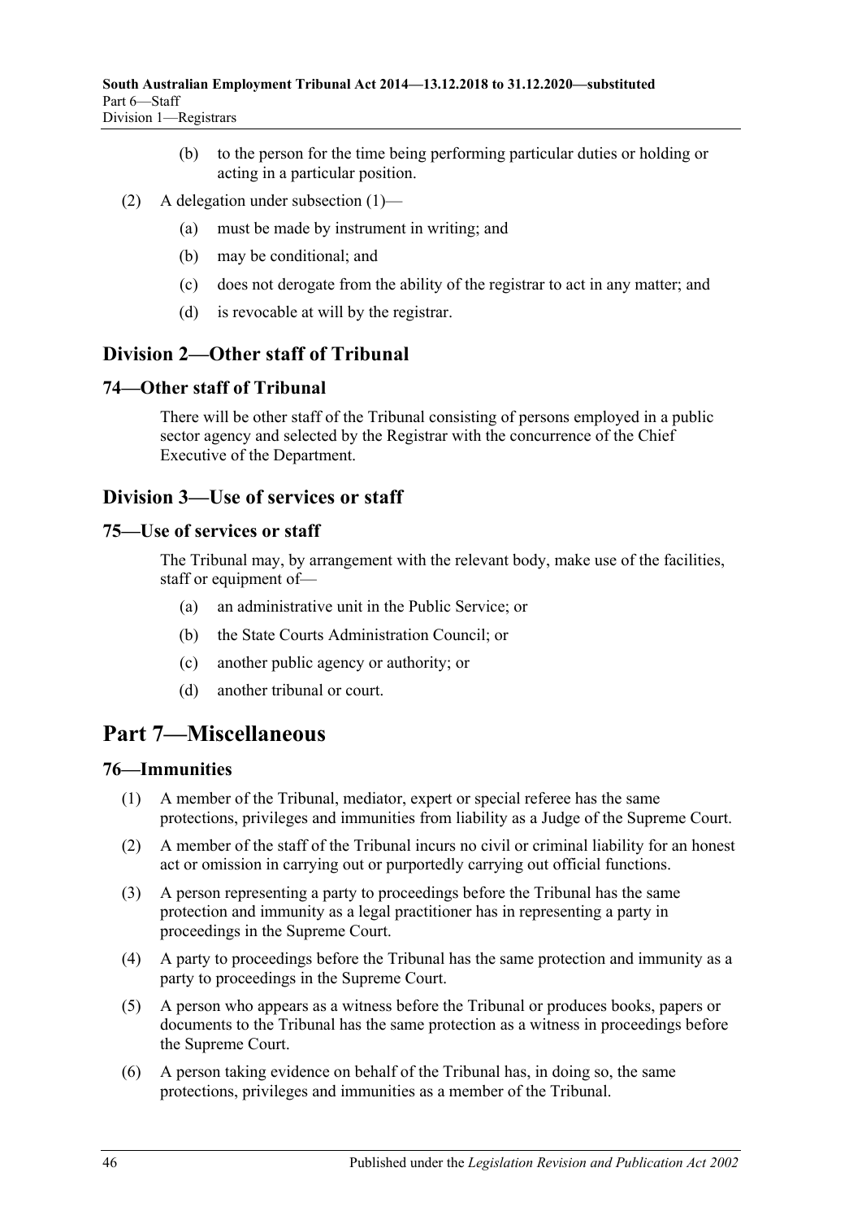(b) to the person for the time being performing particular duties or holding or acting in a particular position.

(2) A delegation under subsection (1)—

(a) must be made by instrument in writing; and

(b) may be conditional; and

(c) does not derogate from the ability of the registrar to act in any matter; and

(d) is revocable at will by the registrar.

## Division 2—Other staff of Tribunal

### 74—Other staff of Tribunal

There will be other staff of the Tribunal consisting of persons employed in a public sector agency and selected by the Registrar with the concurrence of the Chief Executive of the Department.

## Division 3—Use of services or staff

### 75—Use of services or staff

The Tribunal may, by arrangement with the relevant body, make use of the facilities, staff or equipment of—

(a) an administrative unit in the Public Service; or

(b) the State Courts Administration Council; or

(c) another public agency or authority; or

(d) another tribunal or court.

# Part 7—Miscellaneous

### 76—Immunities

(1) A member of the Tribunal, mediator, expert or special referee has the same protections, privileges and immunities from liability as a Judge of the Supreme Court.

(2) A member of the staff of the Tribunal incurs no civil or criminal liability for an honest act or omission in carrying out or purportedly carrying out official functions.

(3) A person representing a party to proceedings before the Tribunal has the same protection and immunity as a legal practitioner has in representing a party in proceedings in the Supreme Court.

(4) A party to proceedings before the Tribunal has the same protection and immunity as a party to proceedings in the Supreme Court.

(5) A person who appears as a witness before the Tribunal or produces books, papers or documents to the Tribunal has the same protection as a witness in proceedings before the Supreme Court.

(6) A person taking evidence on behalf of the Tribunal has, in doing so, the same protections, privileges and immunities as a member of the Tribunal.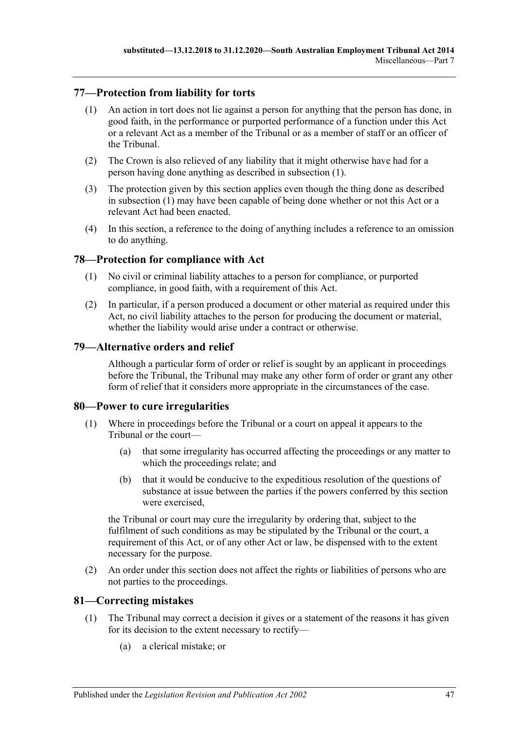## 77—Protection from liability for torts

(1) An action in tort does not lie against a person for anything that the person has done, in good faith, in the performance or purported performance of a function under this Act or a relevant Act as a member of the Tribunal or as a member of staff or an officer of the Tribunal.

(2) The Crown is also relieved of any liability that it might otherwise have had for a person having done anything as described in subsection (1).

(3) The protection given by this section applies even though the thing done as described in subsection (1) may have been capable of being done whether or not this Act or a relevant Act had been enacted.

(4) In this section, a reference to the doing of anything includes a reference to an omission to do anything.

## 78—Protection for compliance with Act

(1) No civil or criminal liability attaches to a person for compliance, or purported compliance, in good faith, with a requirement of this Act.

(2) In particular, if a person produced a document or other material as required under this Act, no civil liability attaches to the person for producing the document or material, whether the liability would arise under a contract or otherwise.

## 79—Alternative orders and relief

Although a particular form of order or relief is sought by an applicant in proceedings before the Tribunal, the Tribunal may make any other form of order or grant any other form of relief that it considers more appropriate in the circumstances of the case.

## 80—Power to cure irregularities

(1) Where in proceedings before the Tribunal or a court on appeal it appears to the Tribunal or the court—

(a) that some irregularity has occurred affecting the proceedings or any matter to which the proceedings relate; and

(b) that it would be conducive to the expeditious resolution of the questions of substance at issue between the parties if the powers conferred by this section were exercised,

the Tribunal or court may cure the irregularity by ordering that, subject to the fulfilment of such conditions as may be stipulated by the Tribunal or the court, a requirement of this Act, or of any other Act or law, be dispensed with to the extent necessary for the purpose.

(2) An order under this section does not affect the rights or liabilities of persons who are not parties to the proceedings.

## 81—Correcting mistakes

(1) The Tribunal may correct a decision it gives or a statement of the reasons it has given for its decision to the extent necessary to rectify—

(a) a clerical mistake; or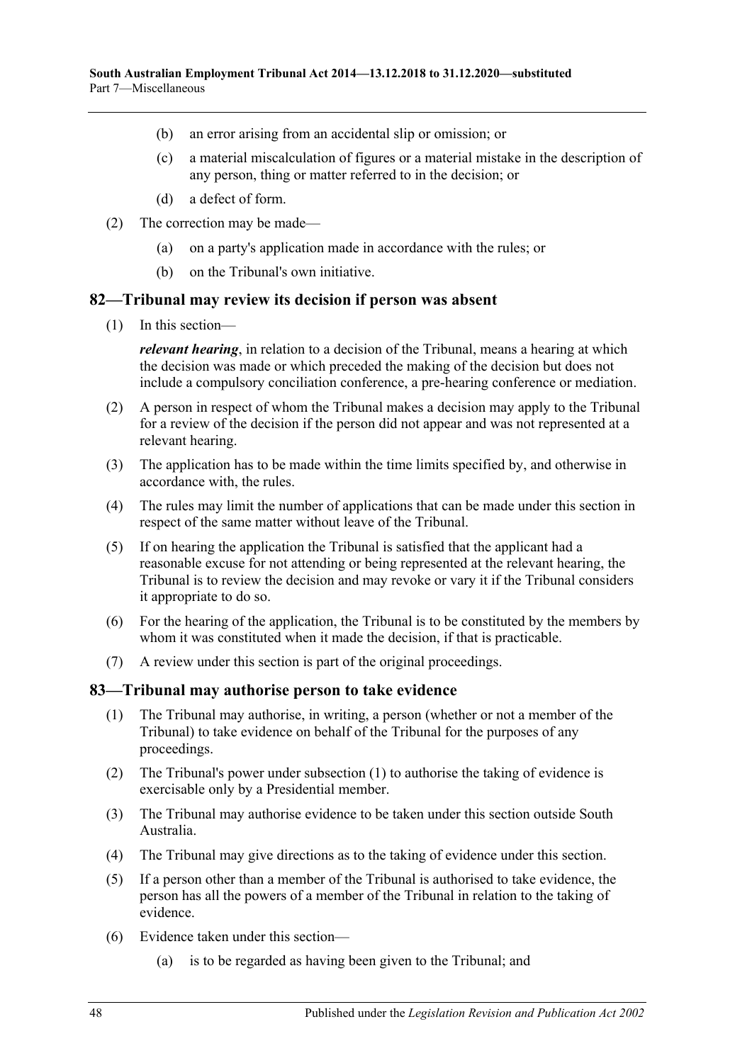(b) an error arising from an accidental slip or omission; or

(c) a material miscalculation of figures or a material mistake in the description of any person, thing or matter referred to in the decision; or

(d) a defect of form.

(2) The correction may be made—

(a) on a party's application made in accordance with the rules; or

(b) on the Tribunal's own initiative.

## 82—Tribunal may review its decision if person was absent

(1) In this section—

***relevant hearing***, in relation to a decision of the Tribunal, means a hearing at which the decision was made or which preceded the making of the decision but does not include a compulsory conciliation conference, a pre-hearing conference or mediation.

(2) A person in respect of whom the Tribunal makes a decision may apply to the Tribunal for a review of the decision if the person did not appear and was not represented at a relevant hearing.

(3) The application has to be made within the time limits specified by, and otherwise in accordance with, the rules.

(4) The rules may limit the number of applications that can be made under this section in respect of the same matter without leave of the Tribunal.

(5) If on hearing the application the Tribunal is satisfied that the applicant had a reasonable excuse for not attending or being represented at the relevant hearing, the Tribunal is to review the decision and may revoke or vary it if the Tribunal considers it appropriate to do so.

(6) For the hearing of the application, the Tribunal is to be constituted by the members by whom it was constituted when it made the decision, if that is practicable.

(7) A review under this section is part of the original proceedings.

## 83—Tribunal may authorise person to take evidence

(1) The Tribunal may authorise, in writing, a person (whether or not a member of the Tribunal) to take evidence on behalf of the Tribunal for the purposes of any proceedings.

(2) The Tribunal's power under subsection (1) to authorise the taking of evidence is exercisable only by a Presidential member.

(3) The Tribunal may authorise evidence to be taken under this section outside South Australia.

(4) The Tribunal may give directions as to the taking of evidence under this section.

(5) If a person other than a member of the Tribunal is authorised to take evidence, the person has all the powers of a member of the Tribunal in relation to the taking of evidence.

(6) Evidence taken under this section—

(a) is to be regarded as having been given to the Tribunal; and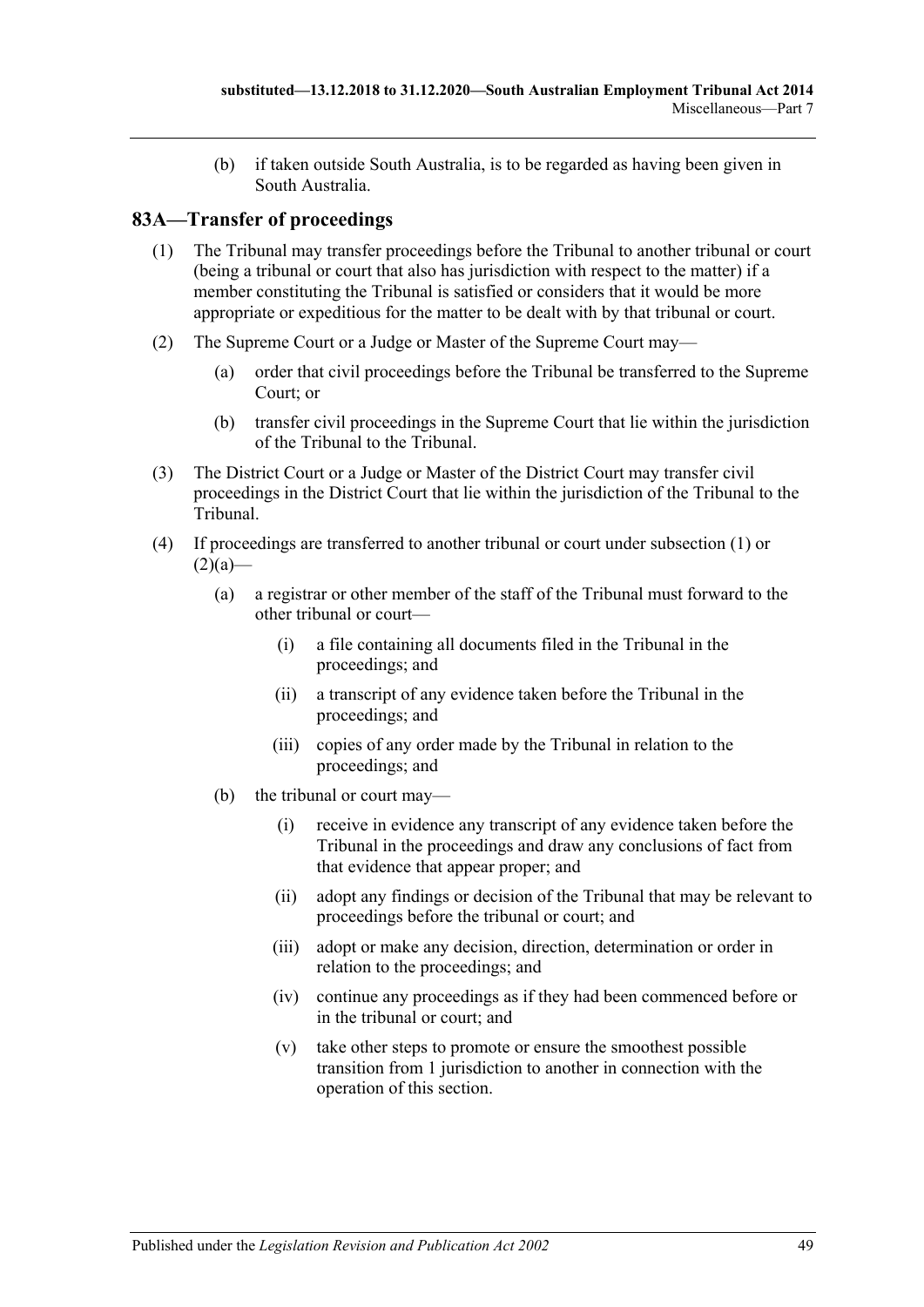(b) if taken outside South Australia, is to be regarded as having been given in South Australia.

## 83A—Transfer of proceedings

(1) The Tribunal may transfer proceedings before the Tribunal to another tribunal or court (being a tribunal or court that also has jurisdiction with respect to the matter) if a member constituting the Tribunal is satisfied or considers that it would be more appropriate or expeditious for the matter to be dealt with by that tribunal or court.

(2) The Supreme Court or a Judge or Master of the Supreme Court may—

- (a) order that civil proceedings before the Tribunal be transferred to the Supreme Court; or
- (b) transfer civil proceedings in the Supreme Court that lie within the jurisdiction of the Tribunal to the Tribunal.

(3) The District Court or a Judge or Master of the District Court may transfer civil proceedings in the District Court that lie within the jurisdiction of the Tribunal to the Tribunal.

(4) If proceedings are transferred to another tribunal or court under subsection (1) or (2)(a)—

- (a) a registrar or other member of the staff of the Tribunal must forward to the other tribunal or court—
  - (i) a file containing all documents filed in the Tribunal in the proceedings; and
  - (ii) a transcript of any evidence taken before the Tribunal in the proceedings; and
  - (iii) copies of any order made by the Tribunal in relation to the proceedings; and
- (b) the tribunal or court may—
  - (i) receive in evidence any transcript of any evidence taken before the Tribunal in the proceedings and draw any conclusions of fact from that evidence that appear proper; and
  - (ii) adopt any findings or decision of the Tribunal that may be relevant to proceedings before the tribunal or court; and
  - (iii) adopt or make any decision, direction, determination or order in relation to the proceedings; and
  - (iv) continue any proceedings as if they had been commenced before or in the tribunal or court; and
  - (v) take other steps to promote or ensure the smoothest possible transition from 1 jurisdiction to another in connection with the operation of this section.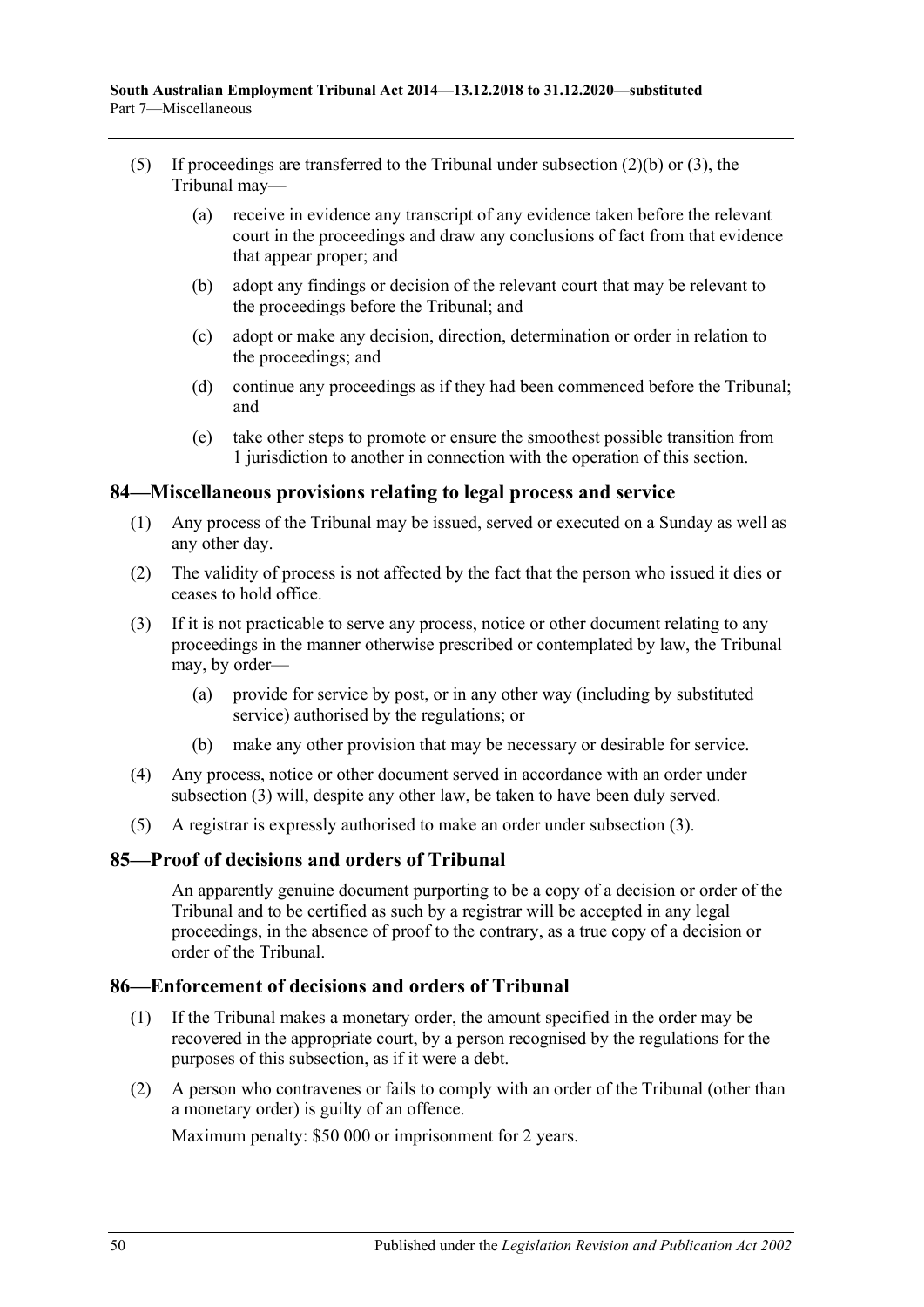(5) If proceedings are transferred to the Tribunal under subsection (2)(b) or (3), the Tribunal may—

  (a) receive in evidence any transcript of any evidence taken before the relevant court in the proceedings and draw any conclusions of fact from that evidence that appear proper; and

  (b) adopt any findings or decision of the relevant court that may be relevant to the proceedings before the Tribunal; and

  (c) adopt or make any decision, direction, determination or order in relation to the proceedings; and

  (d) continue any proceedings as if they had been commenced before the Tribunal; and

  (e) take other steps to promote or ensure the smoothest possible transition from 1 jurisdiction to another in connection with the operation of this section.

## 84—Miscellaneous provisions relating to legal process and service

(1) Any process of the Tribunal may be issued, served or executed on a Sunday as well as any other day.

(2) The validity of process is not affected by the fact that the person who issued it dies or ceases to hold office.

(3) If it is not practicable to serve any process, notice or other document relating to any proceedings in the manner otherwise prescribed or contemplated by law, the Tribunal may, by order—

  (a) provide for service by post, or in any other way (including by substituted service) authorised by the regulations; or

  (b) make any other provision that may be necessary or desirable for service.

(4) Any process, notice or other document served in accordance with an order under subsection (3) will, despite any other law, be taken to have been duly served.

(5) A registrar is expressly authorised to make an order under subsection (3).

## 85—Proof of decisions and orders of Tribunal

An apparently genuine document purporting to be a copy of a decision or order of the Tribunal and to be certified as such by a registrar will be accepted in any legal proceedings, in the absence of proof to the contrary, as a true copy of a decision or order of the Tribunal.

## 86—Enforcement of decisions and orders of Tribunal

(1) If the Tribunal makes a monetary order, the amount specified in the order may be recovered in the appropriate court, by a person recognised by the regulations for the purposes of this subsection, as if it were a debt.

(2) A person who contravenes or fails to comply with an order of the Tribunal (other than a monetary order) is guilty of an offence.

Maximum penalty: $50 000 or imprisonment for 2 years.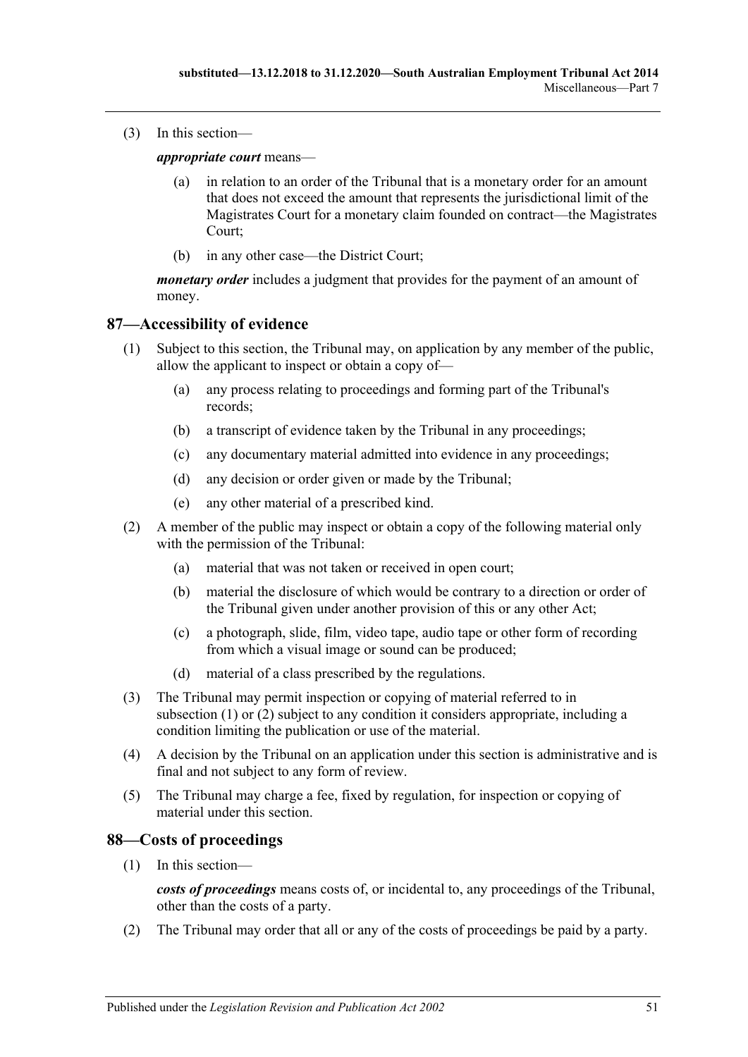(3) In this section—

***appropriate court*** means—

(a) in relation to an order of the Tribunal that is a monetary order for an amount that does not exceed the amount that represents the jurisdictional limit of the Magistrates Court for a monetary claim founded on contract—the Magistrates Court;

(b) in any other case—the District Court;

***monetary order*** includes a judgment that provides for the payment of an amount of money.

## 87—Accessibility of evidence

(1) Subject to this section, the Tribunal may, on application by any member of the public, allow the applicant to inspect or obtain a copy of—

(a) any process relating to proceedings and forming part of the Tribunal's records;

(b) a transcript of evidence taken by the Tribunal in any proceedings;

(c) any documentary material admitted into evidence in any proceedings;

(d) any decision or order given or made by the Tribunal;

(e) any other material of a prescribed kind.

(2) A member of the public may inspect or obtain a copy of the following material only with the permission of the Tribunal:

(a) material that was not taken or received in open court;

(b) material the disclosure of which would be contrary to a direction or order of the Tribunal given under another provision of this or any other Act;

(c) a photograph, slide, film, video tape, audio tape or other form of recording from which a visual image or sound can be produced;

(d) material of a class prescribed by the regulations.

(3) The Tribunal may permit inspection or copying of material referred to in subsection (1) or (2) subject to any condition it considers appropriate, including a condition limiting the publication or use of the material.

(4) A decision by the Tribunal on an application under this section is administrative and is final and not subject to any form of review.

(5) The Tribunal may charge a fee, fixed by regulation, for inspection or copying of material under this section.

## 88—Costs of proceedings

(1) In this section—

***costs of proceedings*** means costs of, or incidental to, any proceedings of the Tribunal, other than the costs of a party.

(2) The Tribunal may order that all or any of the costs of proceedings be paid by a party.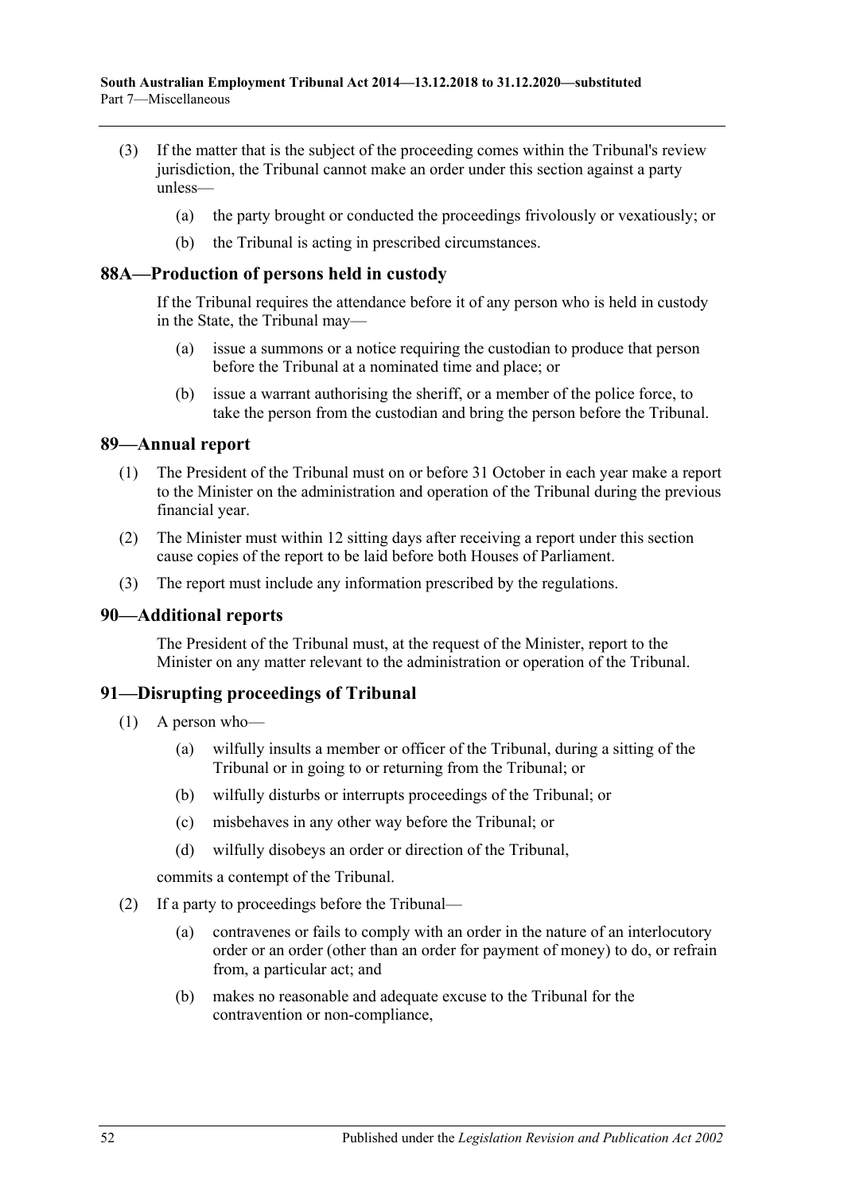(3) If the matter that is the subject of the proceeding comes within the Tribunal's review jurisdiction, the Tribunal cannot make an order under this section against a party unless—

(a) the party brought or conducted the proceedings frivolously or vexatiously; or

(b) the Tribunal is acting in prescribed circumstances.

## 88A—Production of persons held in custody

If the Tribunal requires the attendance before it of any person who is held in custody in the State, the Tribunal may—

(a) issue a summons or a notice requiring the custodian to produce that person before the Tribunal at a nominated time and place; or

(b) issue a warrant authorising the sheriff, or a member of the police force, to take the person from the custodian and bring the person before the Tribunal.

## 89—Annual report

(1) The President of the Tribunal must on or before 31 October in each year make a report to the Minister on the administration and operation of the Tribunal during the previous financial year.

(2) The Minister must within 12 sitting days after receiving a report under this section cause copies of the report to be laid before both Houses of Parliament.

(3) The report must include any information prescribed by the regulations.

## 90—Additional reports

The President of the Tribunal must, at the request of the Minister, report to the Minister on any matter relevant to the administration or operation of the Tribunal.

## 91—Disrupting proceedings of Tribunal

(1) A person who—

(a) wilfully insults a member or officer of the Tribunal, during a sitting of the Tribunal or in going to or returning from the Tribunal; or

(b) wilfully disturbs or interrupts proceedings of the Tribunal; or

(c) misbehaves in any other way before the Tribunal; or

(d) wilfully disobeys an order or direction of the Tribunal,

commits a contempt of the Tribunal.

(2) If a party to proceedings before the Tribunal—

(a) contravenes or fails to comply with an order in the nature of an interlocutory order or an order (other than an order for payment of money) to do, or refrain from, a particular act; and

(b) makes no reasonable and adequate excuse to the Tribunal for the contravention or non-compliance,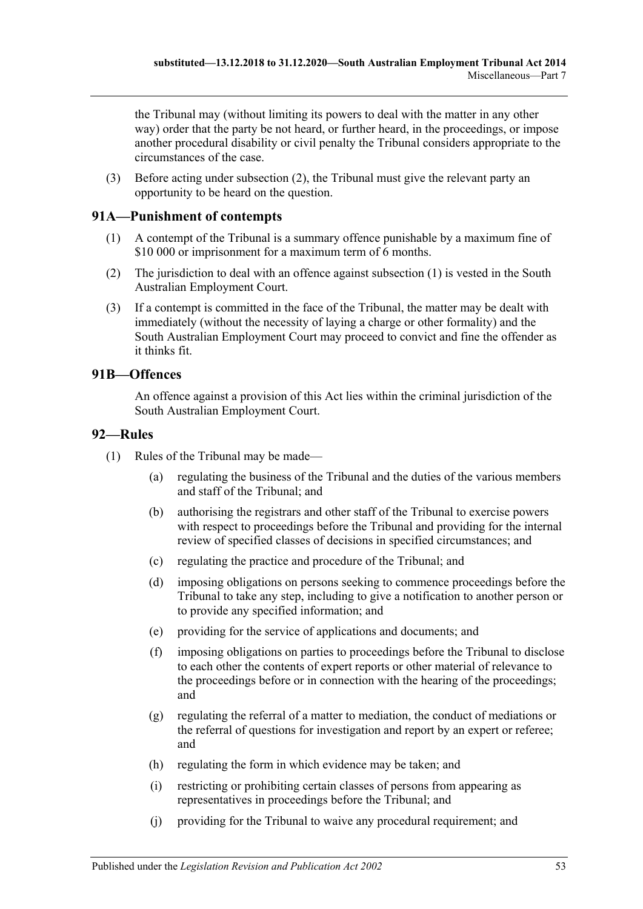the Tribunal may (without limiting its powers to deal with the matter in any other way) order that the party be not heard, or further heard, in the proceedings, or impose another procedural disability or civil penalty the Tribunal considers appropriate to the circumstances of the case.

(3) Before acting under subsection (2), the Tribunal must give the relevant party an opportunity to be heard on the question.

## 91A—Punishment of contempts

(1) A contempt of the Tribunal is a summary offence punishable by a maximum fine of $10 000 or imprisonment for a maximum term of 6 months.

(2) The jurisdiction to deal with an offence against subsection (1) is vested in the South Australian Employment Court.

(3) If a contempt is committed in the face of the Tribunal, the matter may be dealt with immediately (without the necessity of laying a charge or other formality) and the South Australian Employment Court may proceed to convict and fine the offender as it thinks fit.

## 91B—Offences

An offence against a provision of this Act lies within the criminal jurisdiction of the South Australian Employment Court.

## 92—Rules

(1) Rules of the Tribunal may be made—

(a) regulating the business of the Tribunal and the duties of the various members and staff of the Tribunal; and

(b) authorising the registrars and other staff of the Tribunal to exercise powers with respect to proceedings before the Tribunal and providing for the internal review of specified classes of decisions in specified circumstances; and

(c) regulating the practice and procedure of the Tribunal; and

(d) imposing obligations on persons seeking to commence proceedings before the Tribunal to take any step, including to give a notification to another person or to provide any specified information; and

(e) providing for the service of applications and documents; and

(f) imposing obligations on parties to proceedings before the Tribunal to disclose to each other the contents of expert reports or other material of relevance to the proceedings before or in connection with the hearing of the proceedings; and

(g) regulating the referral of a matter to mediation, the conduct of mediations or the referral of questions for investigation and report by an expert or referee; and

(h) regulating the form in which evidence may be taken; and

(i) restricting or prohibiting certain classes of persons from appearing as representatives in proceedings before the Tribunal; and

(j) providing for the Tribunal to waive any procedural requirement; and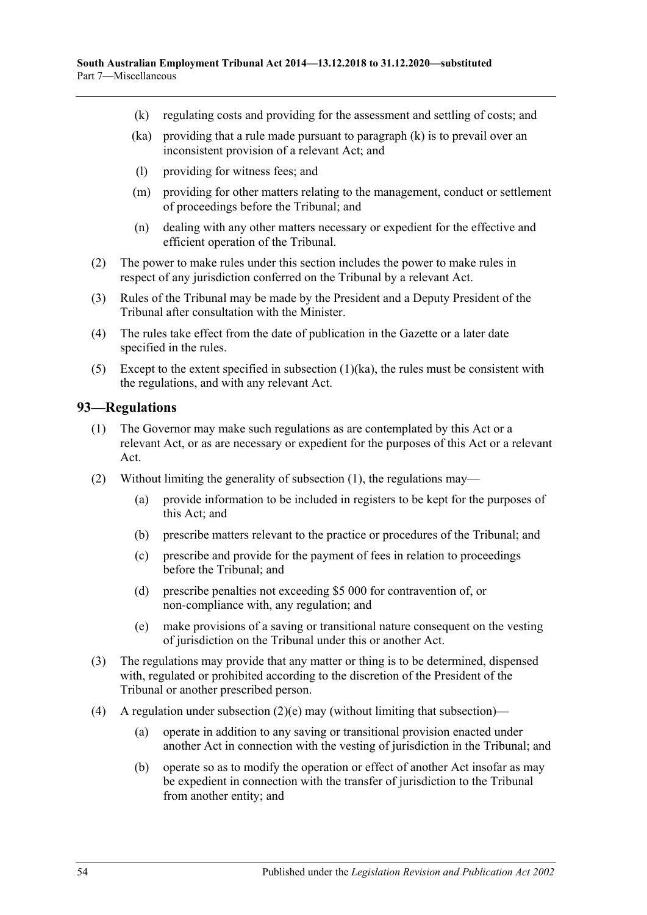(k) regulating costs and providing for the assessment and settling of costs; and

(ka) providing that a rule made pursuant to paragraph (k) is to prevail over an inconsistent provision of a relevant Act; and

(l) providing for witness fees; and

(m) providing for other matters relating to the management, conduct or settlement of proceedings before the Tribunal; and

(n) dealing with any other matters necessary or expedient for the effective and efficient operation of the Tribunal.

(2) The power to make rules under this section includes the power to make rules in respect of any jurisdiction conferred on the Tribunal by a relevant Act.

(3) Rules of the Tribunal may be made by the President and a Deputy President of the Tribunal after consultation with the Minister.

(4) The rules take effect from the date of publication in the Gazette or a later date specified in the rules.

(5) Except to the extent specified in subsection (1)(ka), the rules must be consistent with the regulations, and with any relevant Act.

## 93—Regulations

(1) The Governor may make such regulations as are contemplated by this Act or a relevant Act, or as are necessary or expedient for the purposes of this Act or a relevant Act.

(2) Without limiting the generality of subsection (1), the regulations may—

(a) provide information to be included in registers to be kept for the purposes of this Act; and

(b) prescribe matters relevant to the practice or procedures of the Tribunal; and

(c) prescribe and provide for the payment of fees in relation to proceedings before the Tribunal; and

(d) prescribe penalties not exceeding $5 000 for contravention of, or non-compliance with, any regulation; and

(e) make provisions of a saving or transitional nature consequent on the vesting of jurisdiction on the Tribunal under this or another Act.

(3) The regulations may provide that any matter or thing is to be determined, dispensed with, regulated or prohibited according to the discretion of the President of the Tribunal or another prescribed person.

(4) A regulation under subsection (2)(e) may (without limiting that subsection)—

(a) operate in addition to any saving or transitional provision enacted under another Act in connection with the vesting of jurisdiction in the Tribunal; and

(b) operate so as to modify the operation or effect of another Act insofar as may be expedient in connection with the transfer of jurisdiction to the Tribunal from another entity; and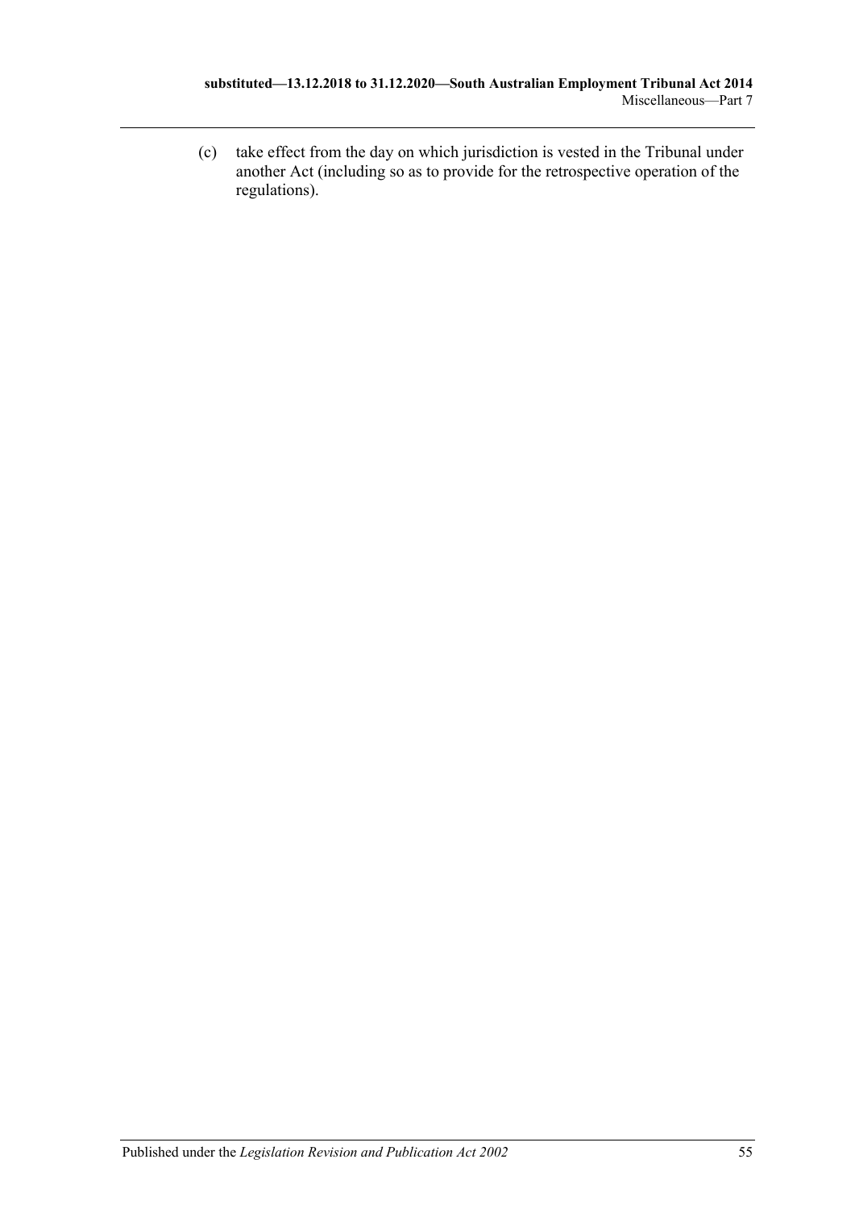(c) take effect from the day on which jurisdiction is vested in the Tribunal under another Act (including so as to provide for the retrospective operation of the regulations).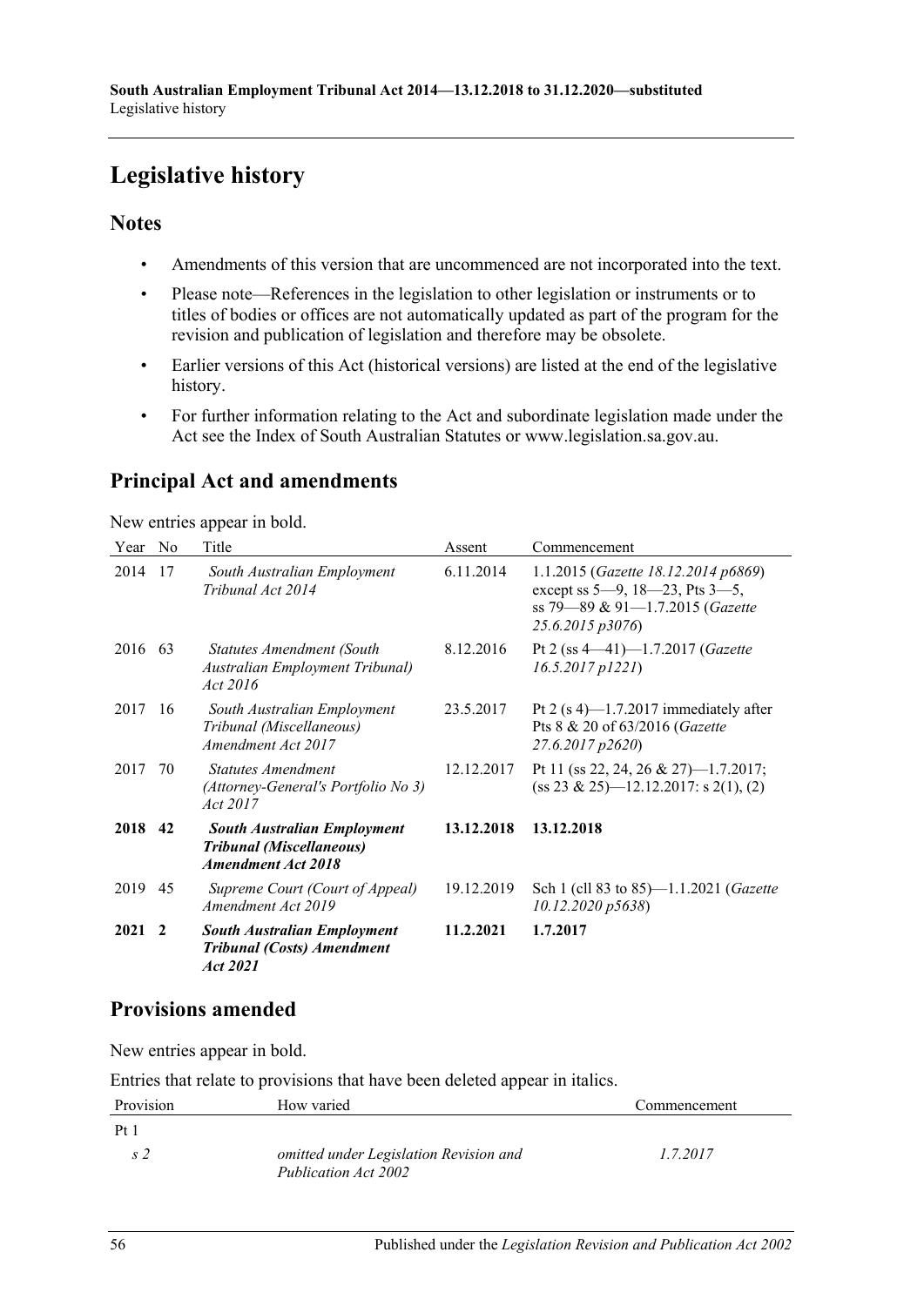# Legislative history

## Notes

- Amendments of this version that are uncommenced are not incorporated into the text.
- Please note—References in the legislation to other legislation or instruments or to titles of bodies or offices are not automatically updated as part of the program for the revision and publication of legislation and therefore may be obsolete.
- Earlier versions of this Act (historical versions) are listed at the end of the legislative history.
- For further information relating to the Act and subordinate legislation made under the Act see the Index of South Australian Statutes or www.legislation.sa.gov.au.

## Principal Act and amendments

New entries appear in bold.

| Year | No | Title | Assent | Commencement |
|---|---|---|---|---|
| 2014 | 17 | *South Australian Employment Tribunal Act 2014* | 6.11.2014 | 1.1.2015 (*Gazette 18.12.2014 p6869*) except ss 5—9, 18—23, Pts 3—5, ss 79—89 & 91—1.7.2015 (*Gazette 25.6.2015 p3076*) |
| 2016 | 63 | *Statutes Amendment (South Australian Employment Tribunal) Act 2016* | 8.12.2016 | Pt 2 (ss 4—41)—1.7.2017 (*Gazette 16.5.2017 p1221*) |
| 2017 | 16 | *South Australian Employment Tribunal (Miscellaneous) Amendment Act 2017* | 23.5.2017 | Pt 2 (s 4)—1.7.2017 immediately after Pts 8 & 20 of 63/2016 (*Gazette 27.6.2017 p2620*) |
| 2017 | 70 | *Statutes Amendment (Attorney-General's Portfolio No 3) Act 2017* | 12.12.2017 | Pt 11 (ss 22, 24, 26 & 27)—1.7.2017; (ss 23 & 25)—12.12.2017: s 2(1), (2) |
| **2018** | **42** | ***South Australian Employment Tribunal (Miscellaneous) Amendment Act 2018*** | **13.12.2018** | **13.12.2018** |
| 2019 | 45 | *Supreme Court (Court of Appeal) Amendment Act 2019* | 19.12.2019 | Sch 1 (cll 83 to 85)—1.1.2021 (*Gazette 10.12.2020 p5638*) |
| **2021** | **2** | ***South Australian Employment Tribunal (Costs) Amendment Act 2021*** | **11.2.2021** | **1.7.2017** |

## Provisions amended

New entries appear in bold.

Entries that relate to provisions that have been deleted appear in italics.

| Provision | How varied | Commencement |
|---|---|---|
| Pt 1 | | |
| *s 2* | *omitted under Legislation Revision and Publication Act 2002* | *1.7.2017* |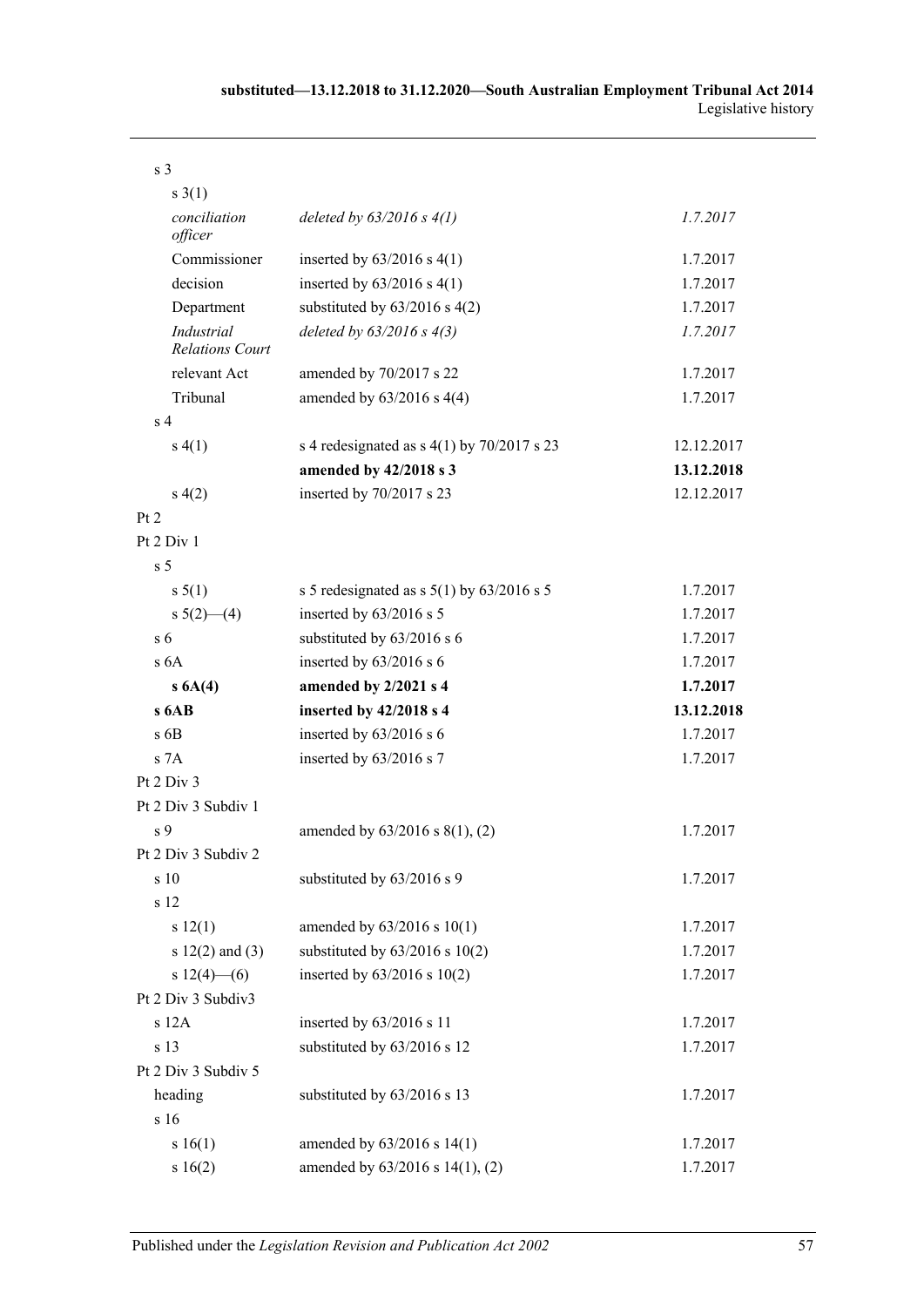| | | |
|---|---|---|
| s 3 | | |
| s 3(1) | | |
| *conciliation officer* | *deleted by 63/2016 s 4(1)* | *1.7.2017* |
| Commissioner | inserted by 63/2016 s 4(1) | 1.7.2017 |
| decision | inserted by 63/2016 s 4(1) | 1.7.2017 |
| Department | substituted by 63/2016 s 4(2) | 1.7.2017 |
| *Industrial Relations Court* | *deleted by 63/2016 s 4(3)* | *1.7.2017* |
| relevant Act | amended by 70/2017 s 22 | 1.7.2017 |
| Tribunal | amended by 63/2016 s 4(4) | 1.7.2017 |
| s 4 | | |
| s 4(1) | s 4 redesignated as s 4(1) by 70/2017 s 23 | 12.12.2017 |
| | **amended by 42/2018 s 3** | **13.12.2018** |
| s 4(2) | inserted by 70/2017 s 23 | 12.12.2017 |
| Pt 2 | | |
| Pt 2 Div 1 | | |
| s 5 | | |
| s 5(1) | s 5 redesignated as s 5(1) by 63/2016 s 5 | 1.7.2017 |
| s 5(2)—(4) | inserted by 63/2016 s 5 | 1.7.2017 |
| s 6 | substituted by 63/2016 s 6 | 1.7.2017 |
| s 6A | inserted by 63/2016 s 6 | 1.7.2017 |
| **s 6A(4)** | **amended by 2/2021 s 4** | **1.7.2017** |
| **s 6AB** | **inserted by 42/2018 s 4** | **13.12.2018** |
| s 6B | inserted by 63/2016 s 6 | 1.7.2017 |
| s 7A | inserted by 63/2016 s 7 | 1.7.2017 |
| Pt 2 Div 3 | | |
| Pt 2 Div 3 Subdiv 1 | | |
| s 9 | amended by 63/2016 s 8(1), (2) | 1.7.2017 |
| Pt 2 Div 3 Subdiv 2 | | |
| s 10 | substituted by 63/2016 s 9 | 1.7.2017 |
| s 12 | | |
| s 12(1) | amended by 63/2016 s 10(1) | 1.7.2017 |
| s 12(2) and (3) | substituted by 63/2016 s 10(2) | 1.7.2017 |
| s 12(4)—(6) | inserted by 63/2016 s 10(2) | 1.7.2017 |
| Pt 2 Div 3 Subdiv3 | | |
| s 12A | inserted by 63/2016 s 11 | 1.7.2017 |
| s 13 | substituted by 63/2016 s 12 | 1.7.2017 |
| Pt 2 Div 3 Subdiv 5 | | |
| heading | substituted by 63/2016 s 13 | 1.7.2017 |
| s 16 | | |
| s 16(1) | amended by 63/2016 s 14(1) | 1.7.2017 |
| s 16(2) | amended by 63/2016 s 14(1), (2) | 1.7.2017 |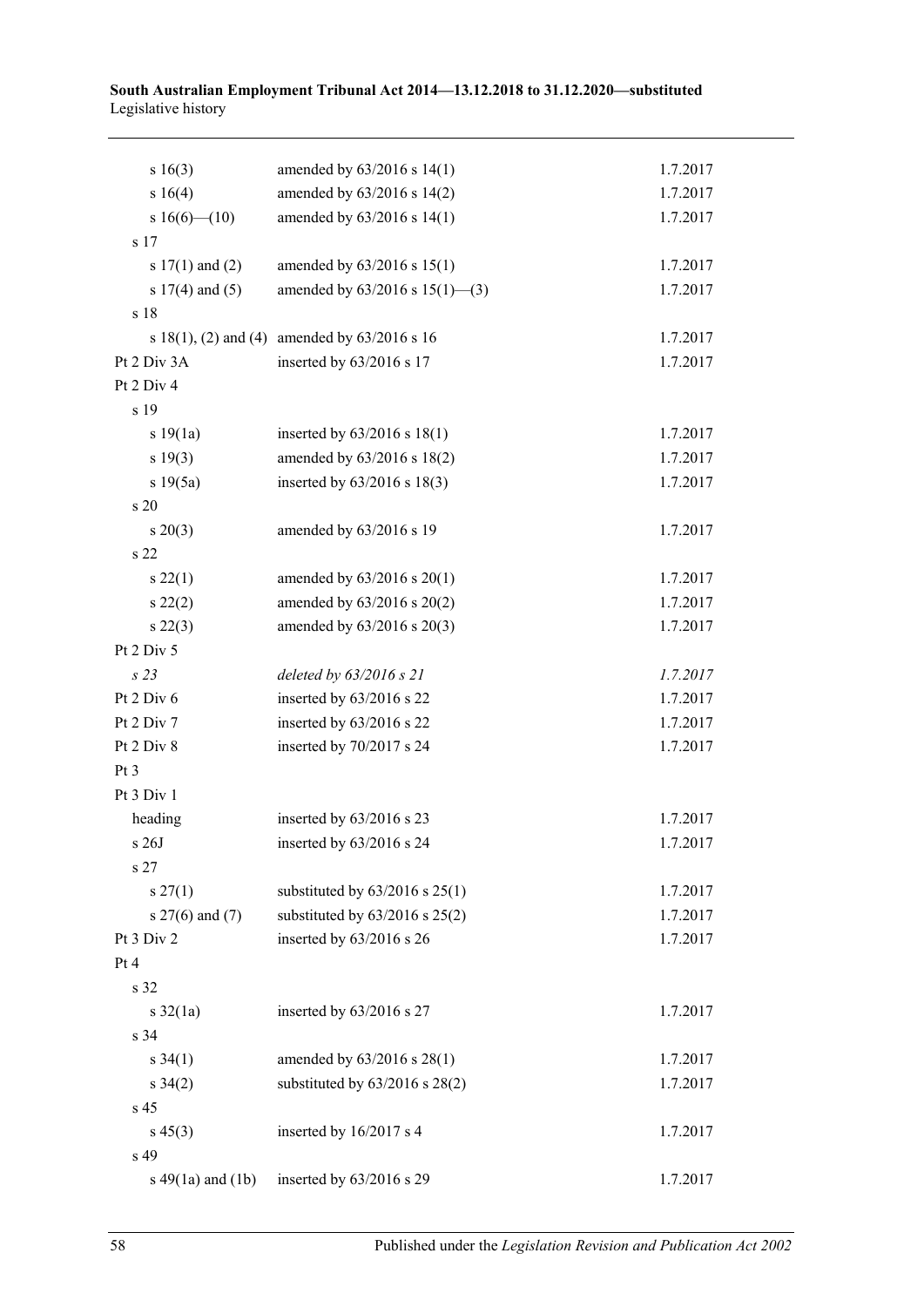| | | |
|---|---|---|
| s 16(3) | amended by 63/2016 s 14(1) | 1.7.2017 |
| s 16(4) | amended by 63/2016 s 14(2) | 1.7.2017 |
| s 16(6)—(10) | amended by 63/2016 s 14(1) | 1.7.2017 |
| s 17 | | |
| s 17(1) and (2) | amended by 63/2016 s 15(1) | 1.7.2017 |
| s 17(4) and (5) | amended by 63/2016 s 15(1)—(3) | 1.7.2017 |
| s 18 | | |
| s 18(1), (2) and (4) | amended by 63/2016 s 16 | 1.7.2017 |
| Pt 2 Div 3A | inserted by 63/2016 s 17 | 1.7.2017 |
| Pt 2 Div 4 | | |
| s 19 | | |
| s 19(1a) | inserted by 63/2016 s 18(1) | 1.7.2017 |
| s 19(3) | amended by 63/2016 s 18(2) | 1.7.2017 |
| s 19(5a) | inserted by 63/2016 s 18(3) | 1.7.2017 |
| s 20 | | |
| s 20(3) | amended by 63/2016 s 19 | 1.7.2017 |
| s 22 | | |
| s 22(1) | amended by 63/2016 s 20(1) | 1.7.2017 |
| s 22(2) | amended by 63/2016 s 20(2) | 1.7.2017 |
| s 22(3) | amended by 63/2016 s 20(3) | 1.7.2017 |
| Pt 2 Div 5 | | |
| *s 23* | *deleted by 63/2016 s 21* | *1.7.2017* |
| Pt 2 Div 6 | inserted by 63/2016 s 22 | 1.7.2017 |
| Pt 2 Div 7 | inserted by 63/2016 s 22 | 1.7.2017 |
| Pt 2 Div 8 | inserted by 70/2017 s 24 | 1.7.2017 |
| Pt 3 | | |
| Pt 3 Div 1 | | |
| heading | inserted by 63/2016 s 23 | 1.7.2017 |
| s 26J | inserted by 63/2016 s 24 | 1.7.2017 |
| s 27 | | |
| s 27(1) | substituted by 63/2016 s 25(1) | 1.7.2017 |
| s 27(6) and (7) | substituted by 63/2016 s 25(2) | 1.7.2017 |
| Pt 3 Div 2 | inserted by 63/2016 s 26 | 1.7.2017 |
| Pt 4 | | |
| s 32 | | |
| s 32(1a) | inserted by 63/2016 s 27 | 1.7.2017 |
| s 34 | | |
| s 34(1) | amended by 63/2016 s 28(1) | 1.7.2017 |
| s 34(2) | substituted by 63/2016 s 28(2) | 1.7.2017 |
| s 45 | | |
| s 45(3) | inserted by 16/2017 s 4 | 1.7.2017 |
| s 49 | | |
| s 49(1a) and (1b) | inserted by 63/2016 s 29 | 1.7.2017 |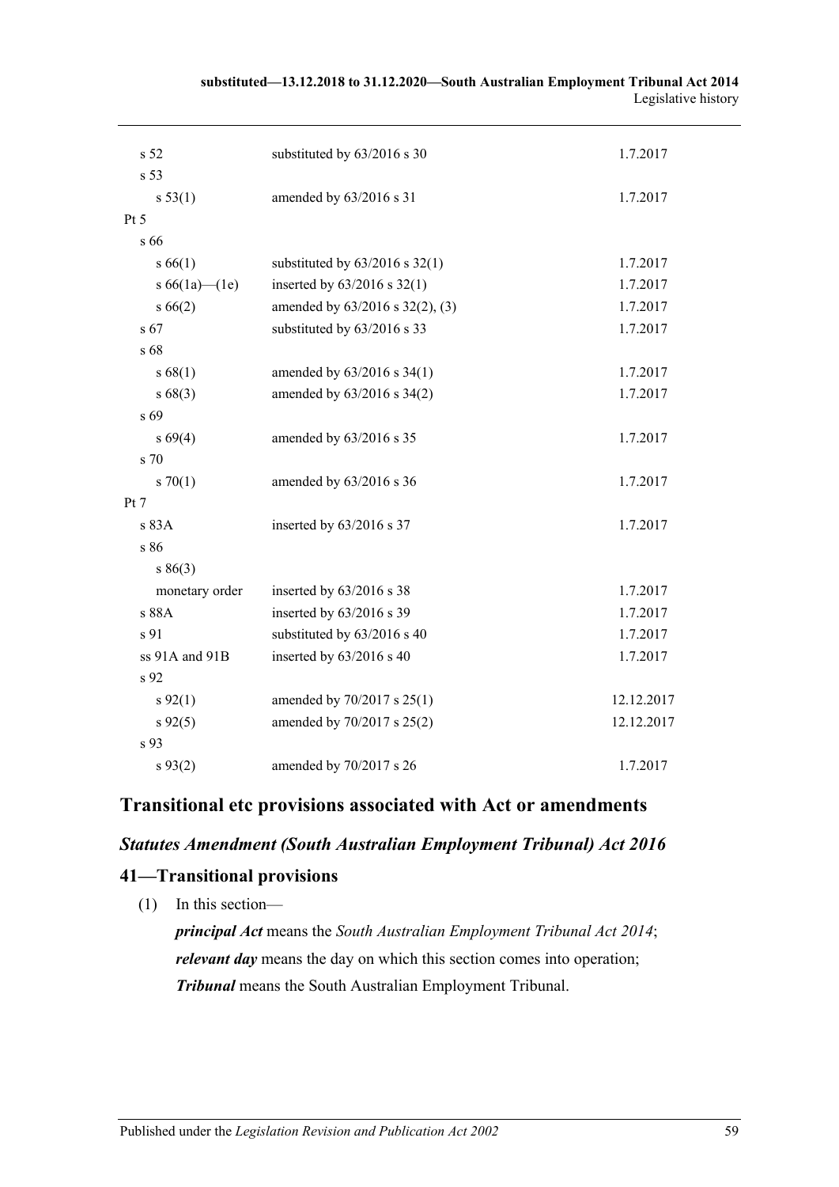| | | |
|---|---|---|
| s 52 | substituted by 63/2016 s 30 | 1.7.2017 |
| s 53 | | |
| s 53(1) | amended by 63/2016 s 31 | 1.7.2017 |
| Pt 5 | | |
| s 66 | | |
| s 66(1) | substituted by 63/2016 s 32(1) | 1.7.2017 |
| s 66(1a)—(1e) | inserted by 63/2016 s 32(1) | 1.7.2017 |
| s 66(2) | amended by 63/2016 s 32(2), (3) | 1.7.2017 |
| s 67 | substituted by 63/2016 s 33 | 1.7.2017 |
| s 68 | | |
| s 68(1) | amended by 63/2016 s 34(1) | 1.7.2017 |
| s 68(3) | amended by 63/2016 s 34(2) | 1.7.2017 |
| s 69 | | |
| s 69(4) | amended by 63/2016 s 35 | 1.7.2017 |
| s 70 | | |
| s 70(1) | amended by 63/2016 s 36 | 1.7.2017 |
| Pt 7 | | |
| s 83A | inserted by 63/2016 s 37 | 1.7.2017 |
| s 86 | | |
| s 86(3) | | |
| monetary order | inserted by 63/2016 s 38 | 1.7.2017 |
| s 88A | inserted by 63/2016 s 39 | 1.7.2017 |
| s 91 | substituted by 63/2016 s 40 | 1.7.2017 |
| ss 91A and 91B | inserted by 63/2016 s 40 | 1.7.2017 |
| s 92 | | |
| s 92(1) | amended by 70/2017 s 25(1) | 12.12.2017 |
| s 92(5) | amended by 70/2017 s 25(2) | 12.12.2017 |
| s 93 | | |
| s 93(2) | amended by 70/2017 s 26 | 1.7.2017 |

## Transitional etc provisions associated with Act or amendments

### *Statutes Amendment (South Australian Employment Tribunal) Act 2016*

### 41—Transitional provisions

(1) In this section—

***principal Act*** means the *South Australian Employment Tribunal Act 2014*;

***relevant day*** means the day on which this section comes into operation;

***Tribunal*** means the South Australian Employment Tribunal.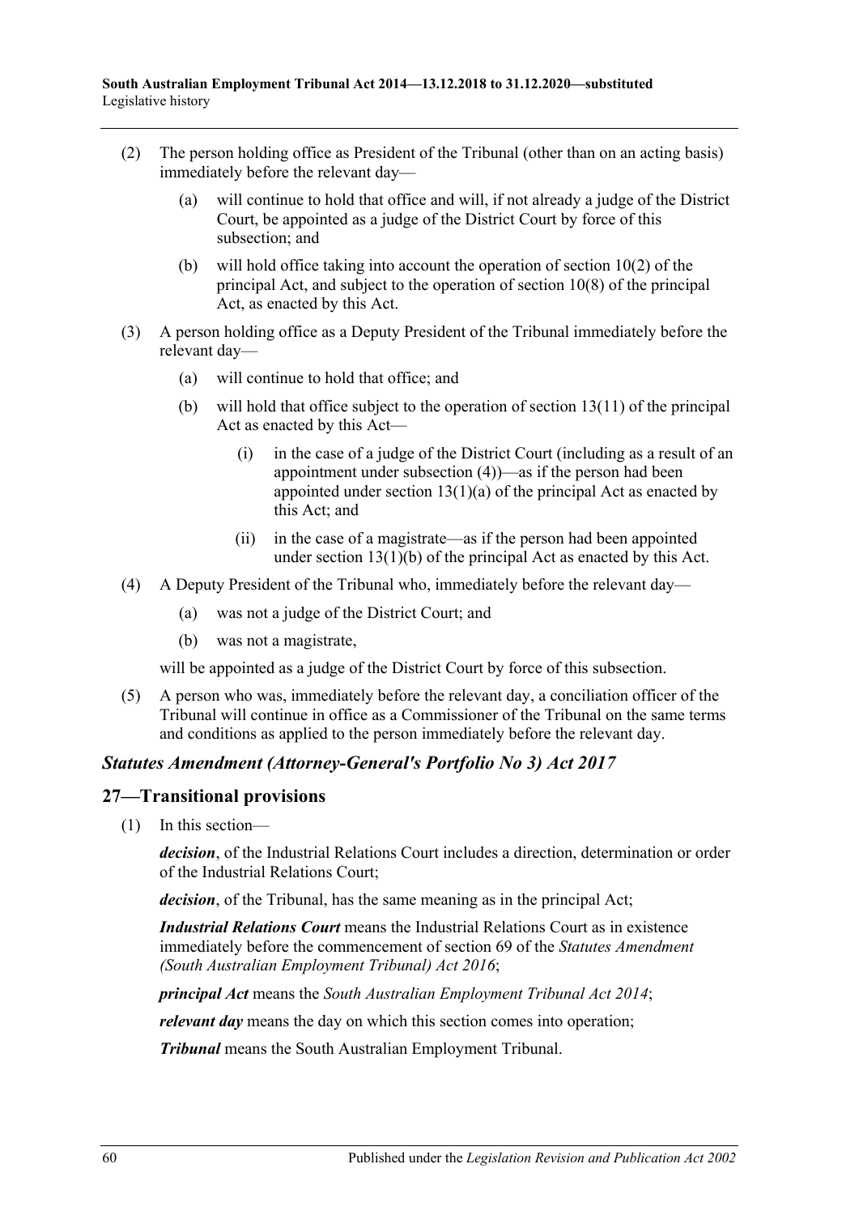(2) The person holding office as President of the Tribunal (other than on an acting basis) immediately before the relevant day—

(a) will continue to hold that office and will, if not already a judge of the District Court, be appointed as a judge of the District Court by force of this subsection; and

(b) will hold office taking into account the operation of section 10(2) of the principal Act, and subject to the operation of section 10(8) of the principal Act, as enacted by this Act.

(3) A person holding office as a Deputy President of the Tribunal immediately before the relevant day—

(a) will continue to hold that office; and

(b) will hold that office subject to the operation of section 13(11) of the principal Act as enacted by this Act—

(i) in the case of a judge of the District Court (including as a result of an appointment under subsection (4))—as if the person had been appointed under section 13(1)(a) of the principal Act as enacted by this Act; and

(ii) in the case of a magistrate—as if the person had been appointed under section 13(1)(b) of the principal Act as enacted by this Act.

(4) A Deputy President of the Tribunal who, immediately before the relevant day—

(a) was not a judge of the District Court; and

(b) was not a magistrate,

will be appointed as a judge of the District Court by force of this subsection.

(5) A person who was, immediately before the relevant day, a conciliation officer of the Tribunal will continue in office as a Commissioner of the Tribunal on the same terms and conditions as applied to the person immediately before the relevant day.

### *Statutes Amendment (Attorney-General's Portfolio No 3) Act 2017*

## 27—Transitional provisions

(1) In this section—

***decision***, of the Industrial Relations Court includes a direction, determination or order of the Industrial Relations Court;

***decision***, of the Tribunal, has the same meaning as in the principal Act;

***Industrial Relations Court*** means the Industrial Relations Court as in existence immediately before the commencement of section 69 of the *Statutes Amendment (South Australian Employment Tribunal) Act 2016*;

***principal Act*** means the *South Australian Employment Tribunal Act 2014*;

***relevant day*** means the day on which this section comes into operation;

***Tribunal*** means the South Australian Employment Tribunal.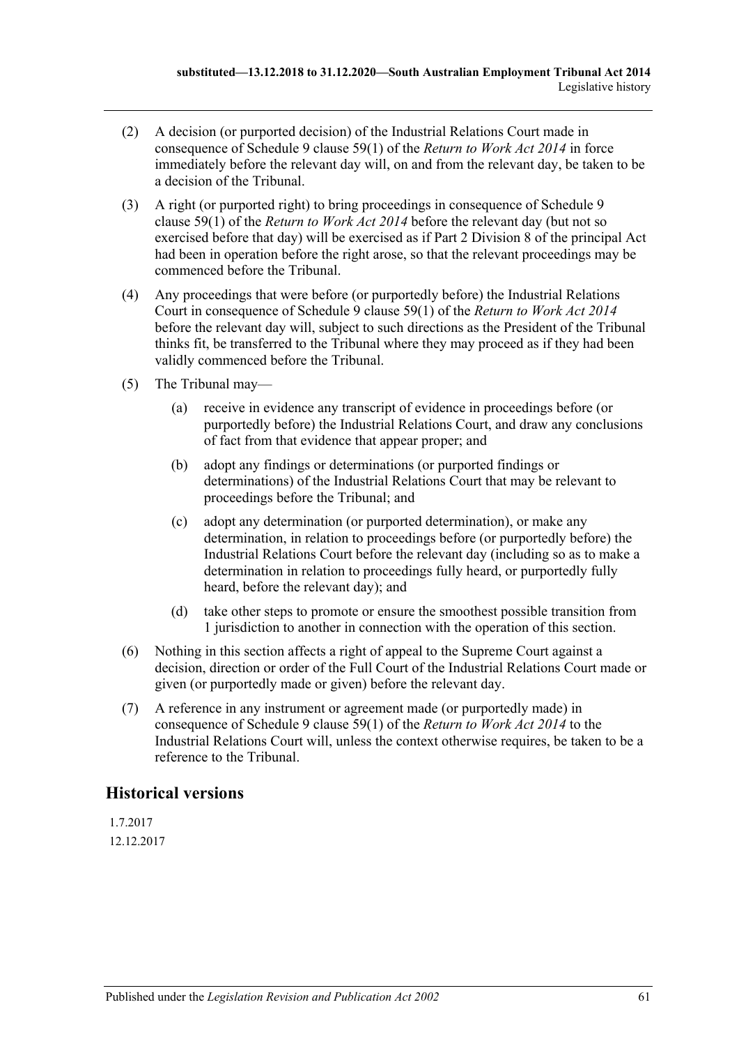(2) A decision (or purported decision) of the Industrial Relations Court made in consequence of Schedule 9 clause 59(1) of the *Return to Work Act 2014* in force immediately before the relevant day will, on and from the relevant day, be taken to be a decision of the Tribunal.

(3) A right (or purported right) to bring proceedings in consequence of Schedule 9 clause 59(1) of the *Return to Work Act 2014* before the relevant day (but not so exercised before that day) will be exercised as if Part 2 Division 8 of the principal Act had been in operation before the right arose, so that the relevant proceedings may be commenced before the Tribunal.

(4) Any proceedings that were before (or purportedly before) the Industrial Relations Court in consequence of Schedule 9 clause 59(1) of the *Return to Work Act 2014* before the relevant day will, subject to such directions as the President of the Tribunal thinks fit, be transferred to the Tribunal where they may proceed as if they had been validly commenced before the Tribunal.

(5) The Tribunal may—

(a) receive in evidence any transcript of evidence in proceedings before (or purportedly before) the Industrial Relations Court, and draw any conclusions of fact from that evidence that appear proper; and

(b) adopt any findings or determinations (or purported findings or determinations) of the Industrial Relations Court that may be relevant to proceedings before the Tribunal; and

(c) adopt any determination (or purported determination), or make any determination, in relation to proceedings before (or purportedly before) the Industrial Relations Court before the relevant day (including so as to make a determination in relation to proceedings fully heard, or purportedly fully heard, before the relevant day); and

(d) take other steps to promote or ensure the smoothest possible transition from 1 jurisdiction to another in connection with the operation of this section.

(6) Nothing in this section affects a right of appeal to the Supreme Court against a decision, direction or order of the Full Court of the Industrial Relations Court made or given (or purportedly made or given) before the relevant day.

(7) A reference in any instrument or agreement made (or purportedly made) in consequence of Schedule 9 clause 59(1) of the *Return to Work Act 2014* to the Industrial Relations Court will, unless the context otherwise requires, be taken to be a reference to the Tribunal.

## Historical versions

1.7.2017

12.12.2017